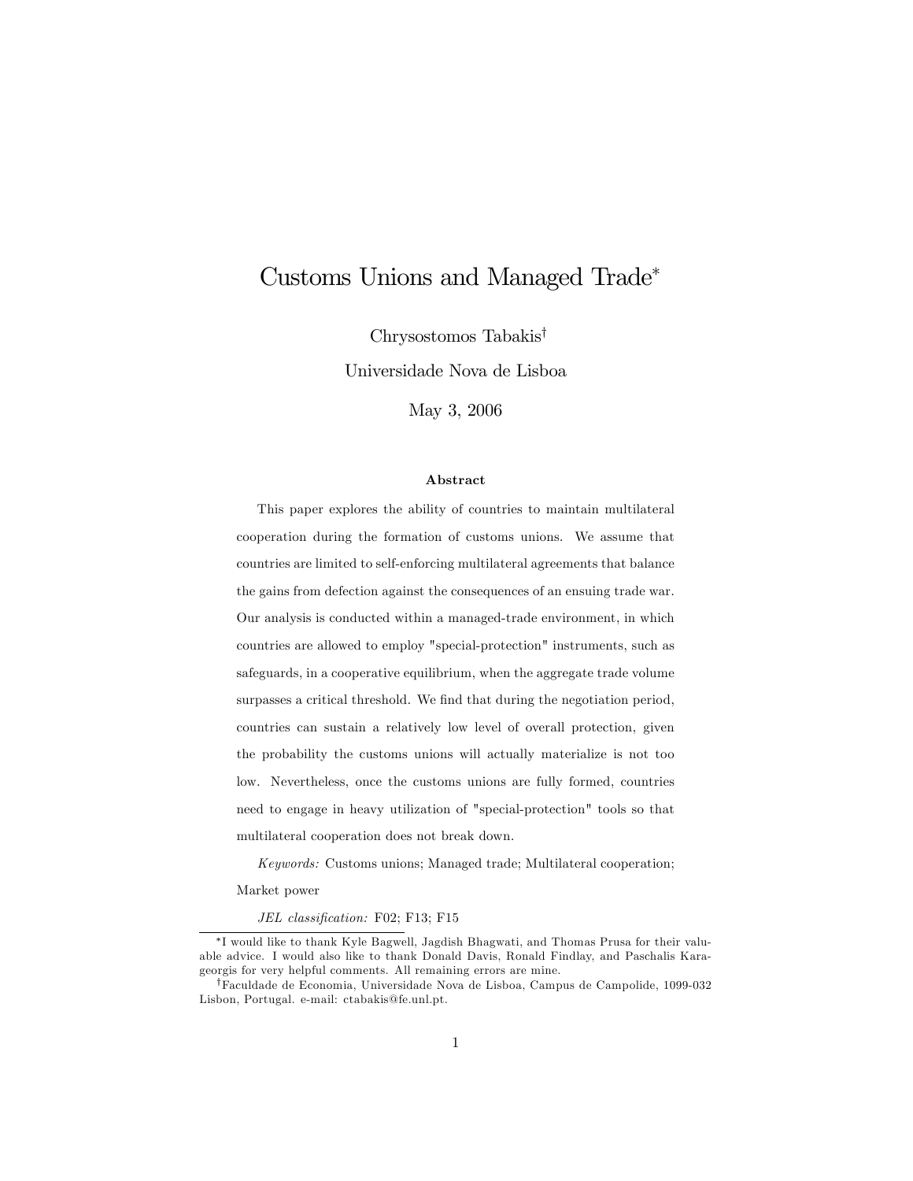# Customs Unions and Managed Trade*

Chrysostomos Tabakis†

Universidade Nova de Lisboa

May 3, 2006

### Abstract

This paper explores the ability of countries to maintain multilateral cooperation during the formation of customs unions. We assume that countries are limited to self-enforcing multilateral agreements that balance the gains from defection against the consequences of an ensuing trade war. Our analysis is conducted within a managed-trade environment, in which countries are allowed to employ "special-protection" instruments, such as safeguards, in a cooperative equilibrium, when the aggregate trade volume surpasses a critical threshold. We find that during the negotiation period, countries can sustain a relatively low level of overall protection, given the probability the customs unions will actually materialize is not too low. Nevertheless, once the customs unions are fully formed, countries need to engage in heavy utilization of "special-protection" tools so that multilateral cooperation does not break down.

*Keywords:* Customs unions; Managed trade; Multilateral cooperation; Market power

*JEL classification:* F02; F13; F15

---

*I would like to thank Kyle Bagwell, Jagdish Bhagwati, and Thomas Prusa for their valuable advice. I would also like to thank Donald Davis, Ronald Findlay, and Paschalis Karageorgis for very helpful comments. All remaining errors are mine.

†Faculdade de Economia, Universidade Nova de Lisboa, Campus de Campolide, 1099-032 Lisbon, Portugal. e-mail: ctabakis@fe.unl.pt.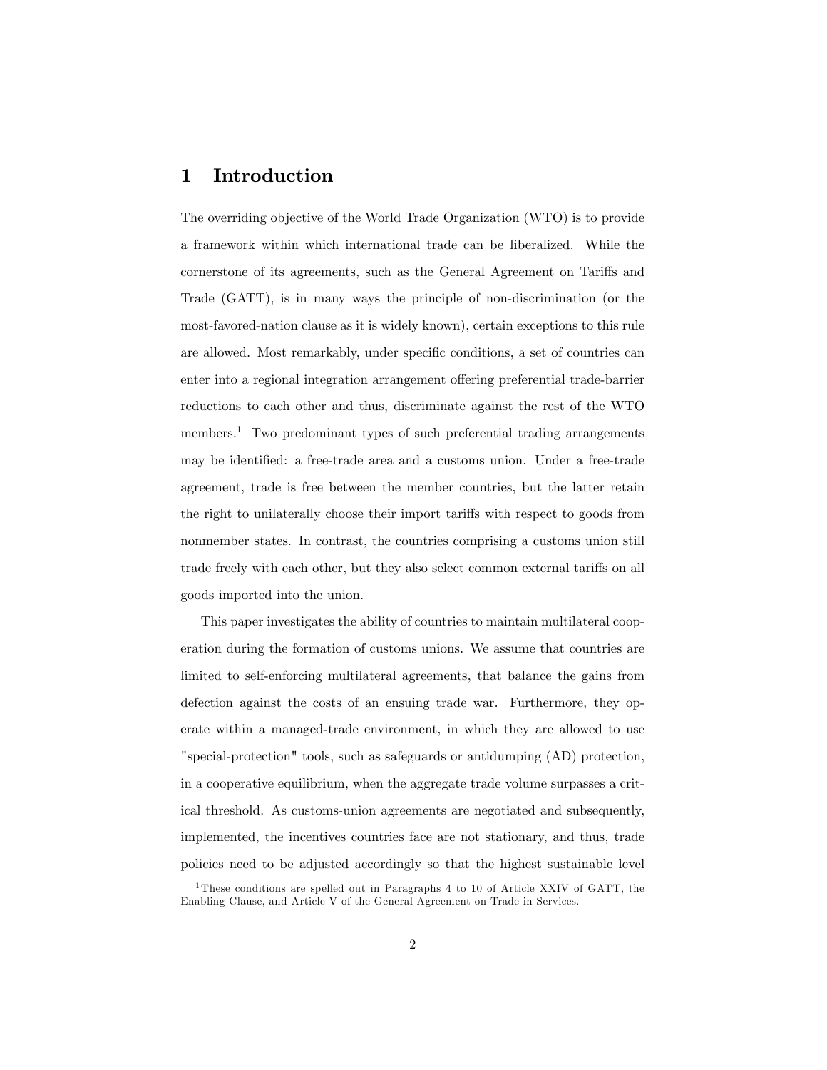# 1 Introduction

The overriding objective of the World Trade Organization (WTO) is to provide a framework within which international trade can be liberalized. While the cornerstone of its agreements, such as the General Agreement on Tariffs and Trade (GATT), is in many ways the principle of non-discrimination (or the most-favored-nation clause as it is widely known), certain exceptions to this rule are allowed. Most remarkably, under specific conditions, a set of countries can enter into a regional integration arrangement offering preferential trade-barrier reductions to each other and thus, discriminate against the rest of the WTO members.[1] Two predominant types of such preferential trading arrangements may be identified: a free-trade area and a customs union. Under a free-trade agreement, trade is free between the member countries, but the latter retain the right to unilaterally choose their import tariffs with respect to goods from nonmember states. In contrast, the countries comprising a customs union still trade freely with each other, but they also select common external tariffs on all goods imported into the union.

This paper investigates the ability of countries to maintain multilateral cooperation during the formation of customs unions. We assume that countries are limited to self-enforcing multilateral agreements, that balance the gains from defection against the costs of an ensuing trade war. Furthermore, they operate within a managed-trade environment, in which they are allowed to use "special-protection" tools, such as safeguards or antidumping (AD) protection, in a cooperative equilibrium, when the aggregate trade volume surpasses a critical threshold. As customs-union agreements are negotiated and subsequently, implemented, the incentives countries face are not stationary, and thus, trade policies need to be adjusted accordingly so that the highest sustainable level

[1] These conditions are spelled out in Paragraphs 4 to 10 of Article XXIV of GATT, the Enabling Clause, and Article V of the General Agreement on Trade in Services.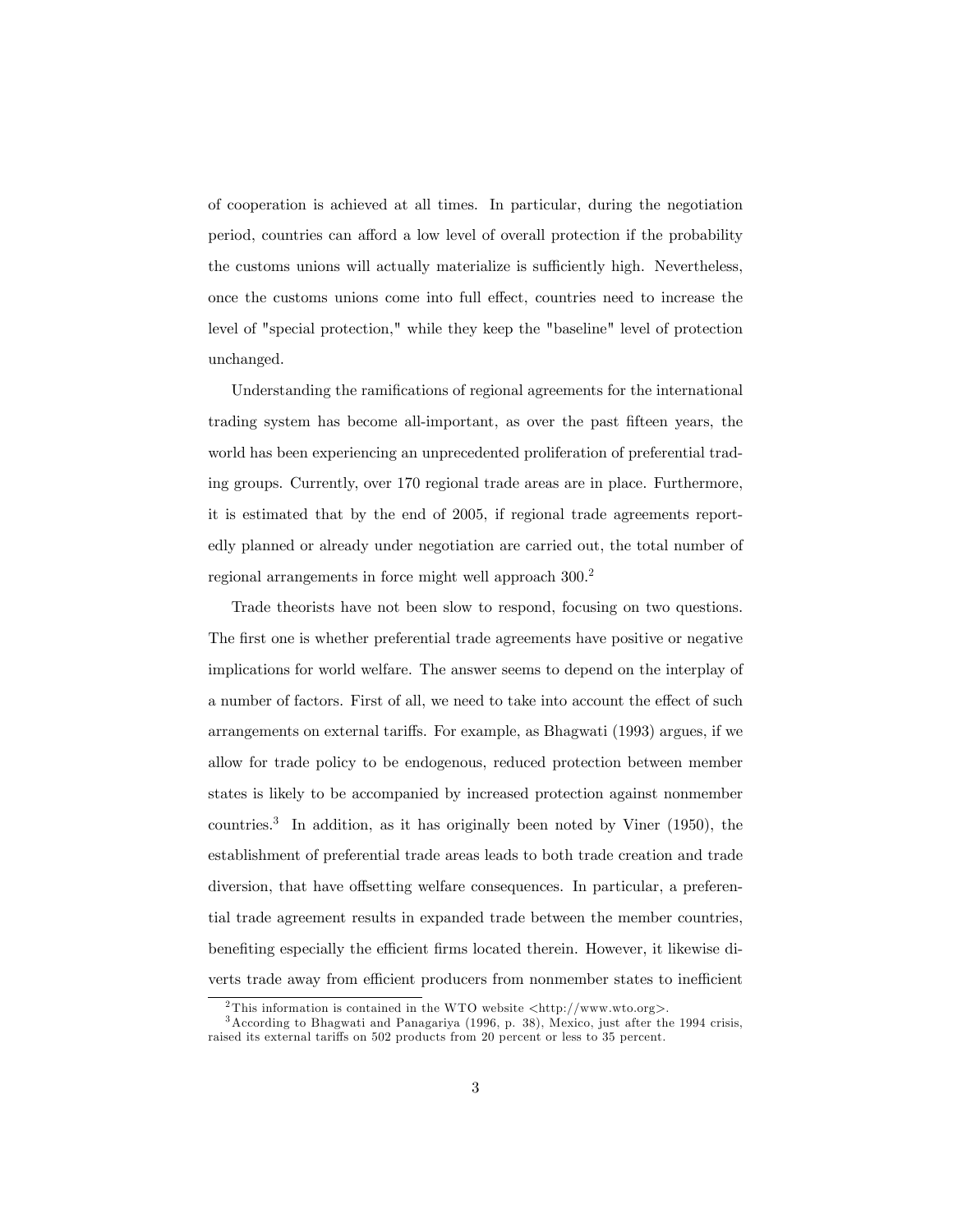of cooperation is achieved at all times. In particular, during the negotiation period, countries can afford a low level of overall protection if the probability the customs unions will actually materialize is sufficiently high. Nevertheless, once the customs unions come into full effect, countries need to increase the level of "special protection," while they keep the "baseline" level of protection unchanged.

Understanding the ramifications of regional agreements for the international trading system has become all-important, as over the past fifteen years, the world has been experiencing an unprecedented proliferation of preferential trading groups. Currently, over 170 regional trade areas are in place. Furthermore, it is estimated that by the end of 2005, if regional trade agreements reportedly planned or already under negotiation are carried out, the total number of regional arrangements in force might well approach 300.[2]

Trade theorists have not been slow to respond, focusing on two questions. The first one is whether preferential trade agreements have positive or negative implications for world welfare. The answer seems to depend on the interplay of a number of factors. First of all, we need to take into account the effect of such arrangements on external tariffs. For example, as Bhagwati (1993) argues, if we allow for trade policy to be endogenous, reduced protection between member states is likely to be accompanied by increased protection against nonmember countries.[3] In addition, as it has originally been noted by Viner (1950), the establishment of preferential trade areas leads to both trade creation and trade diversion, that have offsetting welfare consequences. In particular, a preferential trade agreement results in expanded trade between the member countries, benefiting especially the efficient firms located therein. However, it likewise diverts trade away from efficient producers from nonmember states to inefficient

[2] This information is contained in the WTO website <http://www.wto.org>.

[3] According to Bhagwati and Panagariya (1996, p. 38), Mexico, just after the 1994 crisis, raised its external tariffs on 502 products from 20 percent or less to 35 percent.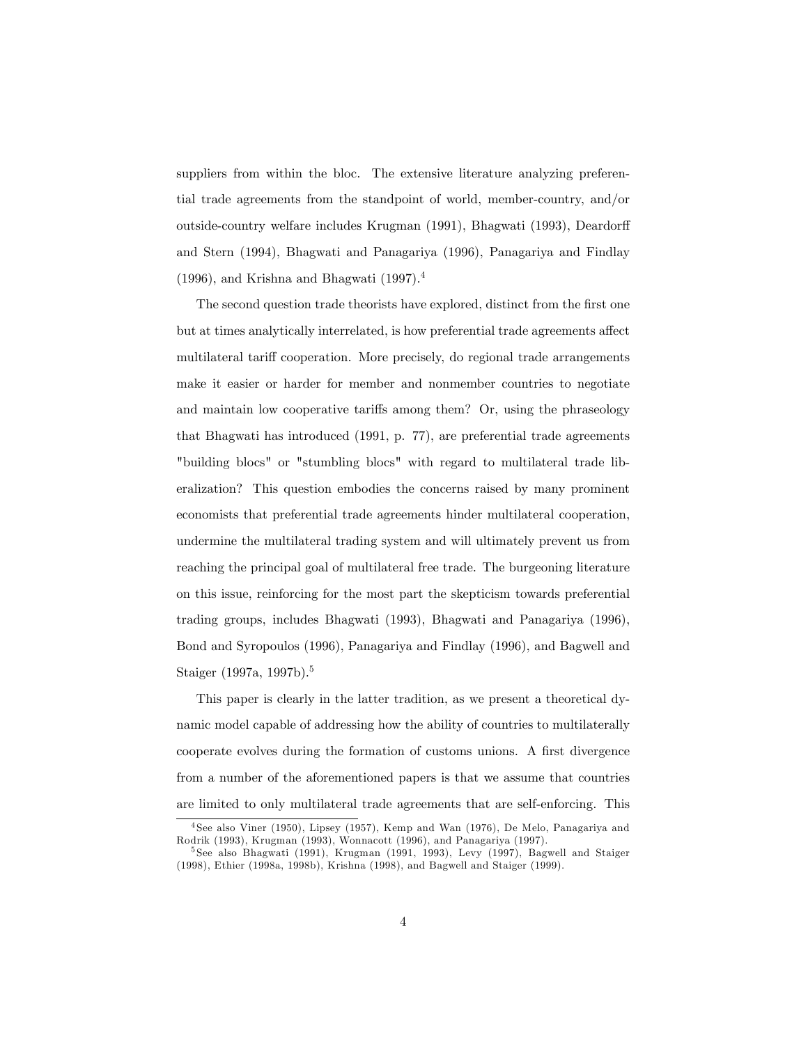suppliers from within the bloc. The extensive literature analyzing preferential trade agreements from the standpoint of world, member-country, and/or outside-country welfare includes Krugman (1991), Bhagwati (1993), Deardorff and Stern (1994), Bhagwati and Panagariya (1996), Panagariya and Findlay (1996), and Krishna and Bhagwati (1997).[4]

The second question trade theorists have explored, distinct from the first one but at times analytically interrelated, is how preferential trade agreements affect multilateral tariff cooperation. More precisely, do regional trade arrangements make it easier or harder for member and nonmember countries to negotiate and maintain low cooperative tariffs among them? Or, using the phraseology that Bhagwati has introduced (1991, p. 77), are preferential trade agreements "building blocs" or "stumbling blocs" with regard to multilateral trade liberalization? This question embodies the concerns raised by many prominent economists that preferential trade agreements hinder multilateral cooperation, undermine the multilateral trading system and will ultimately prevent us from reaching the principal goal of multilateral free trade. The burgeoning literature on this issue, reinforcing for the most part the skepticism towards preferential trading groups, includes Bhagwati (1993), Bhagwati and Panagariya (1996), Bond and Syropoulos (1996), Panagariya and Findlay (1996), and Bagwell and Staiger (1997a, 1997b).[5]

This paper is clearly in the latter tradition, as we present a theoretical dynamic model capable of addressing how the ability of countries to multilaterally cooperate evolves during the formation of customs unions. A first divergence from a number of the aforementioned papers is that we assume that countries are limited to only multilateral trade agreements that are self-enforcing. This

[4] See also Viner (1950), Lipsey (1957), Kemp and Wan (1976), De Melo, Panagariya and Rodrik (1993), Krugman (1993), Wonnacott (1996), and Panagariya (1997).

[5] See also Bhagwati (1991), Krugman (1991, 1993), Levy (1997), Bagwell and Staiger (1998), Ethier (1998a, 1998b), Krishna (1998), and Bagwell and Staiger (1999).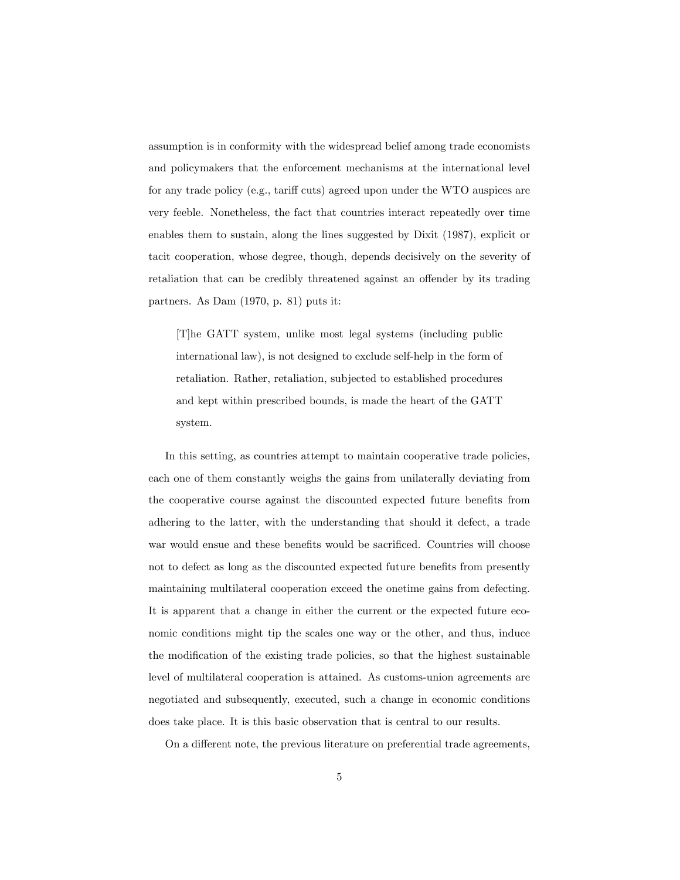assumption is in conformity with the widespread belief among trade economists and policymakers that the enforcement mechanisms at the international level for any trade policy (e.g., tariff cuts) agreed upon under the WTO auspices are very feeble. Nonetheless, the fact that countries interact repeatedly over time enables them to sustain, along the lines suggested by Dixit (1987), explicit or tacit cooperation, whose degree, though, depends decisively on the severity of retaliation that can be credibly threatened against an offender by its trading partners. As Dam (1970, p. 81) puts it:

> [T]he GATT system, unlike most legal systems (including public international law), is not designed to exclude self-help in the form of retaliation. Rather, retaliation, subjected to established procedures and kept within prescribed bounds, is made the heart of the GATT system.

In this setting, as countries attempt to maintain cooperative trade policies, each one of them constantly weighs the gains from unilaterally deviating from the cooperative course against the discounted expected future benefits from adhering to the latter, with the understanding that should it defect, a trade war would ensue and these benefits would be sacrificed. Countries will choose not to defect as long as the discounted expected future benefits from presently maintaining multilateral cooperation exceed the onetime gains from defecting. It is apparent that a change in either the current or the expected future economic conditions might tip the scales one way or the other, and thus, induce the modification of the existing trade policies, so that the highest sustainable level of multilateral cooperation is attained. As customs-union agreements are negotiated and subsequently, executed, such a change in economic conditions does take place. It is this basic observation that is central to our results.

On a different note, the previous literature on preferential trade agreements,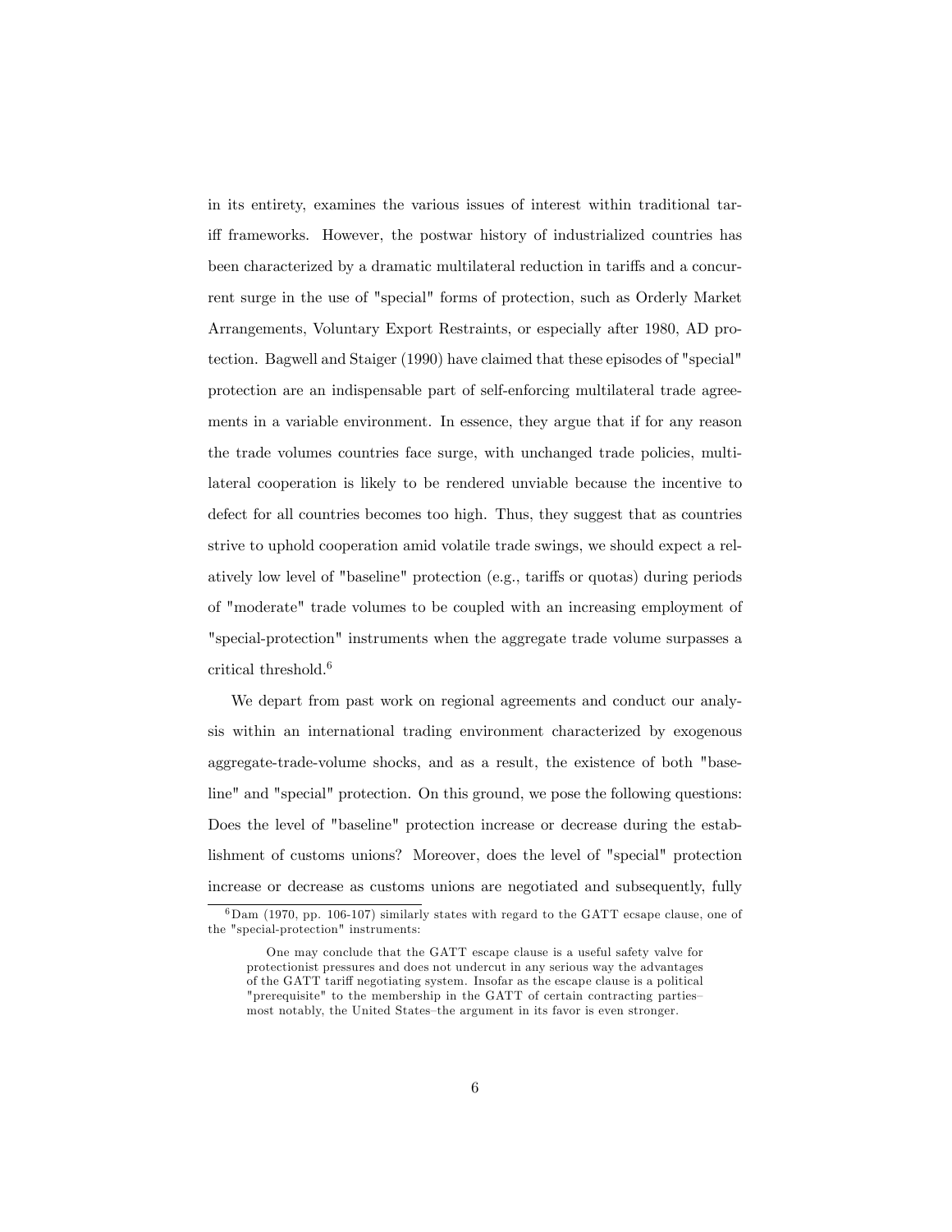in its entirety, examines the various issues of interest within traditional tariff frameworks. However, the postwar history of industrialized countries has been characterized by a dramatic multilateral reduction in tariffs and a concurrent surge in the use of "special" forms of protection, such as Orderly Market Arrangements, Voluntary Export Restraints, or especially after 1980, AD protection. Bagwell and Staiger (1990) have claimed that these episodes of "special" protection are an indispensable part of self-enforcing multilateral trade agreements in a variable environment. In essence, they argue that if for any reason the trade volumes countries face surge, with unchanged trade policies, multilateral cooperation is likely to be rendered unviable because the incentive to defect for all countries becomes too high. Thus, they suggest that as countries strive to uphold cooperation amid volatile trade swings, we should expect a relatively low level of "baseline" protection (e.g., tariffs or quotas) during periods of "moderate" trade volumes to be coupled with an increasing employment of "special-protection" instruments when the aggregate trade volume surpasses a critical threshold.[6]

We depart from past work on regional agreements and conduct our analysis within an international trading environment characterized by exogenous aggregate-trade-volume shocks, and as a result, the existence of both "baseline" and "special" protection. On this ground, we pose the following questions: Does the level of "baseline" protection increase or decrease during the establishment of customs unions? Moreover, does the level of "special" protection increase or decrease as customs unions are negotiated and subsequently, fully

---

[6] Dam (1970, pp. 106-107) similarly states with regard to the GATT ecsape clause, one of the "special-protection" instruments:

> One may conclude that the GATT escape clause is a useful safety valve for protectionist pressures and does not undercut in any serious way the advantages of the GATT tariff negotiating system. Insofar as the escape clause is a political "prerequisite" to the membership in the GATT of certain contracting parties–most notably, the United States–the argument in its favor is even stronger.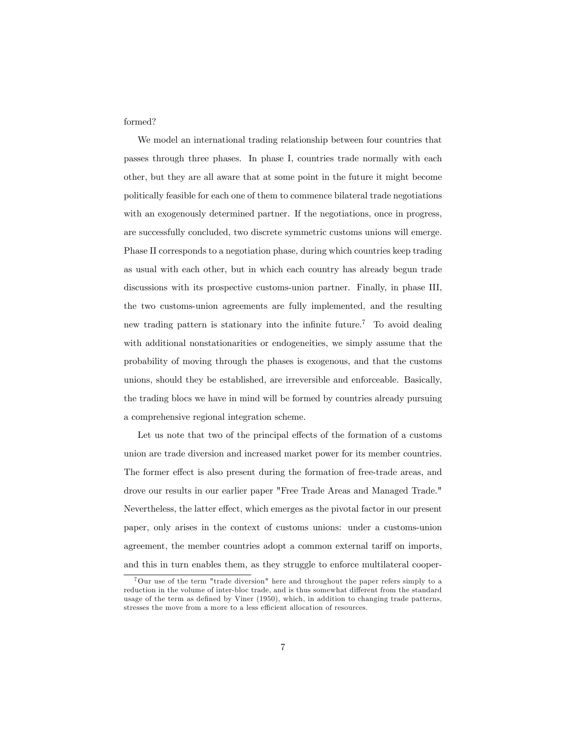formed?

We model an international trading relationship between four countries that passes through three phases. In phase I, countries trade normally with each other, but they are all aware that at some point in the future it might become politically feasible for each one of them to commence bilateral trade negotiations with an exogenously determined partner. If the negotiations, once in progress, are successfully concluded, two discrete symmetric customs unions will emerge. Phase II corresponds to a negotiation phase, during which countries keep trading as usual with each other, but in which each country has already begun trade discussions with its prospective customs-union partner. Finally, in phase III, the two customs-union agreements are fully implemented, and the resulting new trading pattern is stationary into the infinite future.[7] To avoid dealing with additional nonstationarities or endogeneities, we simply assume that the probability of moving through the phases is exogenous, and that the customs unions, should they be established, are irreversible and enforceable. Basically, the trading blocs we have in mind will be formed by countries already pursuing a comprehensive regional integration scheme.

Let us note that two of the principal effects of the formation of a customs union are trade diversion and increased market power for its member countries. The former effect is also present during the formation of free-trade areas, and drove our results in our earlier paper "Free Trade Areas and Managed Trade." Nevertheless, the latter effect, which emerges as the pivotal factor in our present paper, only arises in the context of customs unions: under a customs-union agreement, the member countries adopt a common external tariff on imports, and this in turn enables them, as they struggle to enforce multilateral cooper-

[7] Our use of the term "trade diversion" here and throughout the paper refers simply to a reduction in the volume of inter-bloc trade, and is thus somewhat different from the standard usage of the term as defined by Viner (1950), which, in addition to changing trade patterns, stresses the move from a more to a less efficient allocation of resources.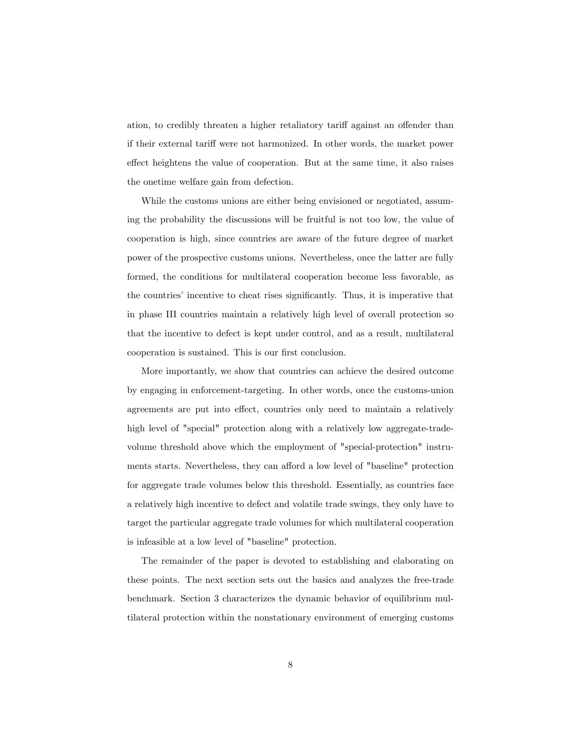ation, to credibly threaten a higher retaliatory tariff against an offender than if their external tariff were not harmonized. In other words, the market power effect heightens the value of cooperation. But at the same time, it also raises the onetime welfare gain from defection.

While the customs unions are either being envisioned or negotiated, assuming the probability the discussions will be fruitful is not too low, the value of cooperation is high, since countries are aware of the future degree of market power of the prospective customs unions. Nevertheless, once the latter are fully formed, the conditions for multilateral cooperation become less favorable, as the countries' incentive to cheat rises significantly. Thus, it is imperative that in phase III countries maintain a relatively high level of overall protection so that the incentive to defect is kept under control, and as a result, multilateral cooperation is sustained. This is our first conclusion.

More importantly, we show that countries can achieve the desired outcome by engaging in enforcement-targeting. In other words, once the customs-union agreements are put into effect, countries only need to maintain a relatively high level of "special" protection along with a relatively low aggregate-trade-volume threshold above which the employment of "special-protection" instruments starts. Nevertheless, they can afford a low level of "baseline" protection for aggregate trade volumes below this threshold. Essentially, as countries face a relatively high incentive to defect and volatile trade swings, they only have to target the particular aggregate trade volumes for which multilateral cooperation is infeasible at a low level of "baseline" protection.

The remainder of the paper is devoted to establishing and elaborating on these points. The next section sets out the basics and analyzes the free-trade benchmark. Section 3 characterizes the dynamic behavior of equilibrium multilateral protection within the nonstationary environment of emerging customs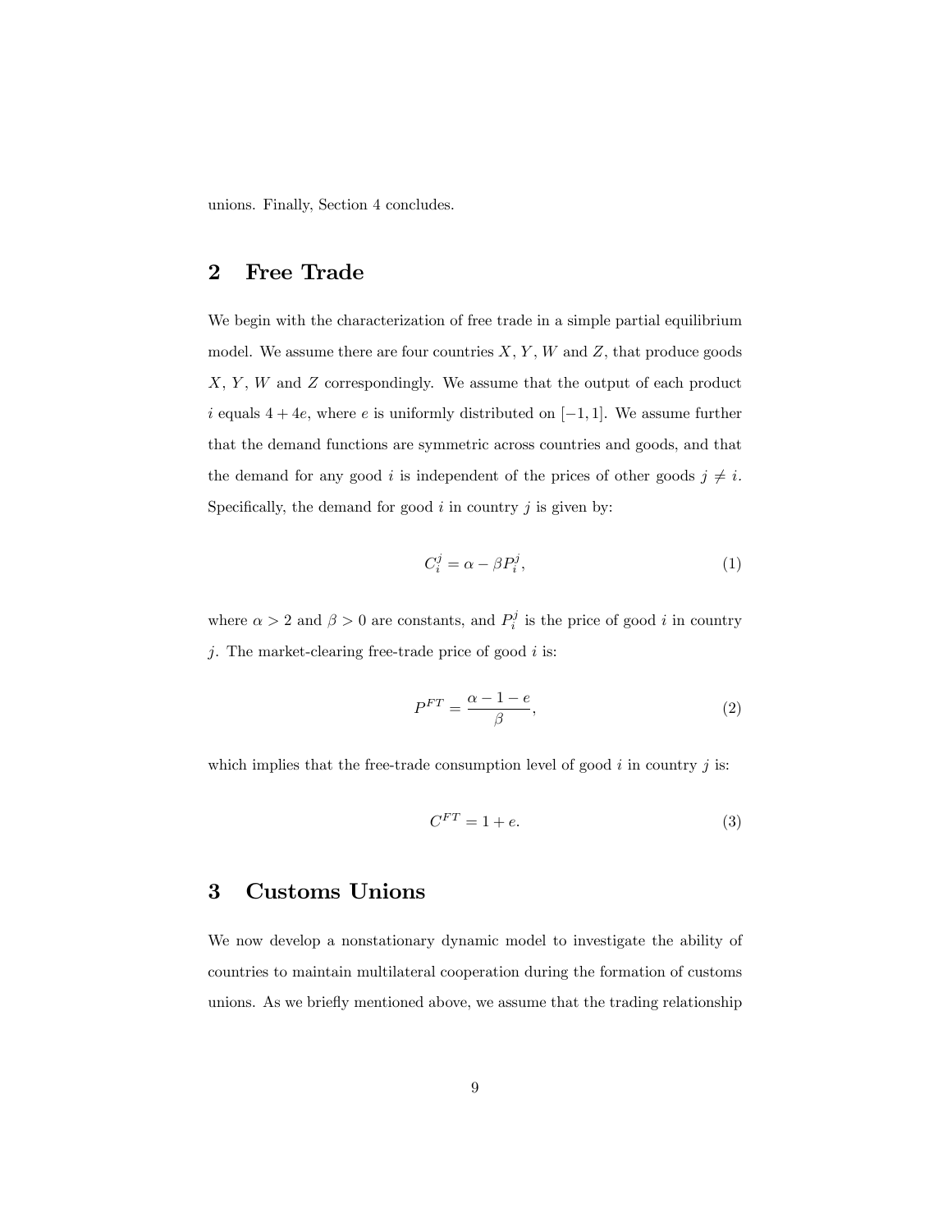unions. Finally, Section 4 concludes.

## 2 Free Trade

We begin with the characterization of free trade in a simple partial equilibrium model. We assume there are four countries $X$, $Y$, $W$ and $Z$, that produce goods $X$, $Y$, $W$ and $Z$ correspondingly. We assume that the output of each product $i$ equals $4 + 4e$, where $e$ is uniformly distributed on $[-1, 1]$. We assume further that the demand functions are symmetric across countries and goods, and that the demand for any good $i$ is independent of the prices of other goods $j \neq i$. Specifically, the demand for good $i$ in country $j$ is given by:

$$C_i^j = \alpha - \beta P_i^j, \tag{1}$$

where $\alpha > 2$ and $\beta > 0$ are constants, and $P_i^j$ is the price of good $i$ in country $j$. The market-clearing free-trade price of good $i$ is:

$$P^{FT} = \frac{\alpha - 1 - e}{\beta}, \tag{2}$$

which implies that the free-trade consumption level of good $i$ in country $j$ is:

$$C^{FT} = 1 + e. \tag{3}$$

## 3 Customs Unions

We now develop a nonstationary dynamic model to investigate the ability of countries to maintain multilateral cooperation during the formation of customs unions. As we briefly mentioned above, we assume that the trading relationship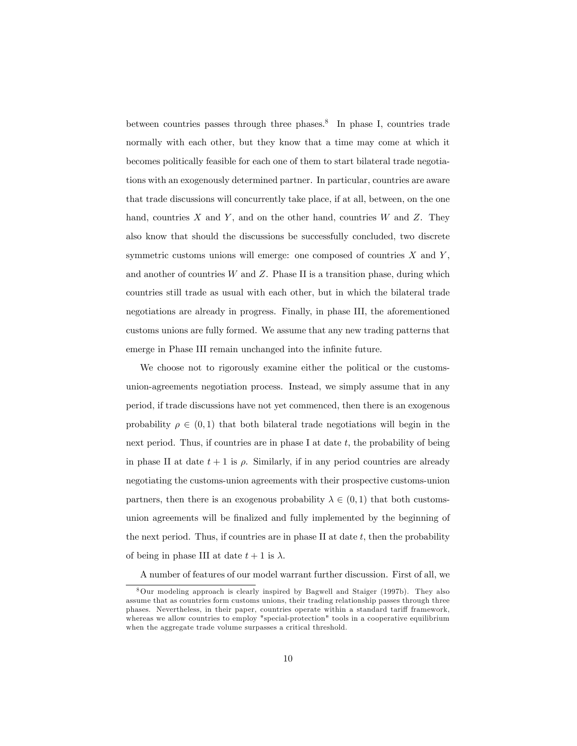between countries passes through three phases.[8] In phase I, countries trade normally with each other, but they know that a time may come at which it becomes politically feasible for each one of them to start bilateral trade negotiations with an exogenously determined partner. In particular, countries are aware that trade discussions will concurrently take place, if at all, between, on the one hand, countries $X$ and $Y$, and on the other hand, countries $W$ and $Z$. They also know that should the discussions be successfully concluded, two discrete symmetric customs unions will emerge: one composed of countries $X$ and $Y$, and another of countries $W$ and $Z$. Phase II is a transition phase, during which countries still trade as usual with each other, but in which the bilateral trade negotiations are already in progress. Finally, in phase III, the aforementioned customs unions are fully formed. We assume that any new trading patterns that emerge in Phase III remain unchanged into the infinite future.

We choose not to rigorously examine either the political or the customs-union-agreements negotiation process. Instead, we simply assume that in any period, if trade discussions have not yet commenced, then there is an exogenous probability $\rho \in (0, 1)$ that both bilateral trade negotiations will begin in the next period. Thus, if countries are in phase I at date $t$, the probability of being in phase II at date $t + 1$ is $\rho$. Similarly, if in any period countries are already negotiating the customs-union agreements with their prospective customs-union partners, then there is an exogenous probability $\lambda \in (0, 1)$ that both customs-union agreements will be finalized and fully implemented by the beginning of the next period. Thus, if countries are in phase II at date $t$, then the probability of being in phase III at date $t + 1$ is $\lambda$.

A number of features of our model warrant further discussion. First of all, we

[8] Our modeling approach is clearly inspired by Bagwell and Staiger (1997b). They also assume that as countries form customs unions, their trading relationship passes through three phases. Nevertheless, in their paper, countries operate within a standard tariff framework, whereas we allow countries to employ "special-protection" tools in a cooperative equilibrium when the aggregate trade volume surpasses a critical threshold.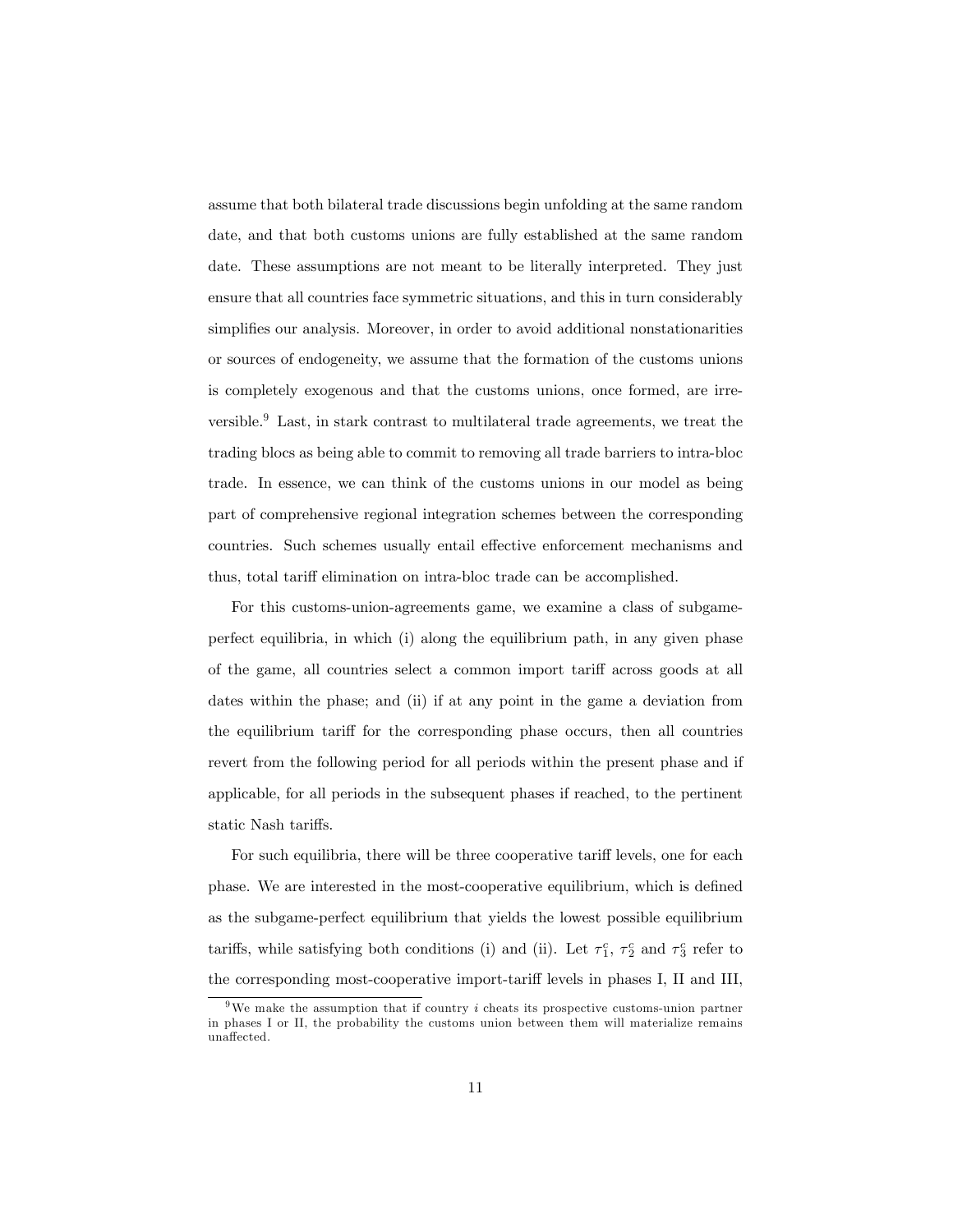assume that both bilateral trade discussions begin unfolding at the same random date, and that both customs unions are fully established at the same random date. These assumptions are not meant to be literally interpreted. They just ensure that all countries face symmetric situations, and this in turn considerably simplifies our analysis. Moreover, in order to avoid additional nonstationarities or sources of endogeneity, we assume that the formation of the customs unions is completely exogenous and that the customs unions, once formed, are irreversible.[9] Last, in stark contrast to multilateral trade agreements, we treat the trading blocs as being able to commit to removing all trade barriers to intra-bloc trade. In essence, we can think of the customs unions in our model as being part of comprehensive regional integration schemes between the corresponding countries. Such schemes usually entail effective enforcement mechanisms and thus, total tariff elimination on intra-bloc trade can be accomplished.

For this customs-union-agreements game, we examine a class of subgame-perfect equilibria, in which (i) along the equilibrium path, in any given phase of the game, all countries select a common import tariff across goods at all dates within the phase; and (ii) if at any point in the game a deviation from the equilibrium tariff for the corresponding phase occurs, then all countries revert from the following period for all periods within the present phase and if applicable, for all periods in the subsequent phases if reached, to the pertinent static Nash tariffs.

For such equilibria, there will be three cooperative tariff levels, one for each phase. We are interested in the most-cooperative equilibrium, which is defined as the subgame-perfect equilibrium that yields the lowest possible equilibrium tariffs, while satisfying both conditions (i) and (ii). Let $\tau_1^c$, $\tau_2^c$ and $\tau_3^c$ refer to the corresponding most-cooperative import-tariff levels in phases I, II and III,

[9] We make the assumption that if country $i$ cheats its prospective customs-union partner in phases I or II, the probability the customs union between them will materialize remains unaffected.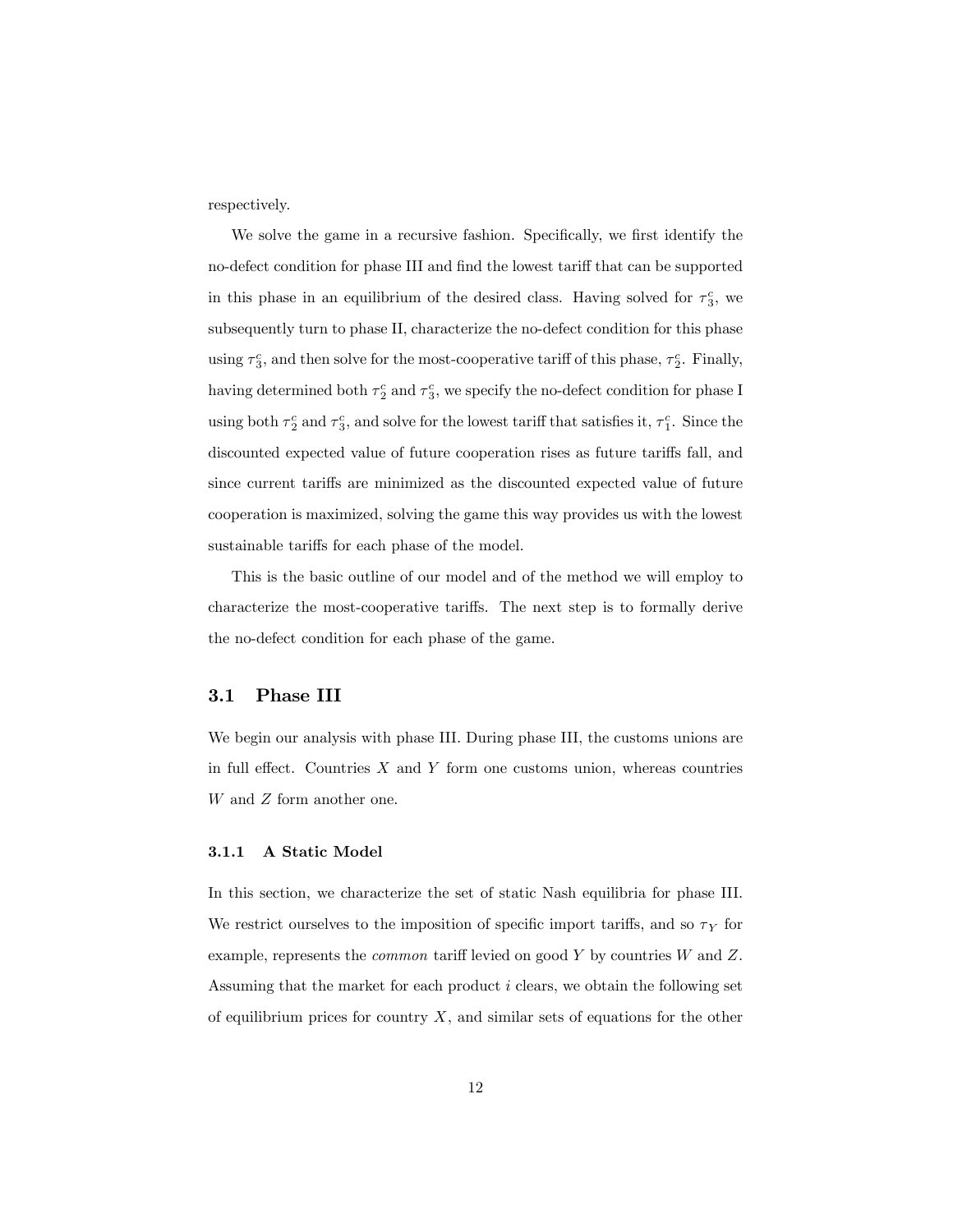respectively.

We solve the game in a recursive fashion. Specifically, we first identify the no-defect condition for phase III and find the lowest tariff that can be supported in this phase in an equilibrium of the desired class. Having solved for $\tau_3^c$, we subsequently turn to phase II, characterize the no-defect condition for this phase using $\tau_3^c$, and then solve for the most-cooperative tariff of this phase, $\tau_2^c$. Finally, having determined both $\tau_2^c$ and $\tau_3^c$, we specify the no-defect condition for phase I using both $\tau_2^c$ and $\tau_3^c$, and solve for the lowest tariff that satisfies it, $\tau_1^c$. Since the discounted expected value of future cooperation rises as future tariffs fall, and since current tariffs are minimized as the discounted expected value of future cooperation is maximized, solving the game this way provides us with the lowest sustainable tariffs for each phase of the model.

This is the basic outline of our model and of the method we will employ to characterize the most-cooperative tariffs. The next step is to formally derive the no-defect condition for each phase of the game.

## 3.1 Phase III

We begin our analysis with phase III. During phase III, the customs unions are in full effect. Countries $X$ and $Y$ form one customs union, whereas countries $W$ and $Z$ form another one.

### 3.1.1 A Static Model

In this section, we characterize the set of static Nash equilibria for phase III. We restrict ourselves to the imposition of specific import tariffs, and so $\tau_Y$ for example, represents the *common* tariff levied on good $Y$ by countries $W$ and $Z$. Assuming that the market for each product $i$ clears, we obtain the following set of equilibrium prices for country $X$, and similar sets of equations for the other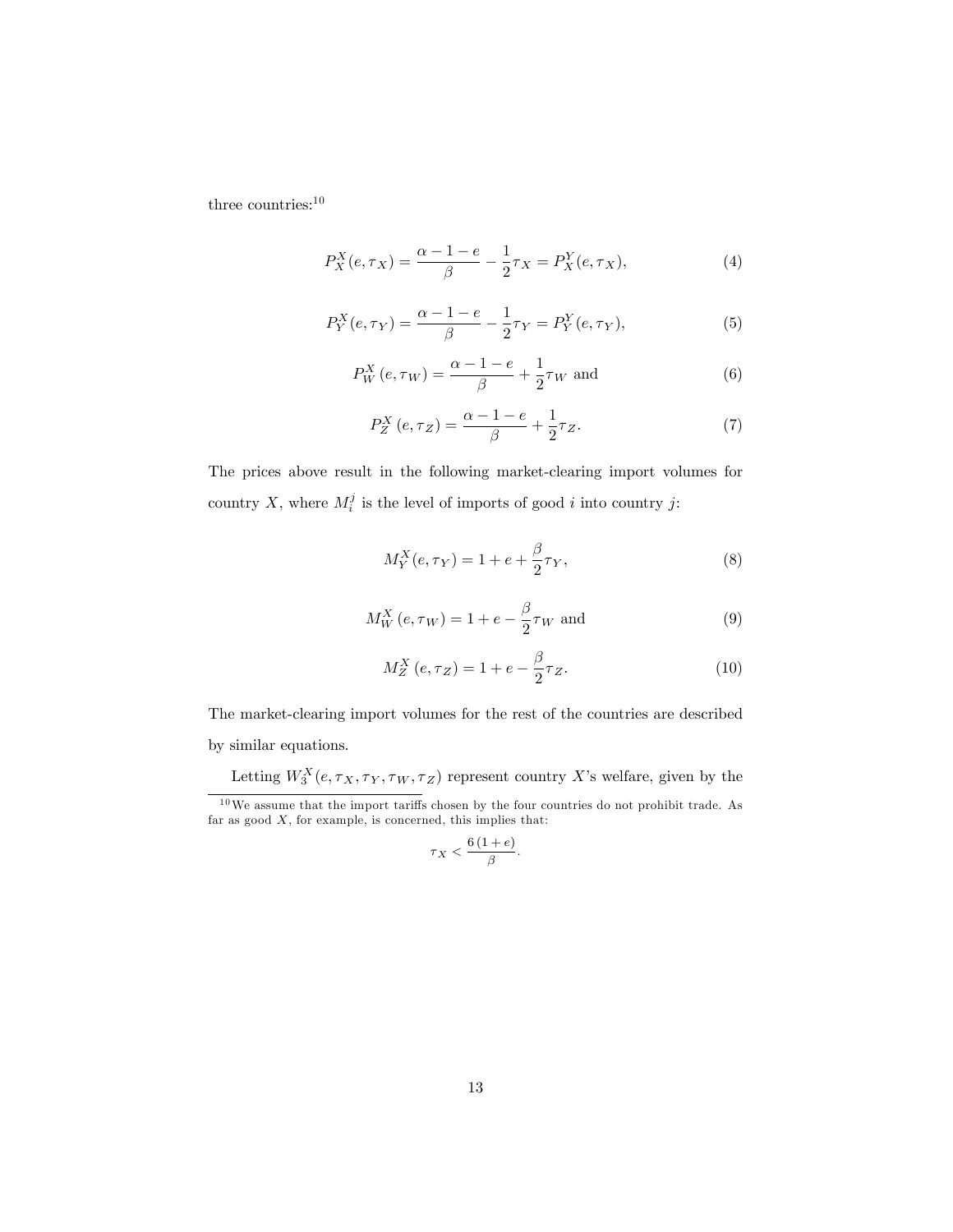three countries:[10]

$$P_X^X(e,\tau_X) = \frac{\alpha - 1 - e}{\beta} - \frac{1}{2}\tau_X = P_X^Y(e,\tau_X), \tag{4}$$

$$P_Y^X(e,\tau_Y) = \frac{\alpha - 1 - e}{\beta} - \frac{1}{2}\tau_Y = P_Y^Y(e,\tau_Y), \tag{5}$$

$$P_W^X(e,\tau_W) = \frac{\alpha - 1 - e}{\beta} + \frac{1}{2}\tau_W \text{ and} \tag{6}$$

$$P_Z^X(e,\tau_Z) = \frac{\alpha - 1 - e}{\beta} + \frac{1}{2}\tau_Z. \tag{7}$$

The prices above result in the following market-clearing import volumes for country $X$, where $M_i^j$ is the level of imports of good $i$ into country $j$:

$$M_Y^X(e,\tau_Y) = 1 + e + \frac{\beta}{2}\tau_Y, \tag{8}$$

$$M_W^X(e,\tau_W) = 1 + e - \frac{\beta}{2}\tau_W \text{ and} \tag{9}$$

$$M_Z^X(e,\tau_Z) = 1 + e - \frac{\beta}{2}\tau_Z. \tag{10}$$

The market-clearing import volumes for the rest of the countries are described by similar equations.

Letting $W_3^X(e,\tau_X,\tau_Y,\tau_W,\tau_Z)$ represent country $X$'s welfare, given by the

[10] We assume that the import tariffs chosen by the four countries do not prohibit trade. As far as good $X$, for example, is concerned, this implies that:

$$\tau_X < \frac{6(1+e)}{\beta}.$$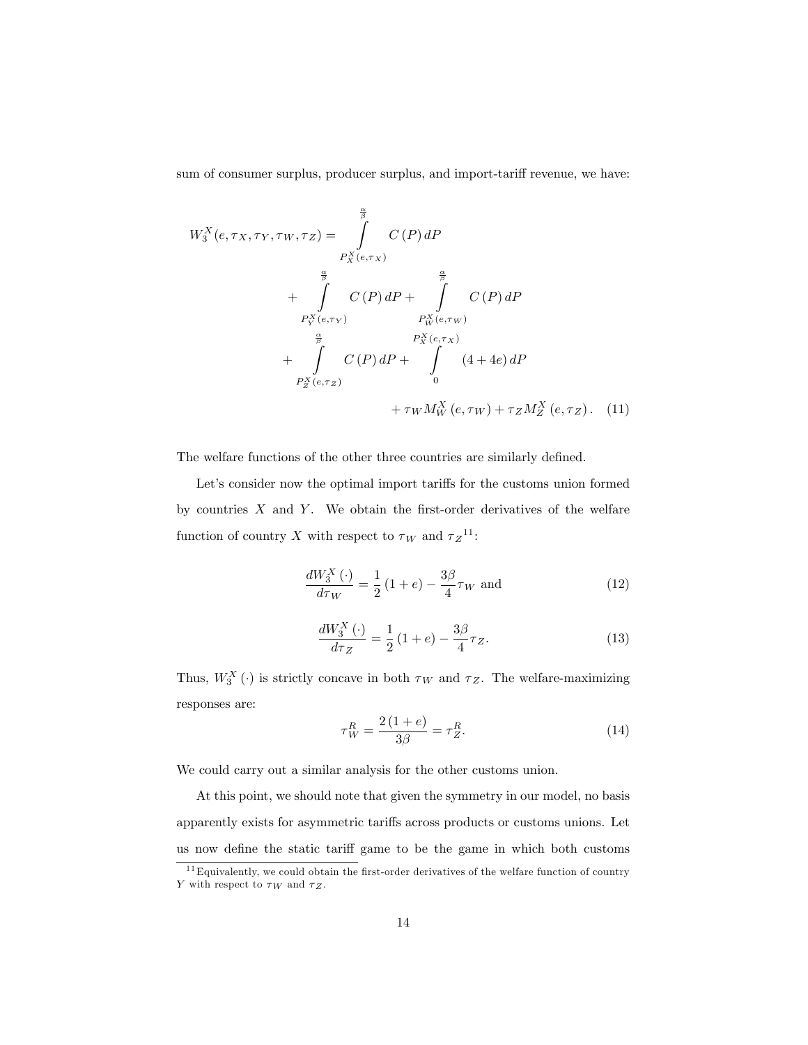sum of consumer surplus, producer surplus, and import-tariff revenue, we have:

$$
\begin{aligned}
W_3^X(e,\tau_X,\tau_Y,\tau_W,\tau_Z) = &\int_{P_X^X(e,\tau_X)}^{\frac{\alpha}{\beta}} C(P)\,dP \\
&+ \int_{P_Y^X(e,\tau_Y)}^{\frac{\alpha}{\beta}} C(P)\,dP + \int_{P_W^X(e,\tau_W)}^{\frac{\alpha}{\beta}} C(P)\,dP \\
&+ \int_{P_Z^X(e,\tau_Z)}^{\frac{\alpha}{\beta}} C(P)\,dP + \int_{0}^{P_X^X(e,\tau_X)} (4+4e)\,dP \\
&+ \tau_W M_W^X(e,\tau_W) + \tau_Z M_Z^X(e,\tau_Z). \quad (11)
\end{aligned}
$$

The welfare functions of the other three countries are similarly defined.

Let's consider now the optimal import tariffs for the customs union formed by countries $X$ and $Y$. We obtain the first-order derivatives of the welfare function of country $X$ with respect to $\tau_W$ and $\tau_Z$[11]:

$$
\frac{dW_3^X(\cdot)}{d\tau_W} = \frac{1}{2}(1+e) - \frac{3\beta}{4}\tau_W \text{ and} \quad (12)
$$

$$
\frac{dW_3^X(\cdot)}{d\tau_Z} = \frac{1}{2}(1+e) - \frac{3\beta}{4}\tau_Z. \quad (13)
$$

Thus, $W_3^X(\cdot)$ is strictly concave in both $\tau_W$ and $\tau_Z$. The welfare-maximizing responses are:

$$
\tau_W^R = \frac{2(1+e)}{3\beta} = \tau_Z^R. \quad (14)
$$

We could carry out a similar analysis for the other customs union.

At this point, we should note that given the symmetry in our model, no basis apparently exists for asymmetric tariffs across products or customs unions. Let us now define the static tariff game to be the game in which both customs

[11] Equivalently, we could obtain the first-order derivatives of the welfare function of country $Y$ with respect to $\tau_W$ and $\tau_Z$.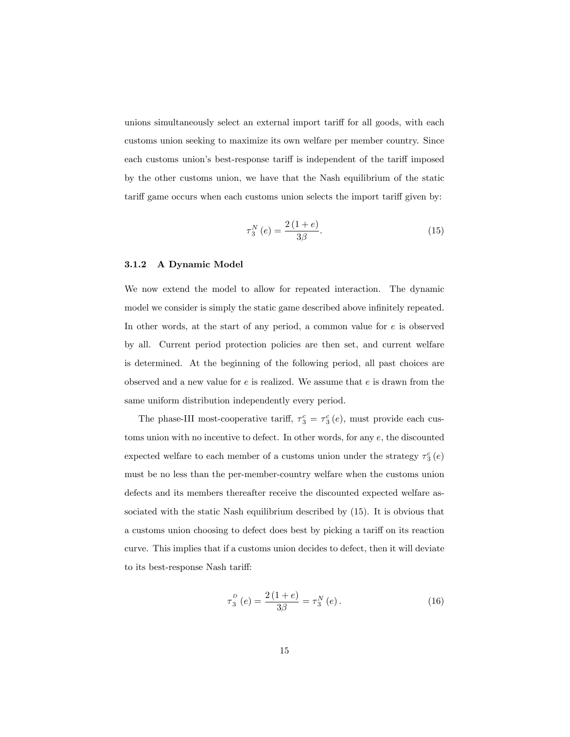unions simultaneously select an external import tariff for all goods, with each customs union seeking to maximize its own welfare per member country. Since each customs union's best-response tariff is independent of the tariff imposed by the other customs union, we have that the Nash equilibrium of the static tariff game occurs when each customs union selects the import tariff given by:

$$\tau_3^N(e) = \frac{2(1+e)}{3\beta}. \tag{15}$$

#### 3.1.2 A Dynamic Model

We now extend the model to allow for repeated interaction. The dynamic model we consider is simply the static game described above infinitely repeated. In other words, at the start of any period, a common value for $e$ is observed by all. Current period protection policies are then set, and current welfare is determined. At the beginning of the following period, all past choices are observed and a new value for $e$ is realized. We assume that $e$ is drawn from the same uniform distribution independently every period.

The phase-III most-cooperative tariff, $\tau_3^c = \tau_3^c(e)$, must provide each customs union with no incentive to defect. In other words, for any $e$, the discounted expected welfare to each member of a customs union under the strategy $\tau_3^c(e)$ must be no less than the per-member-country welfare when the customs union defects and its members thereafter receive the discounted expected welfare associated with the static Nash equilibrium described by (15). It is obvious that a customs union choosing to defect does best by picking a tariff on its reaction curve. This implies that if a customs union decides to defect, then it will deviate to its best-response Nash tariff:

$$\tau_3^D(e) = \frac{2(1+e)}{3\beta} = \tau_3^N(e). \tag{16}$$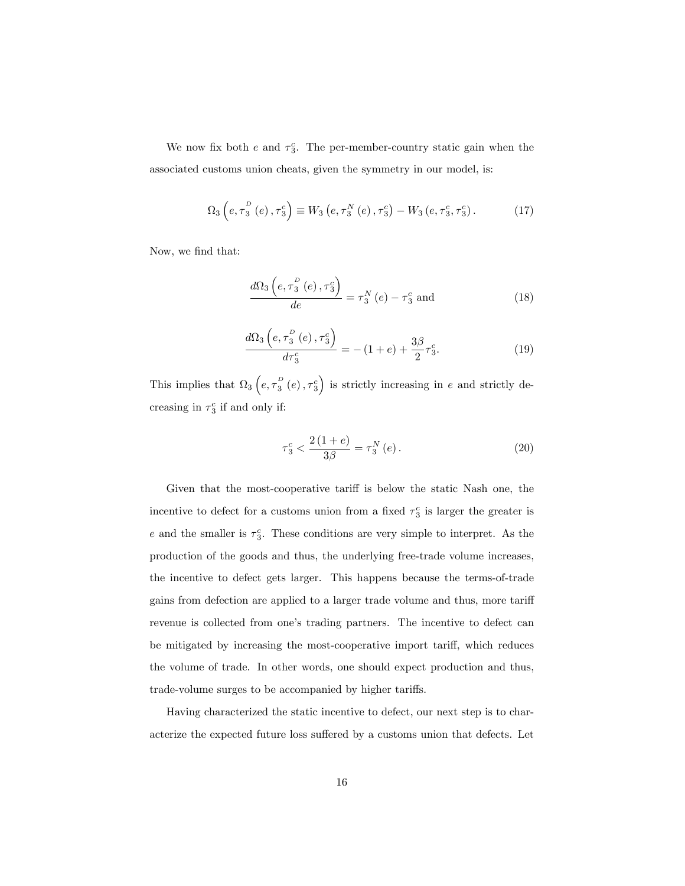We now fix both $e$ and $\tau_3^c$. The per-member-country static gain when the associated customs union cheats, given the symmetry in our model, is:

$$\Omega_3\left(e, \tau_3^D(e), \tau_3^c\right) \equiv W_3\left(e, \tau_3^N(e), \tau_3^c\right) - W_3\left(e, \tau_3^c, \tau_3^c\right). \tag{17}$$

Now, we find that:

$$\frac{d\Omega_3\left(e, \tau_3^D(e), \tau_3^c\right)}{de} = \tau_3^N(e) - \tau_3^c \text{ and} \tag{18}$$

$$\frac{d\Omega_3\left(e, \tau_3^D(e), \tau_3^c\right)}{d\tau_3^c} = -(1+e) + \frac{3\beta}{2}\tau_3^c. \tag{19}$$

This implies that $\Omega_3\left(e, \tau_3^D(e), \tau_3^c\right)$ is strictly increasing in $e$ and strictly decreasing in $\tau_3^c$ if and only if:

$$\tau_3^c < \frac{2(1+e)}{3\beta} = \tau_3^N(e). \tag{20}$$

Given that the most-cooperative tariff is below the static Nash one, the incentive to defect for a customs union from a fixed $\tau_3^c$ is larger the greater is $e$ and the smaller is $\tau_3^c$. These conditions are very simple to interpret. As the production of the goods and thus, the underlying free-trade volume increases, the incentive to defect gets larger. This happens because the terms-of-trade gains from defection are applied to a larger trade volume and thus, more tariff revenue is collected from one's trading partners. The incentive to defect can be mitigated by increasing the most-cooperative import tariff, which reduces the volume of trade. In other words, one should expect production and thus, trade-volume surges to be accompanied by higher tariffs.

Having characterized the static incentive to defect, our next step is to characterize the expected future loss suffered by a customs union that defects. Let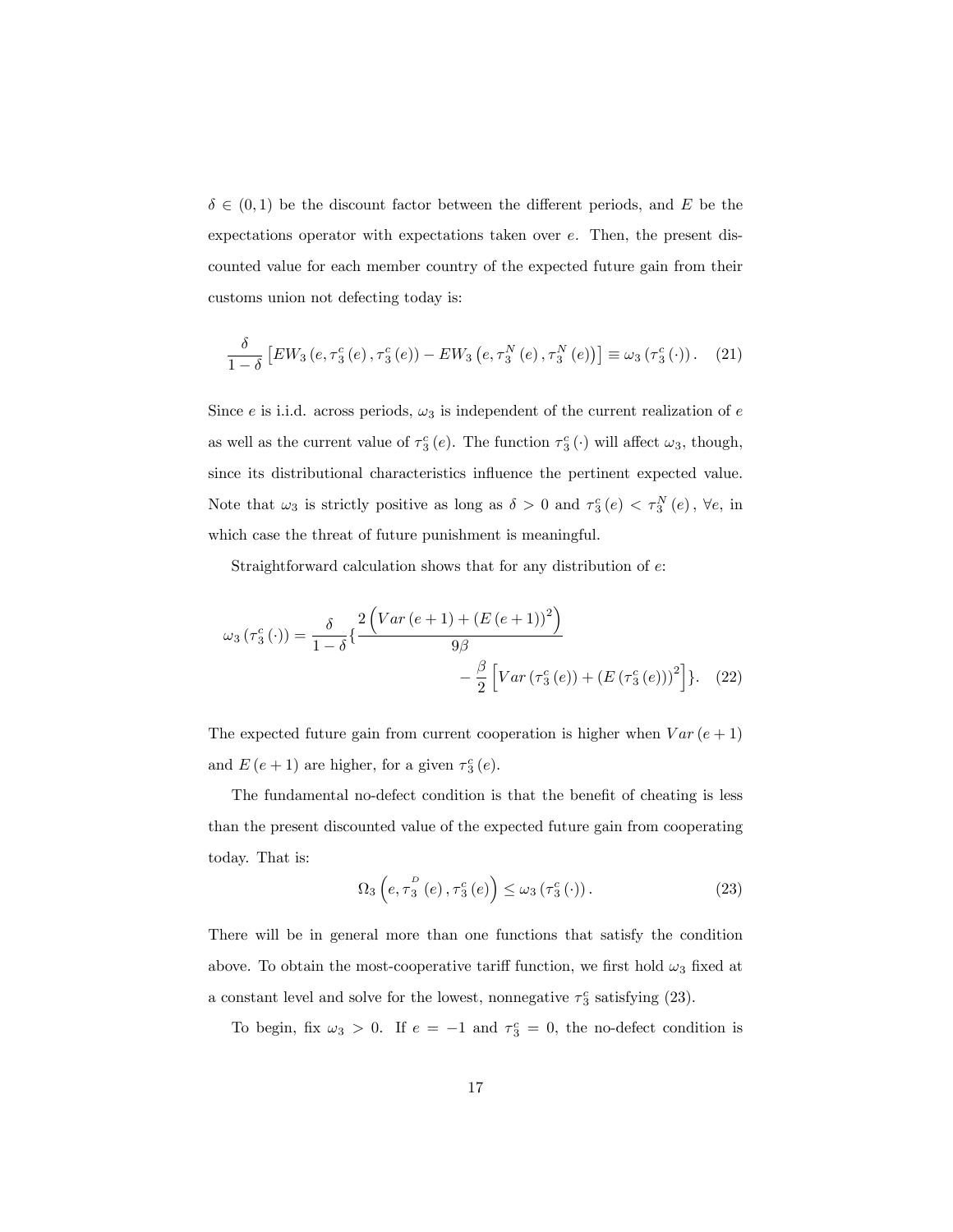$\delta \in (0,1)$ be the discount factor between the different periods, and $E$ be the expectations operator with expectations taken over $e$. Then, the present discounted value for each member country of the expected future gain from their customs union not defecting today is:

$$\frac{\delta}{1-\delta}\left[EW_3\left(e, \tau_3^c(e), \tau_3^c(e)\right) - EW_3\left(e, \tau_3^N(e), \tau_3^N(e)\right)\right] \equiv \omega_3\left(\tau_3^c(\cdot)\right). \quad (21)$$

Since $e$ is i.i.d. across periods, $\omega_3$ is independent of the current realization of $e$ as well as the current value of $\tau_3^c(e)$. The function $\tau_3^c(\cdot)$ will affect $\omega_3$, though, since its distributional characteristics influence the pertinent expected value. Note that $\omega_3$ is strictly positive as long as $\delta > 0$ and $\tau_3^c(e) < \tau_3^N(e)$, $\forall e$, in which case the threat of future punishment is meaningful.

Straightforward calculation shows that for any distribution of $e$:

$$\omega_3\left(\tau_3^c(\cdot)\right) = \frac{\delta}{1-\delta}\left\{\frac{2\left(Var(e+1) + \left(E(e+1)\right)^2\right)}{9\beta} - \frac{\beta}{2}\left[Var\left(\tau_3^c(e)\right) + \left(E\left(\tau_3^c(e)\right)\right)^2\right]\right\}. \quad (22)$$

The expected future gain from current cooperation is higher when $Var(e+1)$ and $E(e+1)$ are higher, for a given $\tau_3^c(e)$.

The fundamental no-defect condition is that the benefit of cheating is less than the present discounted value of the expected future gain from cooperating today. That is:

$$\Omega_3\left(e, \tau_3^D(e), \tau_3^c(e)\right) \leq \omega_3\left(\tau_3^c(\cdot)\right). \quad (23)$$

There will be in general more than one functions that satisfy the condition above. To obtain the most-cooperative tariff function, we first hold $\omega_3$ fixed at a constant level and solve for the lowest, nonnegative $\tau_3^c$ satisfying (23).

To begin, fix $\omega_3 > 0$. If $e = -1$ and $\tau_3^c = 0$, the no-defect condition is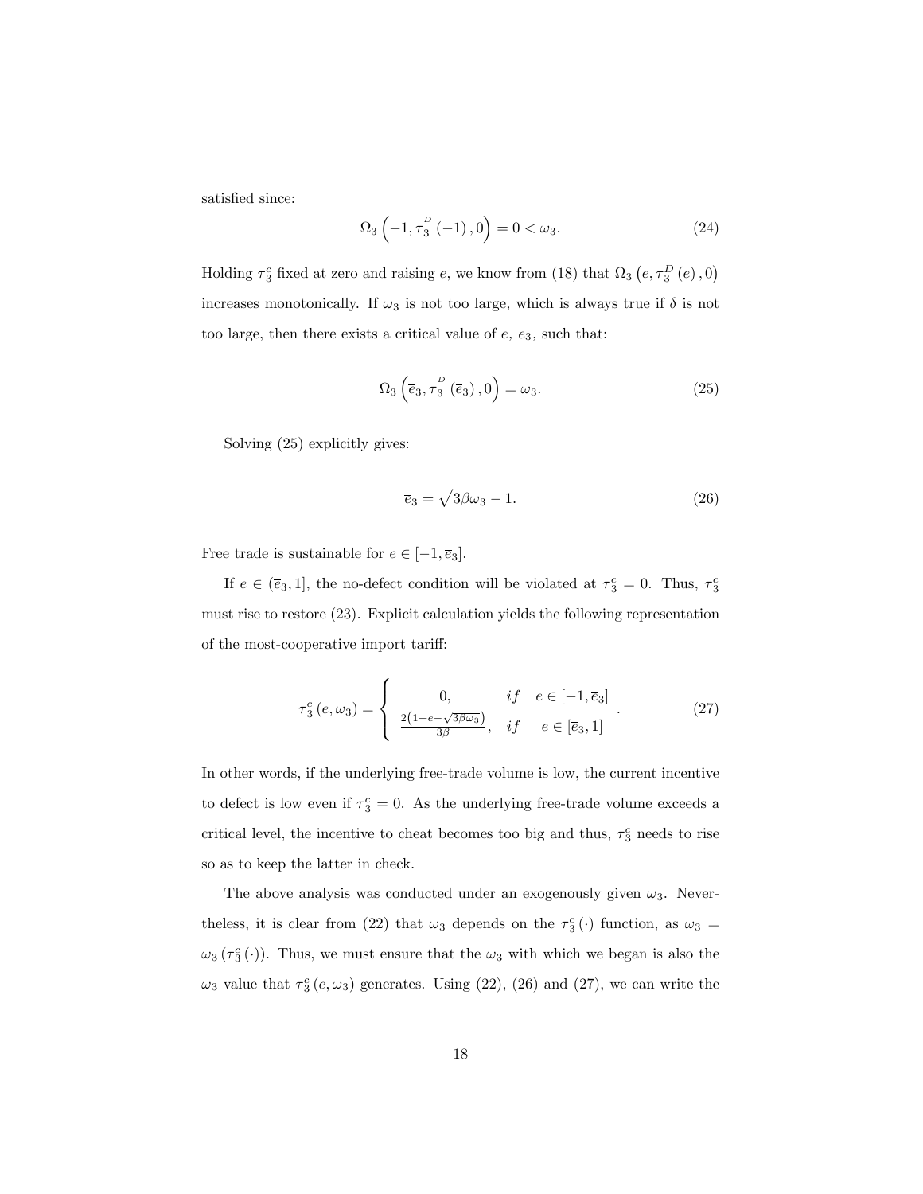satisfied since:

$$\Omega_3\left(-1, \tau_3^{D}(-1), 0\right) = 0 < \omega_3. \tag{24}$$

Holding $\tau_3^c$ fixed at zero and raising $e$, we know from (18) that $\Omega_3\left(e, \tau_3^D(e), 0\right)$ increases monotonically. If $\omega_3$ is not too large, which is always true if $\delta$ is not too large, then there exists a critical value of $e$, $\overline{e}_3$, such that:

$$\Omega_3\left(\overline{e}_3, \tau_3^{D}(\overline{e}_3), 0\right) = \omega_3. \tag{25}$$

Solving (25) explicitly gives:

$$\overline{e}_3 = \sqrt{3\beta\omega_3} - 1. \tag{26}$$

Free trade is sustainable for $e \in [-1, \overline{e}_3]$.

If $e \in (\overline{e}_3, 1]$, the no-defect condition will be violated at $\tau_3^c = 0$. Thus, $\tau_3^c$ must rise to restore (23). Explicit calculation yields the following representation of the most-cooperative import tariff:

$$\tau_3^c(e, \omega_3) = \begin{cases} 0, & if \quad e \in [-1, \overline{e}_3] \\ \frac{2\left(1+e-\sqrt{3\beta\omega_3}\right)}{3\beta}, & if \quad e \in [\overline{e}_3, 1] \end{cases}. \tag{27}$$

In other words, if the underlying free-trade volume is low, the current incentive to defect is low even if $\tau_3^c = 0$. As the underlying free-trade volume exceeds a critical level, the incentive to cheat becomes too big and thus, $\tau_3^c$ needs to rise so as to keep the latter in check.

The above analysis was conducted under an exogenously given $\omega_3$. Nevertheless, it is clear from (22) that $\omega_3$ depends on the $\tau_3^c(\cdot)$ function, as $\omega_3 = \omega_3(\tau_3^c(\cdot))$. Thus, we must ensure that the $\omega_3$ with which we began is also the $\omega_3$ value that $\tau_3^c(e, \omega_3)$ generates. Using (22), (26) and (27), we can write the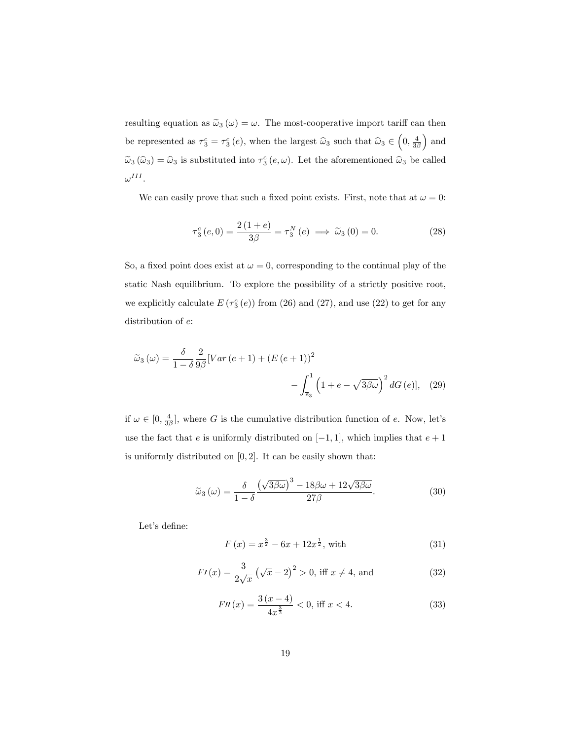resulting equation as $\widetilde{\omega}_3(\omega) = \omega$. The most-cooperative import tariff can then be represented as $\tau_3^c = \tau_3^c(e)$, when the largest $\widehat{\omega}_3$ such that $\widehat{\omega}_3 \in \left(0, \frac{4}{3\beta}\right)$ and $\widetilde{\omega}_3(\widehat{\omega}_3) = \widehat{\omega}_3$ is substituted into $\tau_3^c(e, \omega)$. Let the aforementioned $\widehat{\omega}_3$ be called $\omega^{III}$.

We can easily prove that such a fixed point exists. First, note that at $\omega = 0$:

$$\tau_3^c(e, 0) = \frac{2(1+e)}{3\beta} = \tau_3^N(e) \implies \widetilde{\omega}_3(0) = 0. \tag{28}$$

So, a fixed point does exist at $\omega = 0$, corresponding to the continual play of the static Nash equilibrium. To explore the possibility of a strictly positive root, we explicitly calculate $E(\tau_3^c(e))$ from (26) and (27), and use (22) to get for any distribution of $e$:

$$\widetilde{\omega}_3(\omega) = \frac{\delta}{1-\delta}\frac{2}{9\beta}[Var(e+1) + (E(e+1))^2 - \int_{\overline{e}_3}^{1}\left(1 + e - \sqrt{3\beta\omega}\right)^2 dG(e)], \tag{29}$$

if $\omega \in [0, \frac{4}{3\beta}]$, where $G$ is the cumulative distribution function of $e$. Now, let's use the fact that $e$ is uniformly distributed on $[-1, 1]$, which implies that $e + 1$ is uniformly distributed on $[0, 2]$. It can be easily shown that:

$$\widetilde{\omega}_3(\omega) = \frac{\delta}{1-\delta}\frac{\left(\sqrt{3\beta\omega}\right)^3 - 18\beta\omega + 12\sqrt{3\beta\omega}}{27\beta}. \tag{30}$$

Let's define:

$$F(x) = x^{\frac{3}{2}} - 6x + 12x^{\frac{1}{2}}, \text{ with} \tag{31}$$

$$F\prime(x) = \frac{3}{2\sqrt{x}}\left(\sqrt{x} - 2\right)^2 > 0, \text{ iff } x \neq 4, \text{ and} \tag{32}$$

$$F\prime\prime(x) = \frac{3(x-4)}{4x^{\frac{3}{2}}} < 0, \text{ iff } x < 4. \tag{33}$$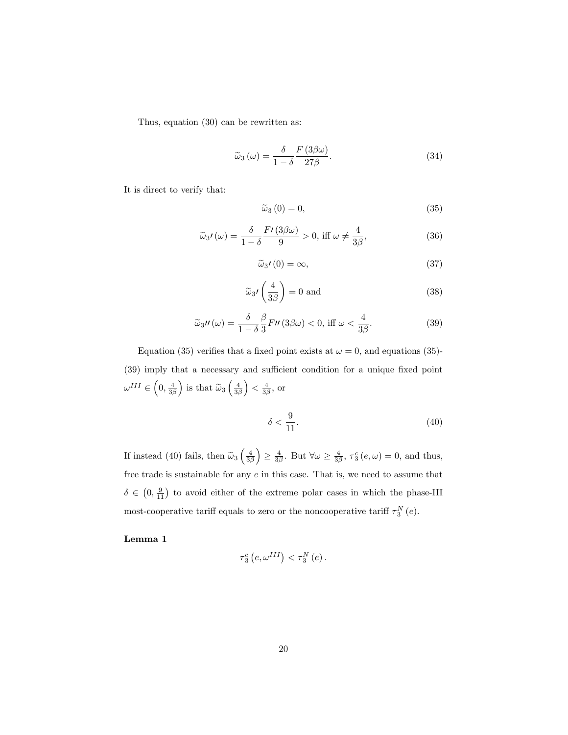Thus, equation (30) can be rewritten as:

$$\widetilde{\omega}_3(\omega) = \frac{\delta}{1-\delta}\frac{F(3\beta\omega)}{27\beta}. \tag{34}$$

It is direct to verify that:

$$\widetilde{\omega}_3(0) = 0, \tag{35}$$

$$\widetilde{\omega}_3\prime(\omega) = \frac{\delta}{1-\delta}\frac{F\prime(3\beta\omega)}{9} > 0, \text{ iff } \omega \neq \frac{4}{3\beta}, \tag{36}$$

$$\widetilde{\omega}_3\prime(0) = \infty, \tag{37}$$

$$\widetilde{\omega}_3\prime\left(\frac{4}{3\beta}\right) = 0 \text{ and} \tag{38}$$

$$\widetilde{\omega}_3\prime\prime(\omega) = \frac{\delta}{1-\delta}\frac{\beta}{3}F\prime\prime(3\beta\omega) < 0, \text{ iff } \omega < \frac{4}{3\beta}. \tag{39}$$

Equation (35) verifies that a fixed point exists at $\omega = 0$, and equations (35)-(39) imply that a necessary and sufficient condition for a unique fixed point $\omega^{III} \in \left(0, \frac{4}{3\beta}\right)$ is that $\widetilde{\omega}_3\left(\frac{4}{3\beta}\right) < \frac{4}{3\beta}$, or

$$\delta < \frac{9}{11}. \tag{40}$$

If instead (40) fails, then $\widetilde{\omega}_3\left(\frac{4}{3\beta}\right) \geq \frac{4}{3\beta}$. But $\forall \omega \geq \frac{4}{3\beta}$, $\tau_3^c(e, \omega) = 0$, and thus, free trade is sustainable for any $e$ in this case. That is, we need to assume that $\delta \in \left(0, \frac{9}{11}\right)$ to avoid either of the extreme polar cases in which the phase-III most-cooperative tariff equals to zero or the noncooperative tariff $\tau_3^N(e)$.

**Lemma 1**

$$\tau_3^c\left(e, \omega^{III}\right) < \tau_3^N(e).$$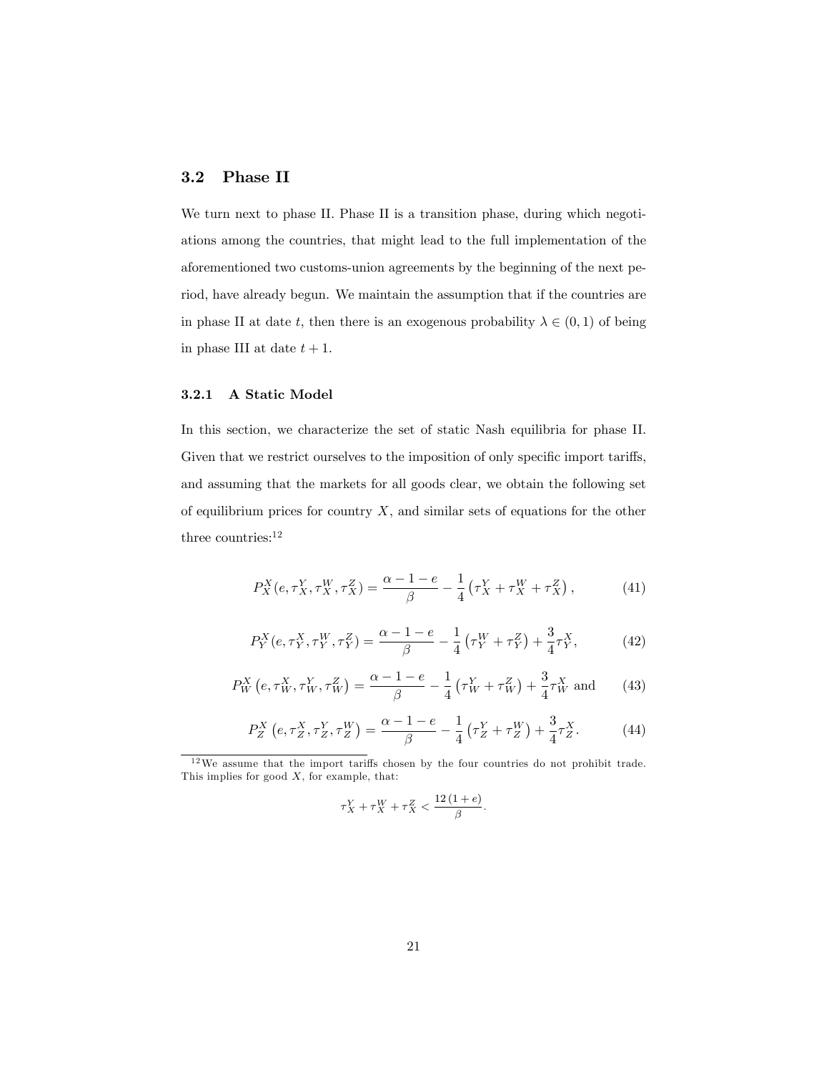## 3.2 Phase II

We turn next to phase II. Phase II is a transition phase, during which negotiations among the countries, that might lead to the full implementation of the aforementioned two customs-union agreements by the beginning of the next period, have already begun. We maintain the assumption that if the countries are in phase II at date $t$, then there is an exogenous probability $\lambda \in (0,1)$ of being in phase III at date $t+1$.

### 3.2.1 A Static Model

In this section, we characterize the set of static Nash equilibria for phase II. Given that we restrict ourselves to the imposition of only specific import tariffs, and assuming that the markets for all goods clear, we obtain the following set of equilibrium prices for country $X$, and similar sets of equations for the other three countries:[12]

$$P_X^X(e, \tau_X^Y, \tau_X^W, \tau_X^Z) = \frac{\alpha - 1 - e}{\beta} - \frac{1}{4}\left(\tau_X^Y + \tau_X^W + \tau_X^Z\right), \tag{41}$$

$$P_Y^X(e, \tau_Y^X, \tau_Y^W, \tau_Y^Z) = \frac{\alpha - 1 - e}{\beta} - \frac{1}{4}\left(\tau_Y^W + \tau_Y^Z\right) + \frac{3}{4}\tau_Y^X, \tag{42}$$

$$P_W^X\left(e, \tau_W^X, \tau_W^Y, \tau_W^Z\right) = \frac{\alpha - 1 - e}{\beta} - \frac{1}{4}\left(\tau_W^Y + \tau_W^Z\right) + \frac{3}{4}\tau_W^X \text{ and} \tag{43}$$

$$P_Z^X\left(e, \tau_Z^X, \tau_Z^Y, \tau_Z^W\right) = \frac{\alpha - 1 - e}{\beta} - \frac{1}{4}\left(\tau_Z^Y + \tau_Z^W\right) + \frac{3}{4}\tau_Z^X. \tag{44}$$

[12] We assume that the import tariffs chosen by the four countries do not prohibit trade. This implies for good $X$, for example, that:

$$\tau_X^Y + \tau_X^W + \tau_X^Z < \frac{12\,(1+e)}{\beta}.$$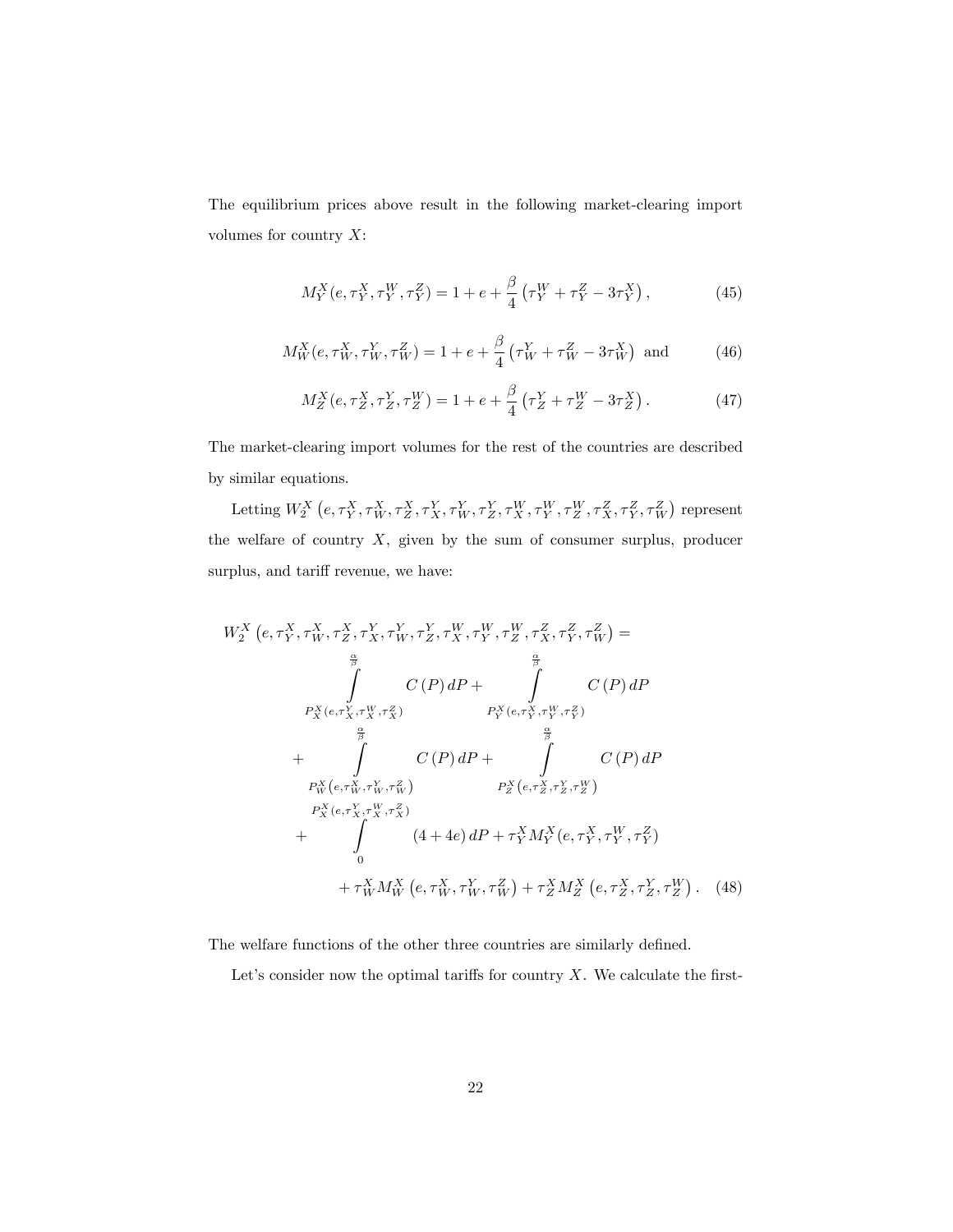The equilibrium prices above result in the following market-clearing import volumes for country $X$:

$$M_Y^X(e, \tau_Y^X, \tau_Y^W, \tau_Y^Z) = 1 + e + \frac{\beta}{4}\left(\tau_Y^W + \tau_Y^Z - 3\tau_Y^X\right), \tag{45}$$

$$M_W^X(e, \tau_W^X, \tau_W^Y, \tau_W^Z) = 1 + e + \frac{\beta}{4}\left(\tau_W^Y + \tau_W^Z - 3\tau_W^X\right) \text{ and} \tag{46}$$

$$M_Z^X(e, \tau_Z^X, \tau_Z^Y, \tau_Z^W) = 1 + e + \frac{\beta}{4}\left(\tau_Z^Y + \tau_Z^W - 3\tau_Z^X\right). \tag{47}$$

The market-clearing import volumes for the rest of the countries are described by similar equations.

Letting $W_2^X\left(e, \tau_Y^X, \tau_W^X, \tau_Z^X, \tau_X^Y, \tau_W^Y, \tau_Z^Y, \tau_X^W, \tau_Y^W, \tau_Z^W, \tau_X^Z, \tau_Y^Z, \tau_W^Z\right)$ represent the welfare of country $X$, given by the sum of consumer surplus, producer surplus, and tariff revenue, we have:

$$\begin{aligned}
W_2^X\left(e, \tau_Y^X, \tau_W^X, \tau_Z^X, \tau_X^Y, \tau_W^Y, \tau_Z^Y, \tau_X^W, \tau_Y^W, \tau_Z^W, \tau_X^Z, \tau_Y^Z, \tau_W^Z\right) = \\
\int_{P_X^X(e, \tau_X^Y, \tau_X^W, \tau_X^Z)}^{\frac{\alpha}{\beta}} C(P)\, dP + \int_{P_Y^X(e, \tau_Y^X, \tau_Y^W, \tau_Y^Z)}^{\frac{\alpha}{\beta}} C(P)\, dP \\
+ \int_{P_W^X\left(e, \tau_W^X, \tau_W^Y, \tau_W^Z\right)}^{\frac{\alpha}{\beta}} C(P)\, dP + \int_{P_Z^X\left(e, \tau_Z^X, \tau_Z^Y, \tau_Z^W\right)}^{\frac{\alpha}{\beta}} C(P)\, dP \\
+ \int_{0}^{P_X^X(e, \tau_X^Y, \tau_X^W, \tau_X^Z)} (4 + 4e)\, dP + \tau_Y^X M_Y^X(e, \tau_Y^X, \tau_Y^W, \tau_Y^Z) \\
+ \tau_W^X M_W^X\left(e, \tau_W^X, \tau_W^Y, \tau_W^Z\right) + \tau_Z^X M_Z^X\left(e, \tau_Z^X, \tau_Z^Y, \tau_Z^W\right).
\end{aligned} \tag{48}$$

The welfare functions of the other three countries are similarly defined.

Let's consider now the optimal tariffs for country $X$. We calculate the first-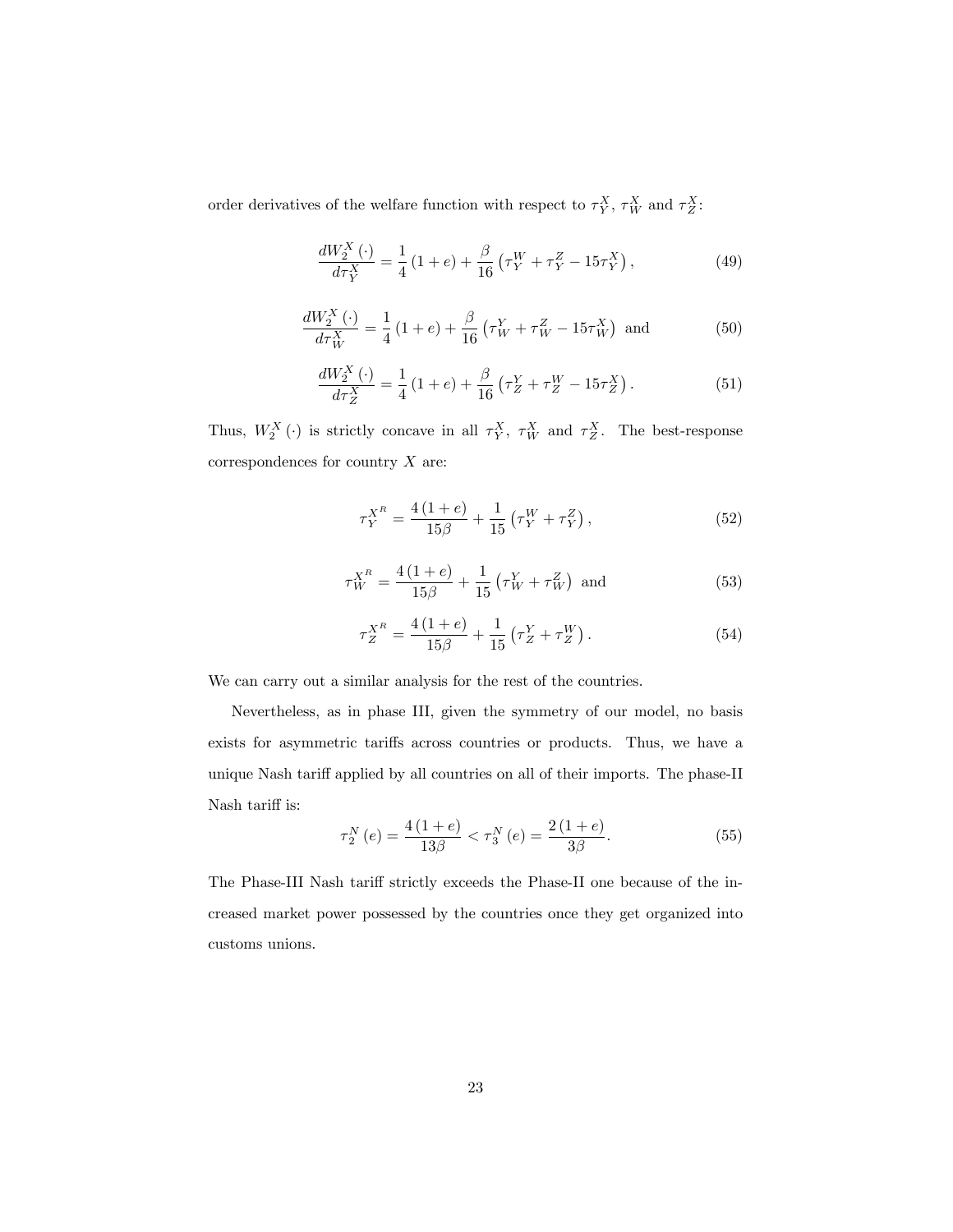order derivatives of the welfare function with respect to $\tau_Y^X$, $\tau_W^X$ and $\tau_Z^X$:

$$\frac{dW_2^X(\cdot)}{d\tau_Y^X} = \frac{1}{4}(1+e) + \frac{\beta}{16}\left(\tau_Y^W + \tau_Y^Z - 15\tau_Y^X\right), \tag{49}$$

$$\frac{dW_2^X(\cdot)}{d\tau_W^X} = \frac{1}{4}(1+e) + \frac{\beta}{16}\left(\tau_W^Y + \tau_W^Z - 15\tau_W^X\right) \text{ and} \tag{50}$$

$$\frac{dW_2^X(\cdot)}{d\tau_Z^X} = \frac{1}{4}(1+e) + \frac{\beta}{16}\left(\tau_Z^Y + \tau_Z^W - 15\tau_Z^X\right). \tag{51}$$

Thus, $W_2^X(\cdot)$ is strictly concave in all $\tau_Y^X$, $\tau_W^X$ and $\tau_Z^X$. The best-response correspondences for country $X$ are:

$$\tau_Y^{X^R} = \frac{4(1+e)}{15\beta} + \frac{1}{15}\left(\tau_Y^W + \tau_Y^Z\right), \tag{52}$$

$$\tau_W^{X^R} = \frac{4(1+e)}{15\beta} + \frac{1}{15}\left(\tau_W^Y + \tau_W^Z\right) \text{ and} \tag{53}$$

$$\tau_Z^{X^R} = \frac{4(1+e)}{15\beta} + \frac{1}{15}\left(\tau_Z^Y + \tau_Z^W\right). \tag{54}$$

We can carry out a similar analysis for the rest of the countries.

Nevertheless, as in phase III, given the symmetry of our model, no basis exists for asymmetric tariffs across countries or products. Thus, we have a unique Nash tariff applied by all countries on all of their imports. The phase-II Nash tariff is:

$$\tau_2^N(e) = \frac{4(1+e)}{13\beta} < \tau_3^N(e) = \frac{2(1+e)}{3\beta}. \tag{55}$$

The Phase-III Nash tariff strictly exceeds the Phase-II one because of the increased market power possessed by the countries once they get organized into customs unions.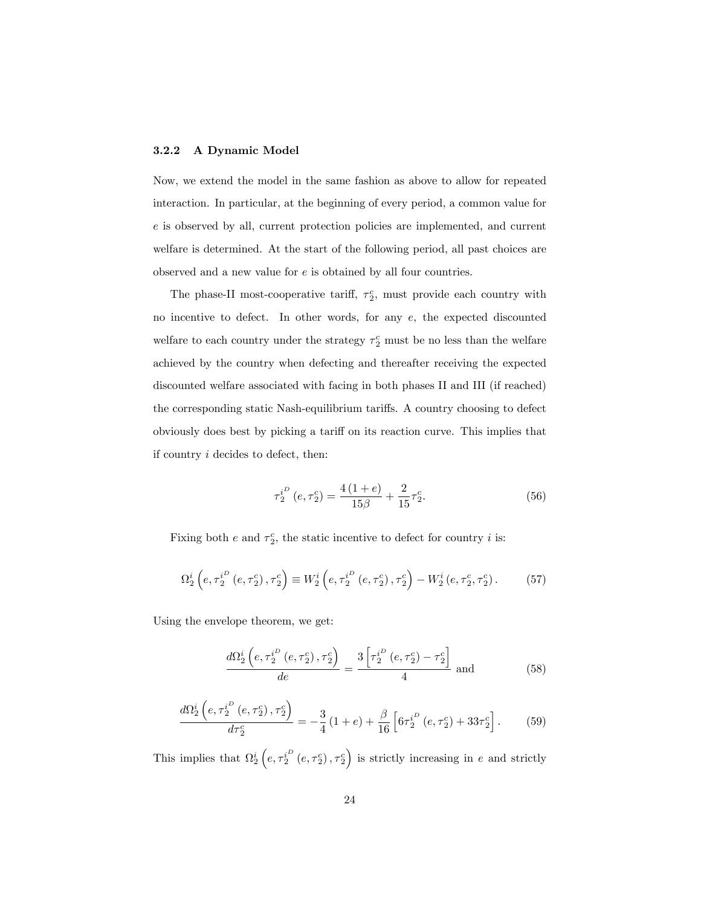### 3.2.2 A Dynamic Model

Now, we extend the model in the same fashion as above to allow for repeated interaction. In particular, at the beginning of every period, a common value for $e$ is observed by all, current protection policies are implemented, and current welfare is determined. At the start of the following period, all past choices are observed and a new value for $e$ is obtained by all four countries.

The phase-II most-cooperative tariff, $\tau_2^c$, must provide each country with no incentive to defect. In other words, for any $e$, the expected discounted welfare to each country under the strategy $\tau_2^c$ must be no less than the welfare achieved by the country when defecting and thereafter receiving the expected discounted welfare associated with facing in both phases II and III (if reached) the corresponding static Nash-equilibrium tariffs. A country choosing to defect obviously does best by picking a tariff on its reaction curve. This implies that if country $i$ decides to defect, then:

$$\tau_2^{i^D}\left(e, \tau_2^c\right) = \frac{4\left(1+e\right)}{15\beta} + \frac{2}{15}\tau_2^c. \tag{56}$$

Fixing both $e$ and $\tau_2^c$, the static incentive to defect for country $i$ is:

$$\Omega_2^i\left(e, \tau_2^{i^D}\left(e, \tau_2^c\right), \tau_2^c\right) \equiv W_2^i\left(e, \tau_2^{i^D}\left(e, \tau_2^c\right), \tau_2^c\right) - W_2^i\left(e, \tau_2^c, \tau_2^c\right). \tag{57}$$

Using the envelope theorem, we get:

$$\frac{d\Omega_2^i\left(e, \tau_2^{i^D}\left(e, \tau_2^c\right), \tau_2^c\right)}{de} = \frac{3\left[\tau_2^{i^D}\left(e, \tau_2^c\right) - \tau_2^c\right]}{4} \text{ and} \tag{58}$$

$$\frac{d\Omega_2^i\left(e, \tau_2^{i^D}\left(e, \tau_2^c\right), \tau_2^c\right)}{d\tau_2^c} = -\frac{3}{4}\left(1+e\right) + \frac{\beta}{16}\left[6\tau_2^{i^D}\left(e, \tau_2^c\right) + 33\tau_2^c\right]. \tag{59}$$

This implies that $\Omega_2^i\left(e, \tau_2^{i^D}\left(e, \tau_2^c\right), \tau_2^c\right)$ is strictly increasing in $e$ and strictly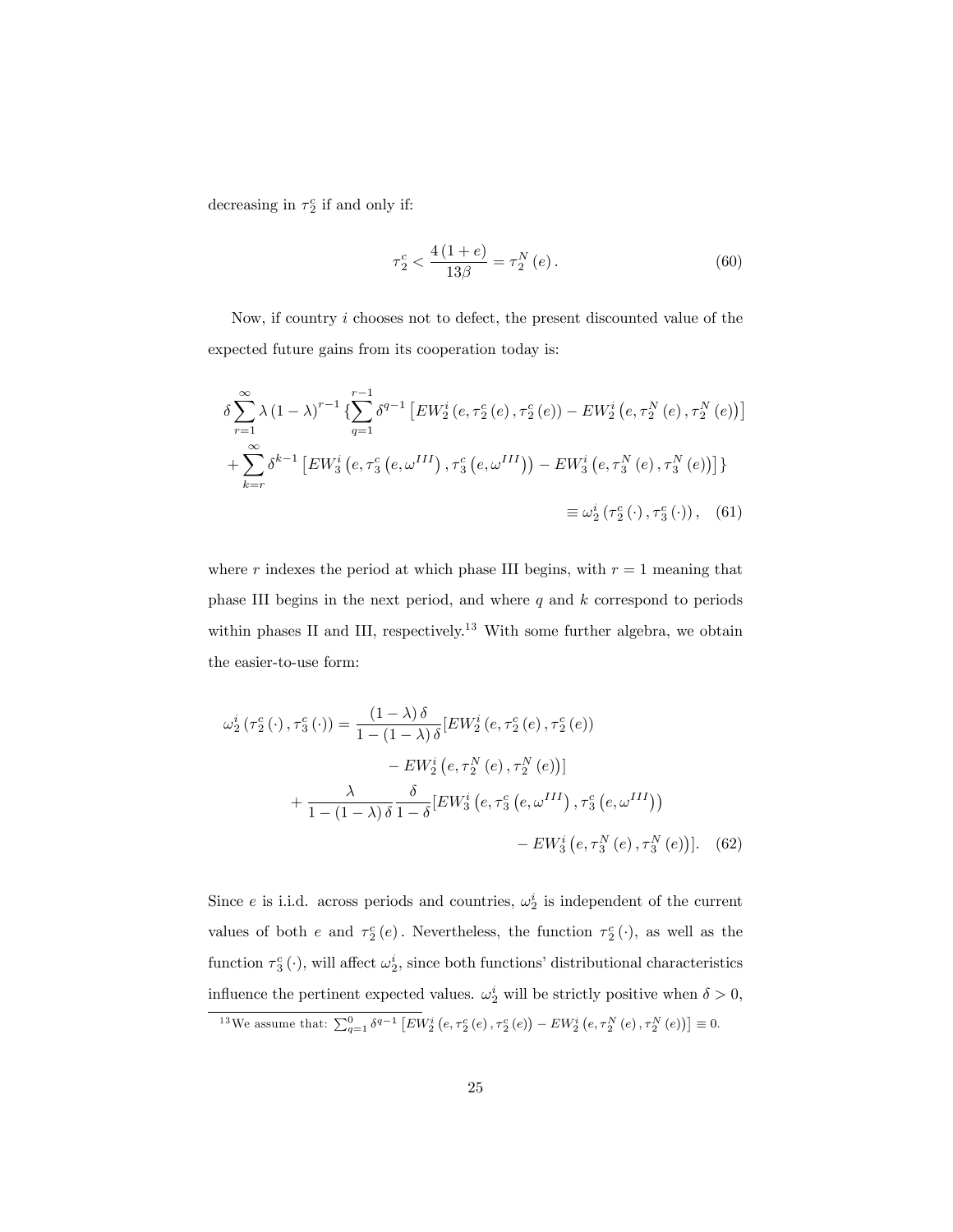decreasing in $\tau_2^c$ if and only if:

$$\tau_2^c < \frac{4(1+e)}{13\beta} = \tau_2^N(e). \tag{60}$$

Now, if country $i$ chooses not to defect, the present discounted value of the expected future gains from its cooperation today is:

$$\begin{aligned}
&\delta \sum_{r=1}^{\infty} \lambda (1-\lambda)^{r-1} \{ \sum_{q=1}^{r-1} \delta^{q-1} \left[ EW_2^i \left(e, \tau_2^c(e), \tau_2^c(e)\right) - EW_2^i \left(e, \tau_2^N(e), \tau_2^N(e)\right) \right] \\
&+ \sum_{k=r}^{\infty} \delta^{k-1} \left[ EW_3^i \left(e, \tau_3^c\left(e, \omega^{III}\right), \tau_3^c\left(e, \omega^{III}\right)\right) - EW_3^i \left(e, \tau_3^N(e), \tau_3^N(e)\right) \right] \} \\
&\equiv \omega_2^i \left(\tau_2^c(\cdot), \tau_3^c(\cdot)\right), \quad (61)
\end{aligned}$$

where $r$ indexes the period at which phase III begins, with $r = 1$ meaning that phase III begins in the next period, and where $q$ and $k$ correspond to periods within phases II and III, respectively.[13] With some further algebra, we obtain the easier-to-use form:

$$\begin{aligned}
\omega_2^i \left(\tau_2^c(\cdot), \tau_3^c(\cdot)\right) = \frac{(1-\lambda)\delta}{1-(1-\lambda)\delta} [&EW_2^i \left(e, \tau_2^c(e), \tau_2^c(e)\right) \\
&- EW_2^i \left(e, \tau_2^N(e), \tau_2^N(e)\right)] \\
+ \frac{\lambda}{1-(1-\lambda)\delta} \frac{\delta}{1-\delta} [&EW_3^i \left(e, \tau_3^c\left(e, \omega^{III}\right), \tau_3^c\left(e, \omega^{III}\right)\right) \\
&- EW_3^i \left(e, \tau_3^N(e), \tau_3^N(e)\right)]. \quad (62)
\end{aligned}$$

Since $e$ is i.i.d. across periods and countries, $\omega_2^i$ is independent of the current values of both $e$ and $\tau_2^c(e)$. Nevertheless, the function $\tau_2^c(\cdot)$, as well as the function $\tau_3^c(\cdot)$, will affect $\omega_2^i$, since both functions' distributional characteristics influence the pertinent expected values. $\omega_2^i$ will be strictly positive when $\delta > 0$,

[13] We assume that: $\sum_{q=1}^{0} \delta^{q-1} \left[ EW_2^i \left(e, \tau_2^c(e), \tau_2^c(e)\right) - EW_2^i \left(e, \tau_2^N(e), \tau_2^N(e)\right) \right] \equiv 0$.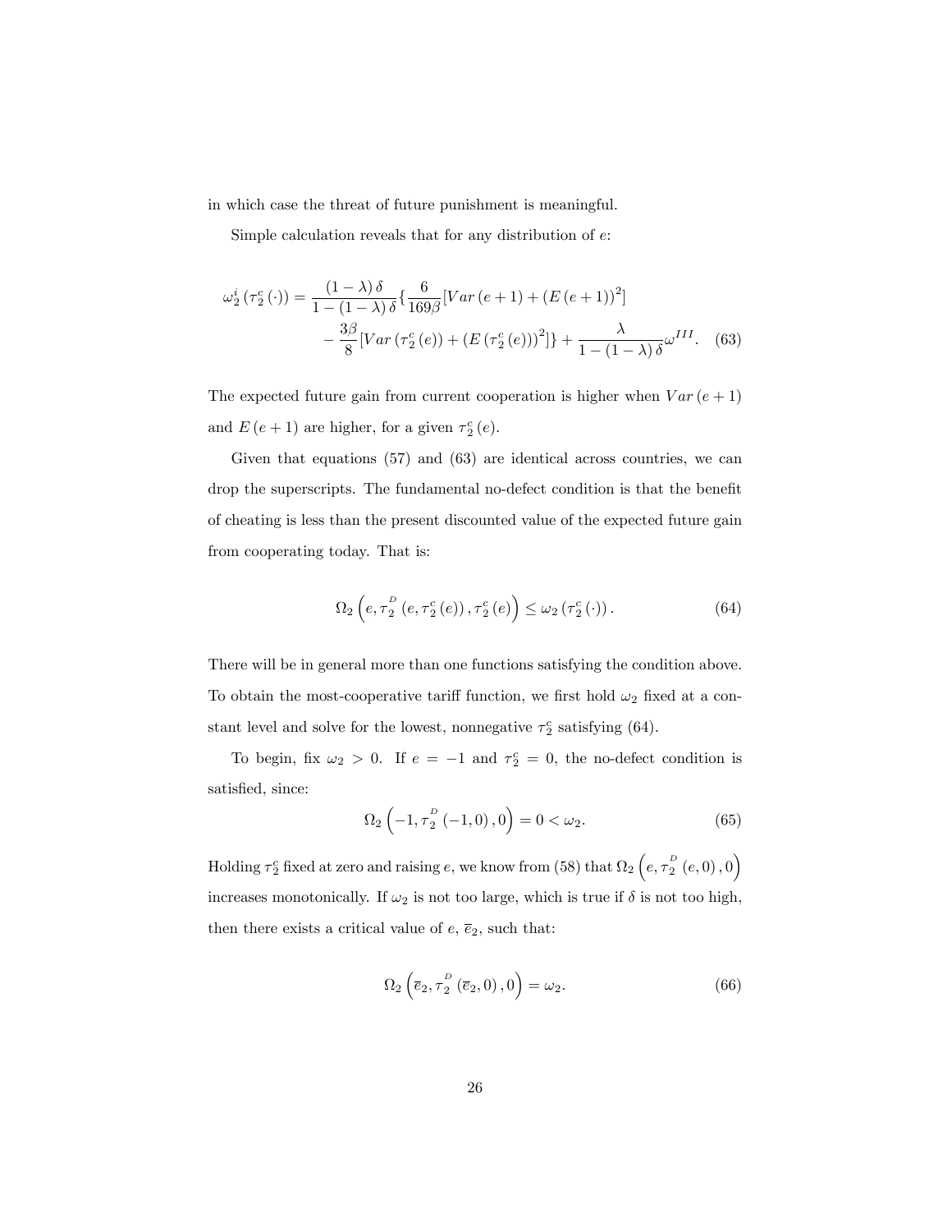in which case the threat of future punishment is meaningful.

Simple calculation reveals that for any distribution of $e$:

$$
\begin{aligned}
\omega_2^i\left(\tau_2^c(\cdot)\right) = \frac{(1-\lambda)\delta}{1-(1-\lambda)\delta}\{&\frac{6}{169\beta}[Var(e+1) + (E(e+1))^2] \\
&- \frac{3\beta}{8}[Var(\tau_2^c(e)) + (E(\tau_2^c(e)))^2]\} + \frac{\lambda}{1-(1-\lambda)\delta}\omega^{III}. \quad (63)
\end{aligned}
$$

The expected future gain from current cooperation is higher when $Var(e+1)$ and $E(e+1)$ are higher, for a given $\tau_2^c(e)$.

Given that equations (57) and (63) are identical across countries, we can drop the superscripts. The fundamental no-defect condition is that the benefit of cheating is less than the present discounted value of the expected future gain from cooperating today. That is:

$$
\Omega_2\left(e, \tau_2^D(e, \tau_2^c(e)), \tau_2^c(e)\right) \leq \omega_2\left(\tau_2^c(\cdot)\right). \quad (64)
$$

There will be in general more than one functions satisfying the condition above. To obtain the most-cooperative tariff function, we first hold $\omega_2$ fixed at a constant level and solve for the lowest, nonnegative $\tau_2^c$ satisfying (64).

To begin, fix $\omega_2 > 0$. If $e = -1$ and $\tau_2^c = 0$, the no-defect condition is satisfied, since:

$$
\Omega_2\left(-1, \tau_2^D(-1, 0), 0\right) = 0 < \omega_2. \quad (65)
$$

Holding $\tau_2^c$ fixed at zero and raising $e$, we know from (58) that $\Omega_2\left(e, \tau_2^D(e, 0), 0\right)$ increases monotonically. If $\omega_2$ is not too large, which is true if $\delta$ is not too high, then there exists a critical value of $e$, $\overline{e}_2$, such that:

$$
\Omega_2\left(\overline{e}_2, \tau_2^D(\overline{e}_2, 0), 0\right) = \omega_2. \quad (66)
$$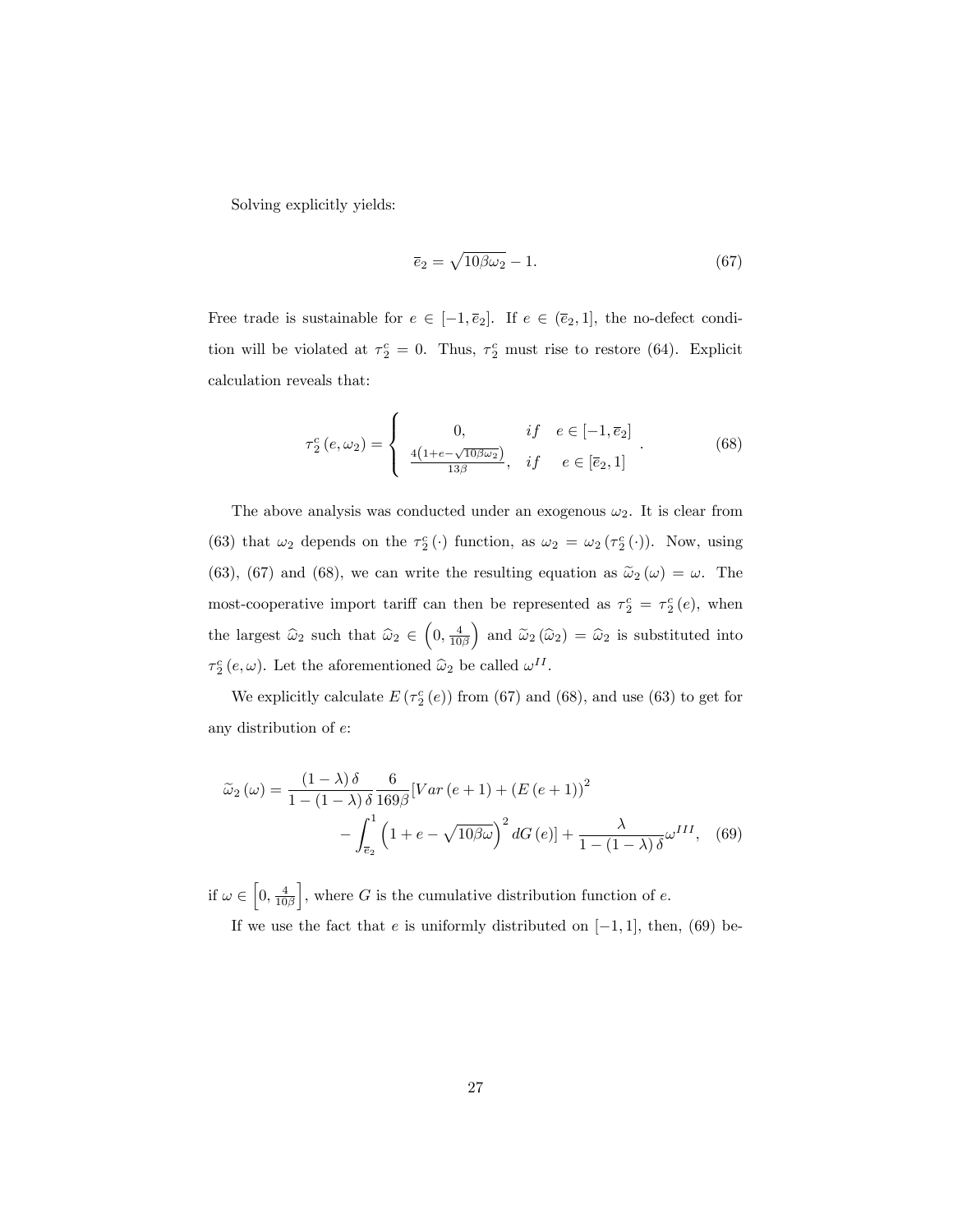Solving explicitly yields:

$$\overline{e}_2 = \sqrt{10\beta\omega_2} - 1. \tag{67}$$

Free trade is sustainable for $e \in [-1, \overline{e}_2]$. If $e \in (\overline{e}_2, 1]$, the no-defect condition will be violated at $\tau_2^c = 0$. Thus, $\tau_2^c$ must rise to restore (64). Explicit calculation reveals that:

$$\tau_2^c(e, \omega_2) = \begin{cases} 0, & if \quad e \in [-1, \overline{e}_2] \\ \frac{4\left(1+e-\sqrt{10\beta\omega_2}\right)}{13\beta}, & if \quad e \in [\overline{e}_2, 1] \end{cases}. \tag{68}$$

The above analysis was conducted under an exogenous $\omega_2$. It is clear from (63) that $\omega_2$ depends on the $\tau_2^c(\cdot)$ function, as $\omega_2 = \omega_2(\tau_2^c(\cdot))$. Now, using (63), (67) and (68), we can write the resulting equation as $\widetilde{\omega}_2(\omega) = \omega$. The most-cooperative import tariff can then be represented as $\tau_2^c = \tau_2^c(e)$, when the largest $\widehat{\omega}_2$ such that $\widehat{\omega}_2 \in \left(0, \frac{4}{10\beta}\right)$ and $\widetilde{\omega}_2(\widehat{\omega}_2) = \widehat{\omega}_2$ is substituted into $\tau_2^c(e, \omega)$. Let the aforementioned $\widehat{\omega}_2$ be called $\omega^{II}$.

We explicitly calculate $E(\tau_2^c(e))$ from (67) and (68), and use (63) to get for any distribution of $e$:

$$\widetilde{\omega}_2(\omega) = \frac{(1-\lambda)\delta}{1-(1-\lambda)\delta}\frac{6}{169\beta}[Var(e+1) + (E(e+1))^2 - \int_{\overline{e}_2}^{1}\left(1+e-\sqrt{10\beta\omega}\right)^2 dG(e)] + \frac{\lambda}{1-(1-\lambda)\delta}\omega^{III}, \tag{69}$$

if $\omega \in \left[0, \frac{4}{10\beta}\right]$, where $G$ is the cumulative distribution function of $e$.

If we use the fact that $e$ is uniformly distributed on $[-1, 1]$, then, (69) be-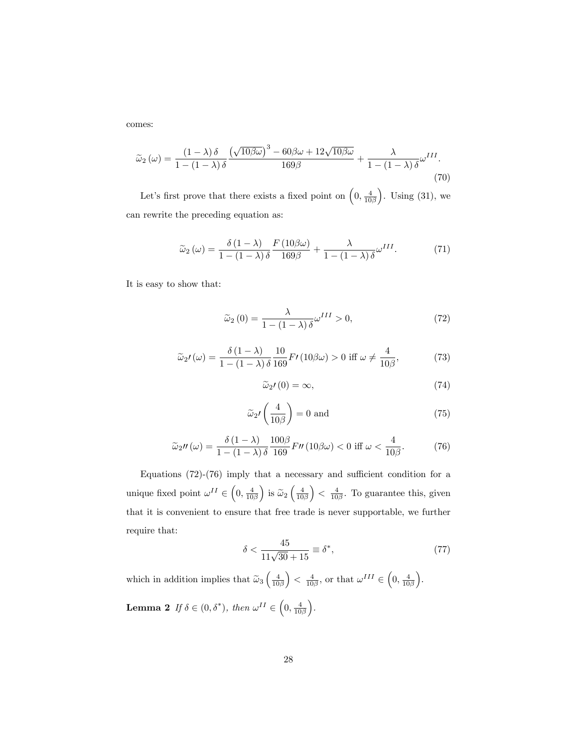comes:

$$\widetilde{\omega}_2(\omega) = \frac{(1-\lambda)\delta}{1-(1-\lambda)\delta} \frac{\left(\sqrt{10\beta\omega}\right)^3 - 60\beta\omega + 12\sqrt{10\beta\omega}}{169\beta} + \frac{\lambda}{1-(1-\lambda)\delta}\omega^{III}. \tag{70}$$

Let's first prove that there exists a fixed point on $\left(0, \frac{4}{10\beta}\right)$. Using (31), we can rewrite the preceding equation as:

$$\widetilde{\omega}_2(\omega) = \frac{\delta(1-\lambda)}{1-(1-\lambda)\delta} \frac{F(10\beta\omega)}{169\beta} + \frac{\lambda}{1-(1-\lambda)\delta}\omega^{III}. \tag{71}$$

It is easy to show that:

$$\widetilde{\omega}_2(0) = \frac{\lambda}{1-(1-\lambda)\delta}\omega^{III} > 0, \tag{72}$$

$$\widetilde{\omega}_2\prime(\omega) = \frac{\delta(1-\lambda)}{1-(1-\lambda)\delta} \frac{10}{169} F\prime(10\beta\omega) > 0 \text{ iff } \omega \neq \frac{4}{10\beta}, \tag{73}$$

$$\widetilde{\omega}_2\prime(0) = \infty, \tag{74}$$

$$\widetilde{\omega}_2\prime\left(\frac{4}{10\beta}\right) = 0 \text{ and} \tag{75}$$

$$\widetilde{\omega}_2\prime\prime(\omega) = \frac{\delta(1-\lambda)}{1-(1-\lambda)\delta} \frac{100\beta}{169} F\prime\prime(10\beta\omega) < 0 \text{ iff } \omega < \frac{4}{10\beta}. \tag{76}$$

Equations (72)-(76) imply that a necessary and sufficient condition for a unique fixed point $\omega^{II} \in \left(0, \frac{4}{10\beta}\right)$ is $\widetilde{\omega}_2\left(\frac{4}{10\beta}\right) < \frac{4}{10\beta}$. To guarantee this, given that it is convenient to ensure that free trade is never supportable, we further require that:

$$\delta < \frac{45}{11\sqrt{30}+15} \equiv \delta^*, \tag{77}$$

which in addition implies that $\widetilde{\omega}_3\left(\frac{4}{10\beta}\right) < \frac{4}{10\beta}$, or that $\omega^{III} \in \left(0, \frac{4}{10\beta}\right)$.

**Lemma 2** *If $\delta \in (0, \delta^*)$, then $\omega^{II} \in \left(0, \frac{4}{10\beta}\right)$.*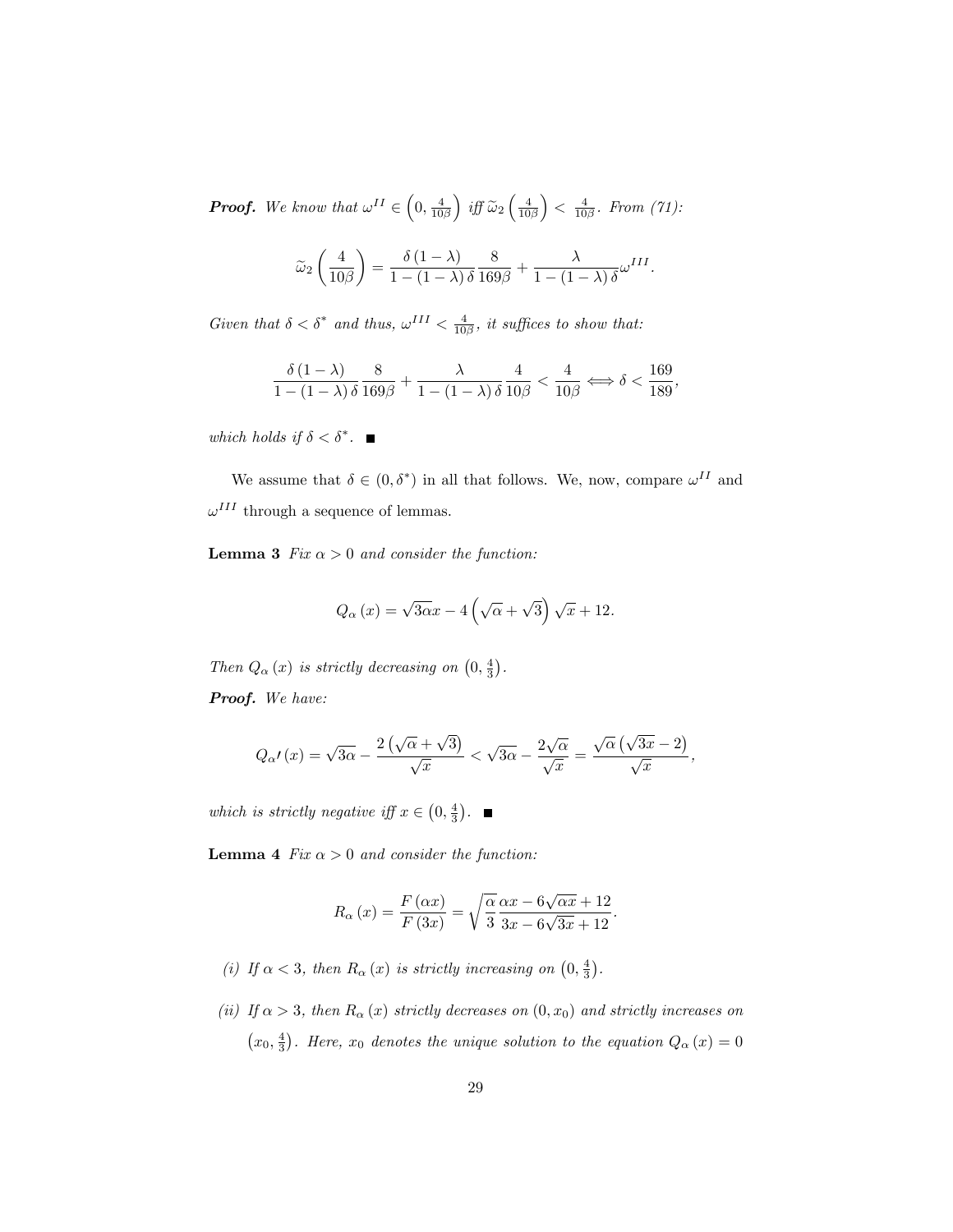***Proof.*** *We know that* $\omega^{II} \in \left(0, \frac{4}{10\beta}\right)$ *iff* $\widetilde{\omega}_2\left(\frac{4}{10\beta}\right) < \frac{4}{10\beta}$. *From (71):*

$$\widetilde{\omega}_2\left(\frac{4}{10\beta}\right) = \frac{\delta(1-\lambda)}{1-(1-\lambda)\delta}\frac{8}{169\beta} + \frac{\lambda}{1-(1-\lambda)\delta}\omega^{III}.$$

*Given that* $\delta < \delta^*$ *and thus,* $\omega^{III} < \frac{4}{10\beta}$, *it suffices to show that:*

$$\frac{\delta(1-\lambda)}{1-(1-\lambda)\delta}\frac{8}{169\beta} + \frac{\lambda}{1-(1-\lambda)\delta}\frac{4}{10\beta} < \frac{4}{10\beta} \Longleftrightarrow \delta < \frac{169}{189},$$

*which holds if* $\delta < \delta^*$. ■

We assume that $\delta \in (0, \delta^*)$ in all that follows. We, now, compare $\omega^{II}$ and $\omega^{III}$ through a sequence of lemmas.

**Lemma 3** *Fix* $\alpha > 0$ *and consider the function:*

$$Q_\alpha(x) = \sqrt{3\alpha}x - 4\left(\sqrt{\alpha} + \sqrt{3}\right)\sqrt{x} + 12.$$

*Then* $Q_\alpha(x)$ *is strictly decreasing on* $\left(0, \frac{4}{3}\right)$.

***Proof.*** *We have:*

$$Q_\alpha\prime(x) = \sqrt{3\alpha} - \frac{2\left(\sqrt{\alpha} + \sqrt{3}\right)}{\sqrt{x}} < \sqrt{3\alpha} - \frac{2\sqrt{\alpha}}{\sqrt{x}} = \frac{\sqrt{\alpha}\left(\sqrt{3x} - 2\right)}{\sqrt{x}},$$

*which is strictly negative iff* $x \in \left(0, \frac{4}{3}\right)$. ■

**Lemma 4** *Fix* $\alpha > 0$ *and consider the function:*

$$R_\alpha(x) = \frac{F(\alpha x)}{F(3x)} = \sqrt{\frac{\alpha}{3}}\frac{\alpha x - 6\sqrt{\alpha x} + 12}{3x - 6\sqrt{3x} + 12}.$$

*(i) If* $\alpha < 3$, *then* $R_\alpha(x)$ *is strictly increasing on* $\left(0, \frac{4}{3}\right)$.

*(ii) If* $\alpha > 3$, *then* $R_\alpha(x)$ *strictly decreases on* $(0, x_0)$ *and strictly increases on* $\left(x_0, \frac{4}{3}\right)$. *Here,* $x_0$ *denotes the unique solution to the equation* $Q_\alpha(x) = 0$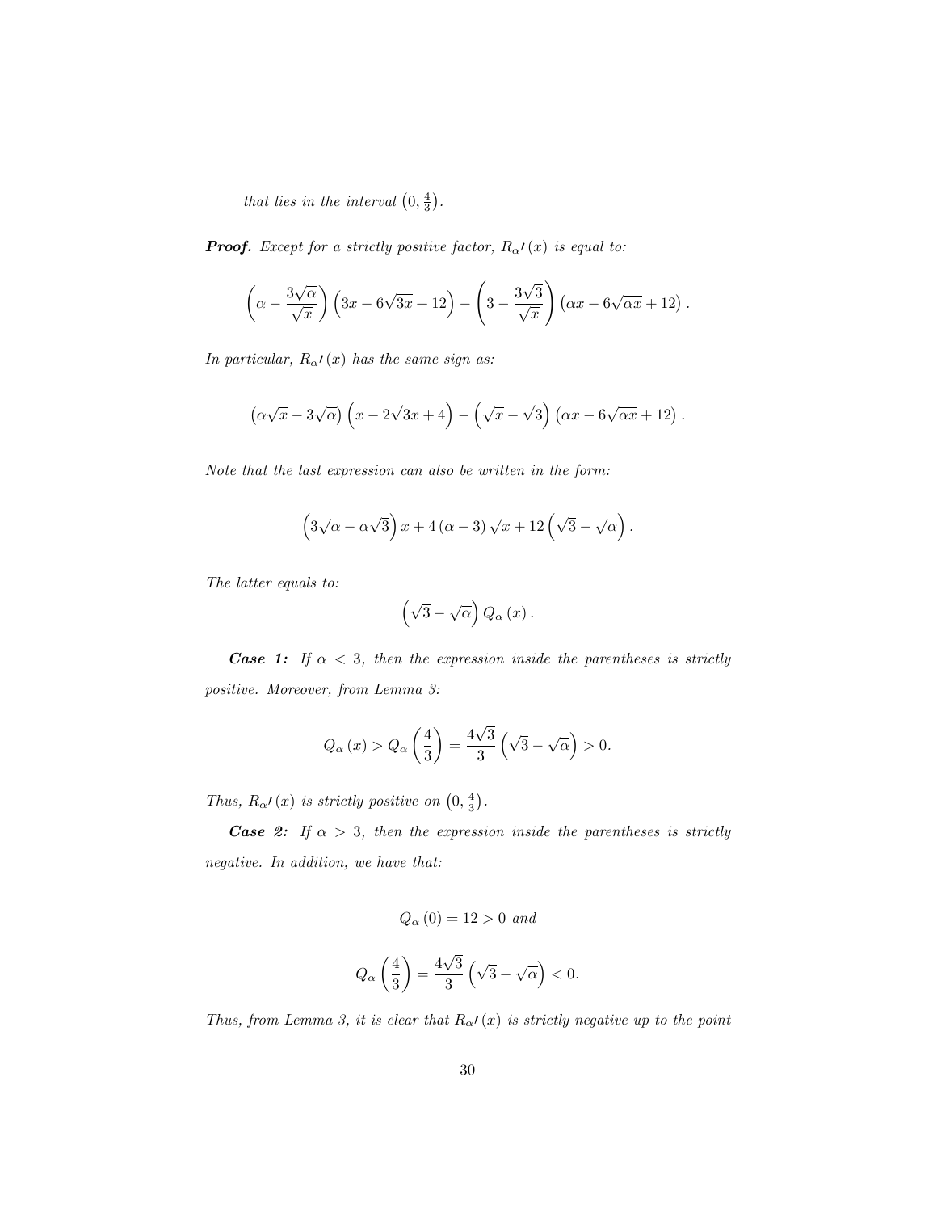*that lies in the interval* $\left(0, \frac{4}{3}\right)$.

***Proof.*** *Except for a strictly positive factor,* $R_{\alpha}\prime(x)$ *is equal to:*

$$\left(\alpha - \frac{3\sqrt{\alpha}}{\sqrt{x}}\right)\left(3x - 6\sqrt{3x} + 12\right) - \left(3 - \frac{3\sqrt{3}}{\sqrt{x}}\right)\left(\alpha x - 6\sqrt{\alpha x} + 12\right).$$

*In particular,* $R_{\alpha}\prime(x)$ *has the same sign as:*

$$\left(\alpha\sqrt{x} - 3\sqrt{\alpha}\right)\left(x - 2\sqrt{3x} + 4\right) - \left(\sqrt{x} - \sqrt{3}\right)\left(\alpha x - 6\sqrt{\alpha x} + 12\right).$$

*Note that the last expression can also be written in the form:*

$$\left(3\sqrt{\alpha} - \alpha\sqrt{3}\right)x + 4\left(\alpha - 3\right)\sqrt{x} + 12\left(\sqrt{3} - \sqrt{\alpha}\right).$$

*The latter equals to:*

$$\left(\sqrt{3} - \sqrt{\alpha}\right)Q_{\alpha}(x).$$

***Case 1:*** *If* $\alpha < 3$*, then the expression inside the parentheses is strictly positive. Moreover, from Lemma 3:*

$$Q_{\alpha}(x) > Q_{\alpha}\left(\frac{4}{3}\right) = \frac{4\sqrt{3}}{3}\left(\sqrt{3} - \sqrt{\alpha}\right) > 0.$$

*Thus,* $R_{\alpha}\prime(x)$ *is strictly positive on* $\left(0, \frac{4}{3}\right)$.

***Case 2:*** *If* $\alpha > 3$*, then the expression inside the parentheses is strictly negative. In addition, we have that:*

$$Q_{\alpha}(0) = 12 > 0 \text{ and}$$

$$Q_{\alpha}\left(\frac{4}{3}\right) = \frac{4\sqrt{3}}{3}\left(\sqrt{3} - \sqrt{\alpha}\right) < 0.$$

*Thus, from Lemma 3, it is clear that* $R_{\alpha}\prime(x)$ *is strictly negative up to the point*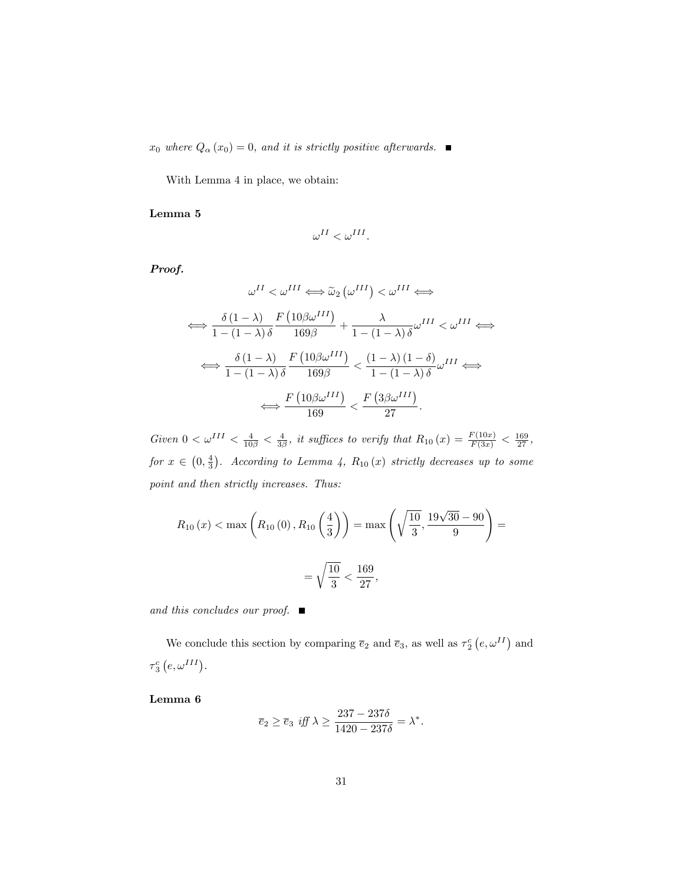*$x_0$ where $Q_\alpha(x_0) = 0$, and it is strictly positive afterwards.* ■

With Lemma 4 in place, we obtain:

**Lemma 5**

$$\omega^{II} < \omega^{III}.$$

***Proof.***

$$\omega^{II} < \omega^{III} \Longleftrightarrow \widetilde{\omega}_2\left(\omega^{III}\right) < \omega^{III} \Longleftrightarrow$$

$$\Longleftrightarrow \frac{\delta(1-\lambda)}{1-(1-\lambda)\delta} \frac{F\left(10\beta\omega^{III}\right)}{169\beta} + \frac{\lambda}{1-(1-\lambda)\delta}\omega^{III} < \omega^{III} \Longleftrightarrow$$

$$\Longleftrightarrow \frac{\delta(1-\lambda)}{1-(1-\lambda)\delta} \frac{F\left(10\beta\omega^{III}\right)}{169\beta} < \frac{(1-\lambda)(1-\delta)}{1-(1-\lambda)\delta}\omega^{III} \Longleftrightarrow$$

$$\Longleftrightarrow \frac{F\left(10\beta\omega^{III}\right)}{169} < \frac{F\left(3\beta\omega^{III}\right)}{27}.$$

*Given $0 < \omega^{III} < \frac{4}{10\beta} < \frac{4}{3\beta}$, it suffices to verify that $R_{10}(x) = \frac{F(10x)}{F(3x)} < \frac{169}{27}$, for $x \in \left(0, \frac{4}{3}\right)$. According to Lemma 4, $R_{10}(x)$ strictly decreases up to some point and then strictly increases. Thus:*

$$R_{10}(x) < \max\left(R_{10}(0), R_{10}\left(\frac{4}{3}\right)\right) = \max\left(\sqrt{\frac{10}{3}}, \frac{19\sqrt{30}-90}{9}\right) =$$

$$= \sqrt{\frac{10}{3}} < \frac{169}{27},$$

*and this concludes our proof.* ■

We conclude this section by comparing $\overline{e}_2$ and $\overline{e}_3$, as well as $\tau_2^c\left(e, \omega^{II}\right)$ and $\tau_3^c\left(e, \omega^{III}\right)$.

**Lemma 6**

$$\overline{e}_2 \geq \overline{e}_3 \text{ iff } \lambda \geq \frac{237 - 237\delta}{1420 - 237\delta} = \lambda^*.$$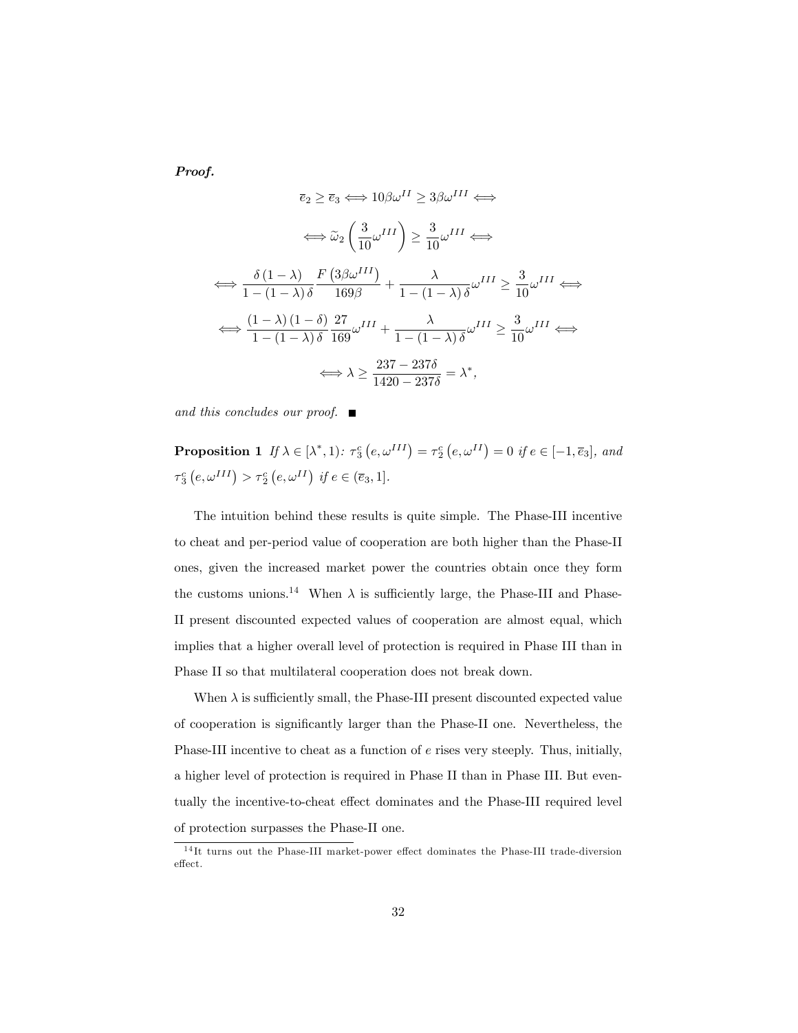***Proof.***

$$\overline{e}_2 \geq \overline{e}_3 \Longleftrightarrow 10\beta\omega^{II} \geq 3\beta\omega^{III} \Longleftrightarrow$$

$$\Longleftrightarrow \widetilde{\omega}_2\left(\frac{3}{10}\omega^{III}\right) \geq \frac{3}{10}\omega^{III} \Longleftrightarrow$$

$$\Longleftrightarrow \frac{\delta(1-\lambda)}{1-(1-\lambda)\delta}\frac{F\left(3\beta\omega^{III}\right)}{169\beta} + \frac{\lambda}{1-(1-\lambda)\delta}\omega^{III} \geq \frac{3}{10}\omega^{III} \Longleftrightarrow$$

$$\Longleftrightarrow \frac{(1-\lambda)(1-\delta)}{1-(1-\lambda)\delta}\frac{27}{169}\omega^{III} + \frac{\lambda}{1-(1-\lambda)\delta}\omega^{III} \geq \frac{3}{10}\omega^{III} \Longleftrightarrow$$

$$\Longleftrightarrow \lambda \geq \frac{237-237\delta}{1420-237\delta} = \lambda^*,$$

*and this concludes our proof.* ■

**Proposition 1** *If $\lambda \in [\lambda^*, 1)$: $\tau_3^c\left(e, \omega^{III}\right) = \tau_2^c\left(e, \omega^{II}\right) = 0$ if $e \in [-1, \overline{e}_3]$, and $\tau_3^c\left(e, \omega^{III}\right) > \tau_2^c\left(e, \omega^{II}\right)$ if $e \in (\overline{e}_3, 1]$.*

The intuition behind these results is quite simple. The Phase-III incentive to cheat and per-period value of cooperation are both higher than the Phase-II ones, given the increased market power the countries obtain once they form the customs unions.[14] When $\lambda$ is sufficiently large, the Phase-III and Phase-II present discounted expected values of cooperation are almost equal, which implies that a higher overall level of protection is required in Phase III than in Phase II so that multilateral cooperation does not break down.

When $\lambda$ is sufficiently small, the Phase-III present discounted expected value of cooperation is significantly larger than the Phase-II one. Nevertheless, the Phase-III incentive to cheat as a function of $e$ rises very steeply. Thus, initially, a higher level of protection is required in Phase II than in Phase III. But eventually the incentive-to-cheat effect dominates and the Phase-III required level of protection surpasses the Phase-II one.

[14] It turns out the Phase-III market-power effect dominates the Phase-III trade-diversion effect.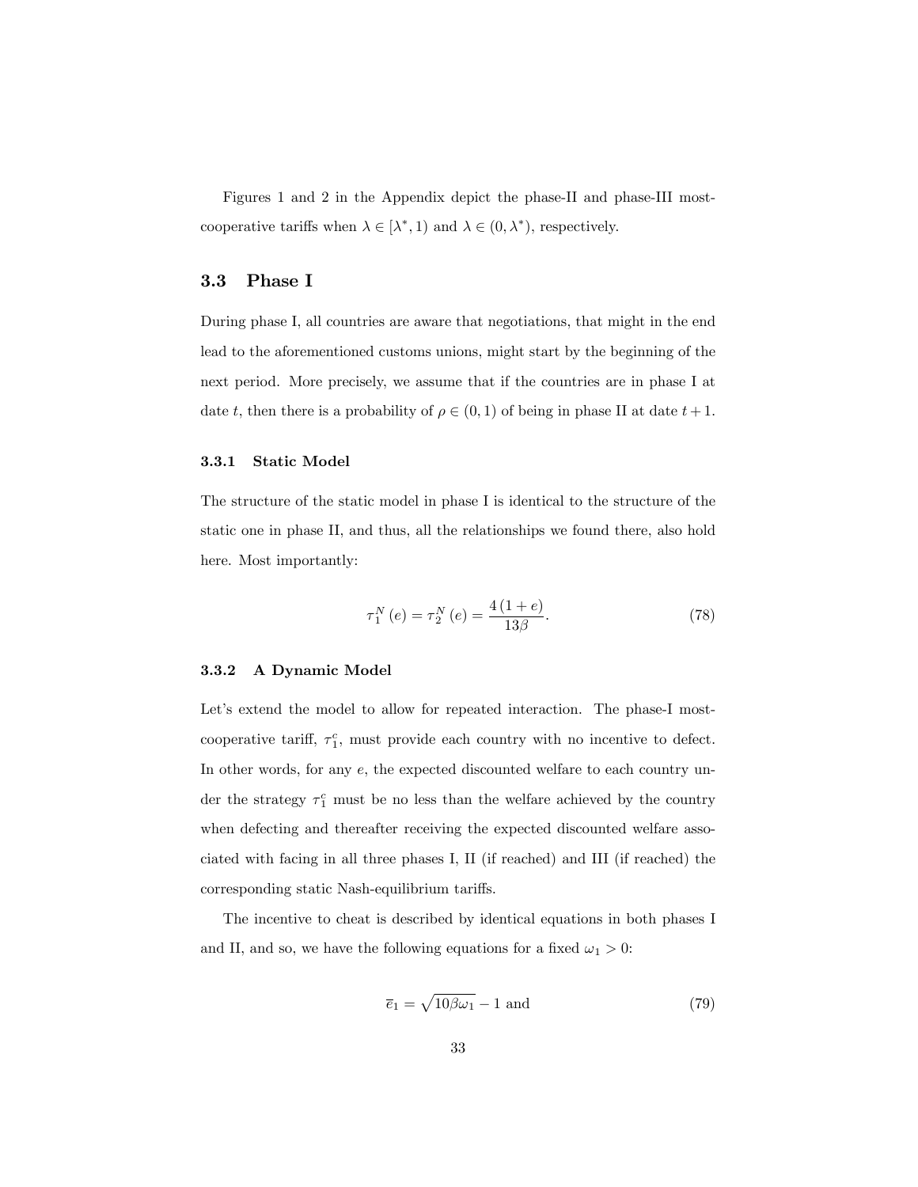Figures 1 and 2 in the Appendix depict the phase-II and phase-III most-cooperative tariffs when $\lambda \in [\lambda^*, 1)$ and $\lambda \in (0, \lambda^*)$, respectively.

## 3.3 Phase I

During phase I, all countries are aware that negotiations, that might in the end lead to the aforementioned customs unions, might start by the beginning of the next period. More precisely, we assume that if the countries are in phase I at date $t$, then there is a probability of $\rho \in (0, 1)$ of being in phase II at date $t+1$.

### 3.3.1 Static Model

The structure of the static model in phase I is identical to the structure of the static one in phase II, and thus, all the relationships we found there, also hold here. Most importantly:

$$\tau_1^N(e) = \tau_2^N(e) = \frac{4(1+e)}{13\beta}. \tag{78}$$

### 3.3.2 A Dynamic Model

Let's extend the model to allow for repeated interaction. The phase-I most-cooperative tariff, $\tau_1^c$, must provide each country with no incentive to defect. In other words, for any $e$, the expected discounted welfare to each country under the strategy $\tau_1^c$ must be no less than the welfare achieved by the country when defecting and thereafter receiving the expected discounted welfare associated with facing in all three phases I, II (if reached) and III (if reached) the corresponding static Nash-equilibrium tariffs.

The incentive to cheat is described by identical equations in both phases I and II, and so, we have the following equations for a fixed $\omega_1 > 0$:

$$\overline{e}_1 = \sqrt{10\beta\omega_1} - 1 \text{ and} \tag{79}$$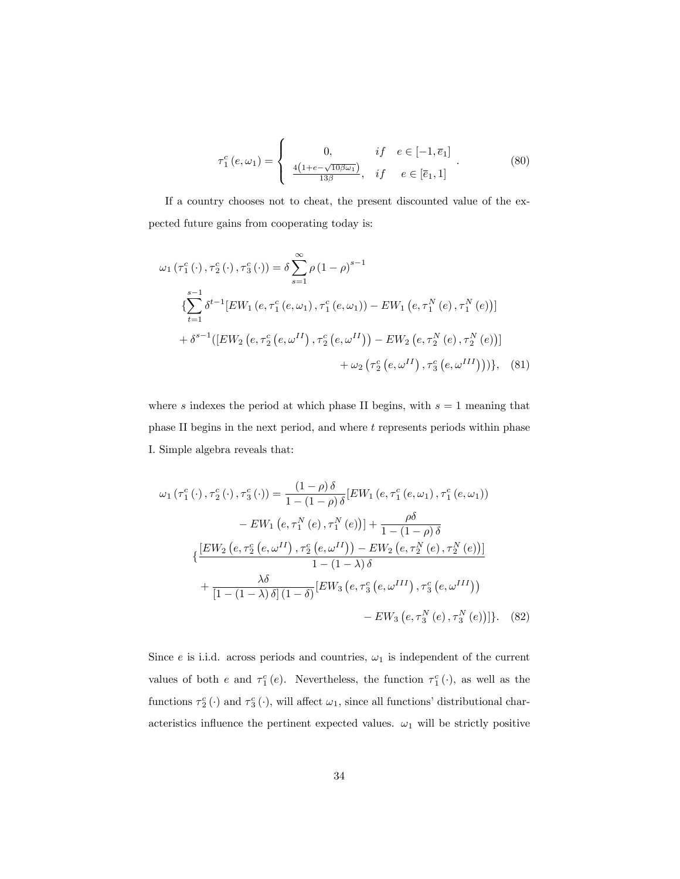$$\tau_1^c(e,\omega_1) = \left\{ \begin{array}{cc} 0, & if \quad e \in [-1, \overline{e}_1] \\ \frac{4\left(1+e-\sqrt{10\beta\omega_1}\right)}{13\beta}, & if \quad e \in [\overline{e}_1, 1] \end{array} \right. . \tag{80}$$

If a country chooses not to cheat, the present discounted value of the expected future gains from cooperating today is:

$$\begin{aligned}
\omega_1\left(\tau_1^c(\cdot), \tau_2^c(\cdot), \tau_3^c(\cdot)\right) &= \delta \sum_{s=1}^{\infty} \rho (1-\rho)^{s-1} \\
&\{\sum_{t=1}^{s-1} \delta^{t-1} [EW_1\left(e, \tau_1^c(e,\omega_1), \tau_1^c(e,\omega_1)\right) - EW_1\left(e, \tau_1^N(e), \tau_1^N(e)\right)] \\
&+ \delta^{s-1} ([EW_2\left(e, \tau_2^c\left(e,\omega^{II}\right), \tau_2^c\left(e,\omega^{II}\right)\right) - EW_2\left(e, \tau_2^N(e), \tau_2^N(e)\right)] \\
&+ \omega_2\left(\tau_2^c\left(e,\omega^{II}\right), \tau_3^c\left(e,\omega^{III}\right)\right))\},
\end{aligned} \tag{81}$$

where $s$ indexes the period at which phase II begins, with $s = 1$ meaning that phase II begins in the next period, and where $t$ represents periods within phase I. Simple algebra reveals that:

$$\begin{aligned}
\omega_1\left(\tau_1^c(\cdot), \tau_2^c(\cdot), \tau_3^c(\cdot)\right) &= \frac{(1-\rho)\delta}{1-(1-\rho)\delta} [EW_1\left(e, \tau_1^c(e,\omega_1), \tau_1^c(e,\omega_1)\right) \\
&- EW_1\left(e, \tau_1^N(e), \tau_1^N(e)\right)] + \frac{\rho\delta}{1-(1-\rho)\delta} \\
&\{\frac{[EW_2\left(e, \tau_2^c\left(e,\omega^{II}\right), \tau_2^c\left(e,\omega^{II}\right)\right) - EW_2\left(e, \tau_2^N(e), \tau_2^N(e)\right)]}{1-(1-\lambda)\delta} \\
&+ \frac{\lambda\delta}{[1-(1-\lambda)\delta](1-\delta)} [EW_3\left(e, \tau_3^c\left(e,\omega^{III}\right), \tau_3^c\left(e,\omega^{III}\right)\right) \\
&- EW_3\left(e, \tau_3^N(e), \tau_3^N(e)\right)]\}.
\end{aligned} \tag{82}$$

Since $e$ is i.i.d. across periods and countries, $\omega_1$ is independent of the current values of both $e$ and $\tau_1^c(e)$. Nevertheless, the function $\tau_1^c(\cdot)$, as well as the functions $\tau_2^c(\cdot)$ and $\tau_3^c(\cdot)$, will affect $\omega_1$, since all functions' distributional characteristics influence the pertinent expected values. $\omega_1$ will be strictly positive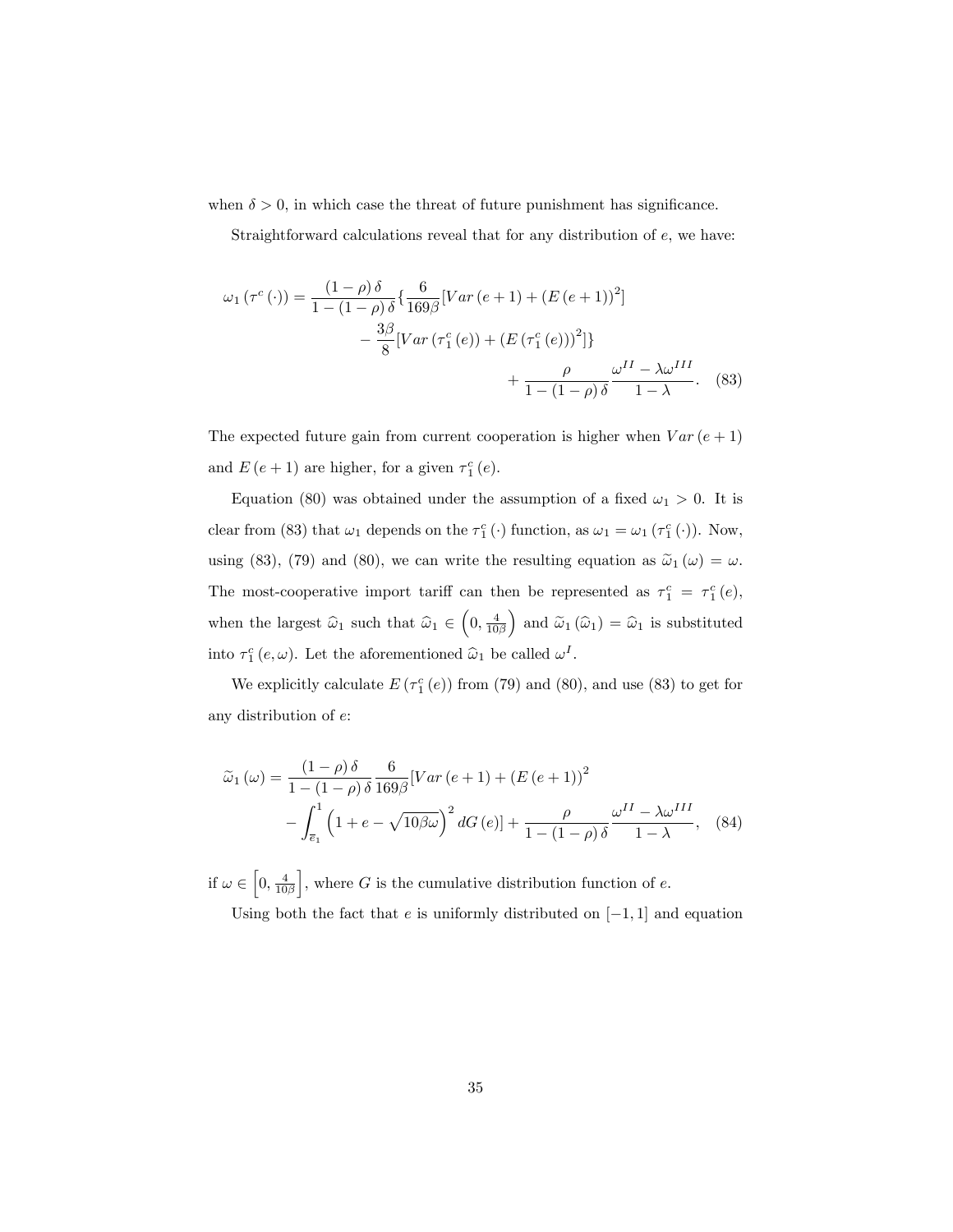when $\delta > 0$, in which case the threat of future punishment has significance.

Straightforward calculations reveal that for any distribution of $e$, we have:

$$\omega_1(\tau^c(\cdot)) = \frac{(1-\rho)\delta}{1-(1-\rho)\delta}\{\frac{6}{169\beta}[Var(e+1) + (E(e+1))^2] - \frac{3\beta}{8}[Var(\tau_1^c(e)) + (E(\tau_1^c(e)))^2]\} + \frac{\rho}{1-(1-\rho)\delta}\frac{\omega^{II} - \lambda\omega^{III}}{1-\lambda}. \quad (83)$$

The expected future gain from current cooperation is higher when $Var(e+1)$ and $E(e+1)$ are higher, for a given $\tau_1^c(e)$.

Equation (80) was obtained under the assumption of a fixed $\omega_1 > 0$. It is clear from (83) that $\omega_1$ depends on the $\tau_1^c(\cdot)$ function, as $\omega_1 = \omega_1(\tau_1^c(\cdot))$. Now, using (83), (79) and (80), we can write the resulting equation as $\widetilde{\omega}_1(\omega) = \omega$. The most-cooperative import tariff can then be represented as $\tau_1^c = \tau_1^c(e)$, when the largest $\widehat{\omega}_1$ such that $\widehat{\omega}_1 \in \left(0, \frac{4}{10\beta}\right)$ and $\widetilde{\omega}_1(\widehat{\omega}_1) = \widehat{\omega}_1$ is substituted into $\tau_1^c(e, \omega)$. Let the aforementioned $\widehat{\omega}_1$ be called $\omega^I$.

We explicitly calculate $E(\tau_1^c(e))$ from (79) and (80), and use (83) to get for any distribution of $e$:

$$\widetilde{\omega}_1(\omega) = \frac{(1-\rho)\delta}{1-(1-\rho)\delta}\frac{6}{169\beta}[Var(e+1) + (E(e+1))^2 - \int_{\overline{e}_1}^{1}\left(1+e-\sqrt{10\beta\omega}\right)^2 dG(e)] + \frac{\rho}{1-(1-\rho)\delta}\frac{\omega^{II} - \lambda\omega^{III}}{1-\lambda}, \quad (84)$$

if $\omega \in \left[0, \frac{4}{10\beta}\right]$, where $G$ is the cumulative distribution function of $e$.

Using both the fact that $e$ is uniformly distributed on $[-1, 1]$ and equation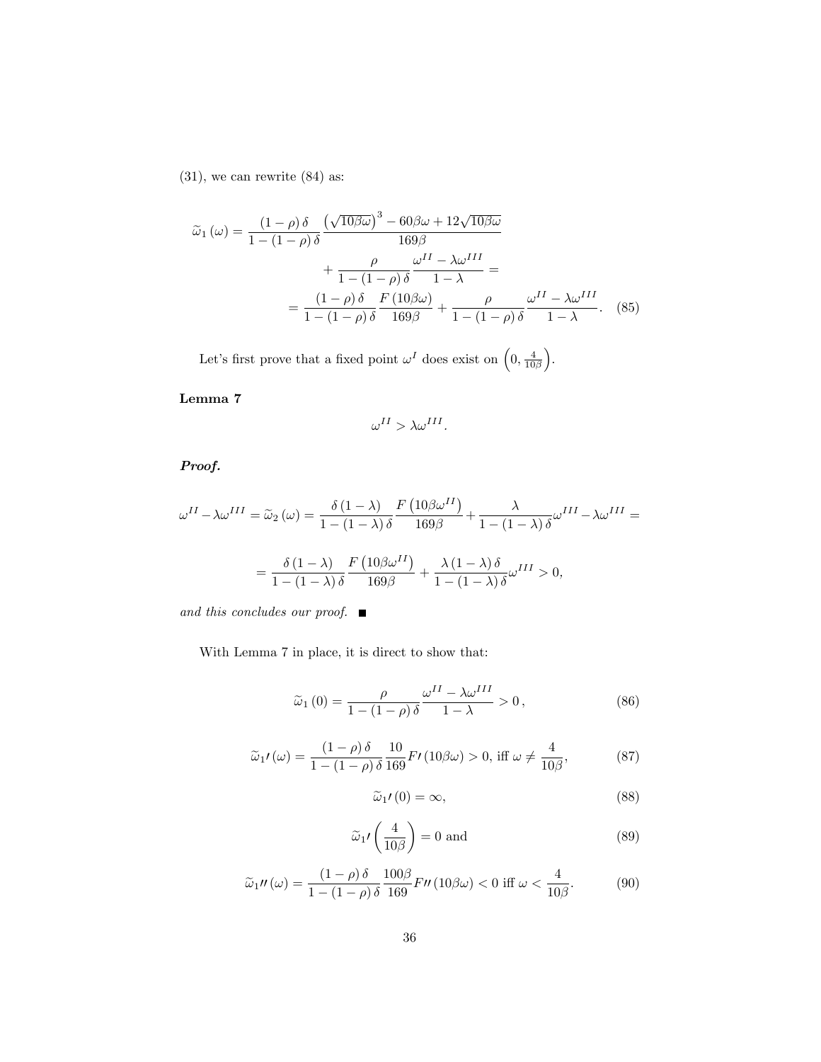(31), we can rewrite (84) as:

$$\widetilde{\omega}_1(\omega) = \frac{(1-\rho)\delta}{1-(1-\rho)\delta} \frac{\left(\sqrt{10\beta\omega}\right)^3 - 60\beta\omega + 12\sqrt{10\beta\omega}}{169\beta}$$
$$+ \frac{\rho}{1-(1-\rho)\delta} \frac{\omega^{II} - \lambda\omega^{III}}{1-\lambda} =$$
$$= \frac{(1-\rho)\delta}{1-(1-\rho)\delta} \frac{F(10\beta\omega)}{169\beta} + \frac{\rho}{1-(1-\rho)\delta} \frac{\omega^{II} - \lambda\omega^{III}}{1-\lambda}. \quad (85)$$

Let's first prove that a fixed point $\omega^I$ does exist on $\left(0, \frac{4}{10\beta}\right)$.

**Lemma 7**

$$\omega^{II} > \lambda\omega^{III}.$$

***Proof.***

$$\omega^{II} - \lambda\omega^{III} = \widetilde{\omega}_2(\omega) = \frac{\delta(1-\lambda)}{1-(1-\lambda)\delta} \frac{F\left(10\beta\omega^{II}\right)}{169\beta} + \frac{\lambda}{1-(1-\lambda)\delta}\omega^{III} - \lambda\omega^{III} =$$

$$= \frac{\delta(1-\lambda)}{1-(1-\lambda)\delta} \frac{F\left(10\beta\omega^{II}\right)}{169\beta} + \frac{\lambda(1-\lambda)\delta}{1-(1-\lambda)\delta}\omega^{III} > 0,$$

*and this concludes our proof.* ■

With Lemma 7 in place, it is direct to show that:

$$\widetilde{\omega}_1(0) = \frac{\rho}{1-(1-\rho)\delta} \frac{\omega^{II} - \lambda\omega^{III}}{1-\lambda} > 0\,, \quad (86)$$

$$\widetilde{\omega}_1'(\omega) = \frac{(1-\rho)\delta}{1-(1-\rho)\delta} \frac{10}{169} F'(10\beta\omega) > 0, \text{ iff } \omega \neq \frac{4}{10\beta}, \quad (87)$$

$$\widetilde{\omega}_1'(0) = \infty, \quad (88)$$

$$\widetilde{\omega}_1'\left(\frac{4}{10\beta}\right) = 0 \text{ and} \quad (89)$$

$$\widetilde{\omega}_1''(\omega) = \frac{(1-\rho)\delta}{1-(1-\rho)\delta} \frac{100\beta}{169} F''(10\beta\omega) < 0 \text{ iff } \omega < \frac{4}{10\beta}. \quad (90)$$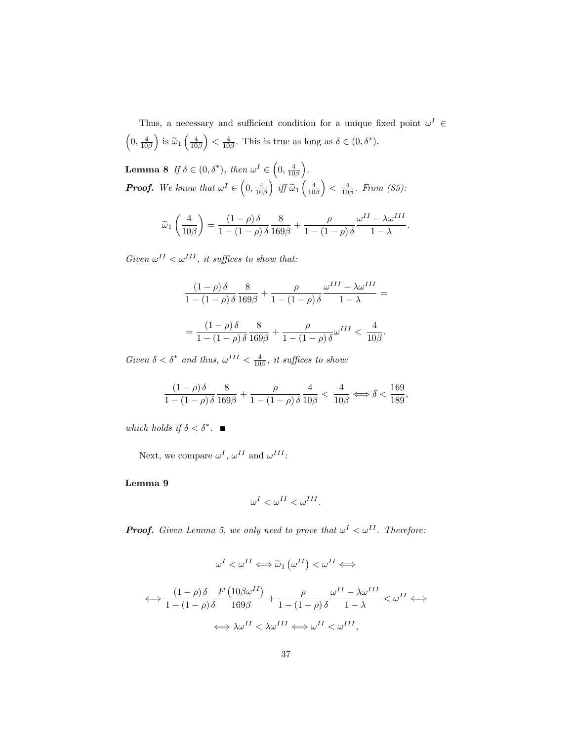Thus, a necessary and sufficient condition for a unique fixed point $\omega^I \in \left(0, \frac{4}{10\beta}\right)$ is $\widetilde{\omega}_1\left(\frac{4}{10\beta}\right) < \frac{4}{10\beta}$. This is true as long as $\delta \in (0, \delta^*)$.

**Lemma 8** *If $\delta \in (0, \delta^*)$, then $\omega^I \in \left(0, \frac{4}{10\beta}\right)$.*

***Proof.*** *We know that $\omega^I \in \left(0, \frac{4}{10\beta}\right)$ iff $\widetilde{\omega}_1\left(\frac{4}{10\beta}\right) < \frac{4}{10\beta}$. From (85):*

$$\widetilde{\omega}_1\left(\frac{4}{10\beta}\right) = \frac{(1-\rho)\,\delta}{1-(1-\rho)\,\delta}\frac{8}{169\beta} + \frac{\rho}{1-(1-\rho)\,\delta}\frac{\omega^{II} - \lambda\omega^{III}}{1-\lambda}.$$

*Given $\omega^{II} < \omega^{III}$, it suffices to show that:*

$$\frac{(1-\rho)\,\delta}{1-(1-\rho)\,\delta}\frac{8}{169\beta} + \frac{\rho}{1-(1-\rho)\,\delta}\frac{\omega^{III} - \lambda\omega^{III}}{1-\lambda} =$$

$$= \frac{(1-\rho)\,\delta}{1-(1-\rho)\,\delta}\frac{8}{169\beta} + \frac{\rho}{1-(1-\rho)\,\delta}\omega^{III} < \frac{4}{10\beta}.$$

*Given $\delta < \delta^*$ and thus, $\omega^{III} < \frac{4}{10\beta}$, it suffices to show:*

$$\frac{(1-\rho)\,\delta}{1-(1-\rho)\,\delta}\frac{8}{169\beta} + \frac{\rho}{1-(1-\rho)\,\delta}\frac{4}{10\beta} < \frac{4}{10\beta} \Longleftrightarrow \delta < \frac{169}{189},$$

*which holds if $\delta < \delta^*$.* ■

Next, we compare $\omega^I$, $\omega^{II}$ and $\omega^{III}$:

**Lemma 9**

$$\omega^I < \omega^{II} < \omega^{III}.$$

***Proof.*** *Given Lemma 5, we only need to prove that $\omega^I < \omega^{II}$. Therefore:*

$$\omega^I < \omega^{II} \Longleftrightarrow \widetilde{\omega}_1\left(\omega^{II}\right) < \omega^{II} \Longleftrightarrow$$

$$\Longleftrightarrow \frac{(1-\rho)\,\delta}{1-(1-\rho)\,\delta}\frac{F\left(10\beta\omega^{II}\right)}{169\beta} + \frac{\rho}{1-(1-\rho)\,\delta}\frac{\omega^{II} - \lambda\omega^{III}}{1-\lambda} < \omega^{II} \Longleftrightarrow$$

$$\Longleftrightarrow \lambda\omega^{II} < \lambda\omega^{III} \Longleftrightarrow \omega^{II} < \omega^{III},$$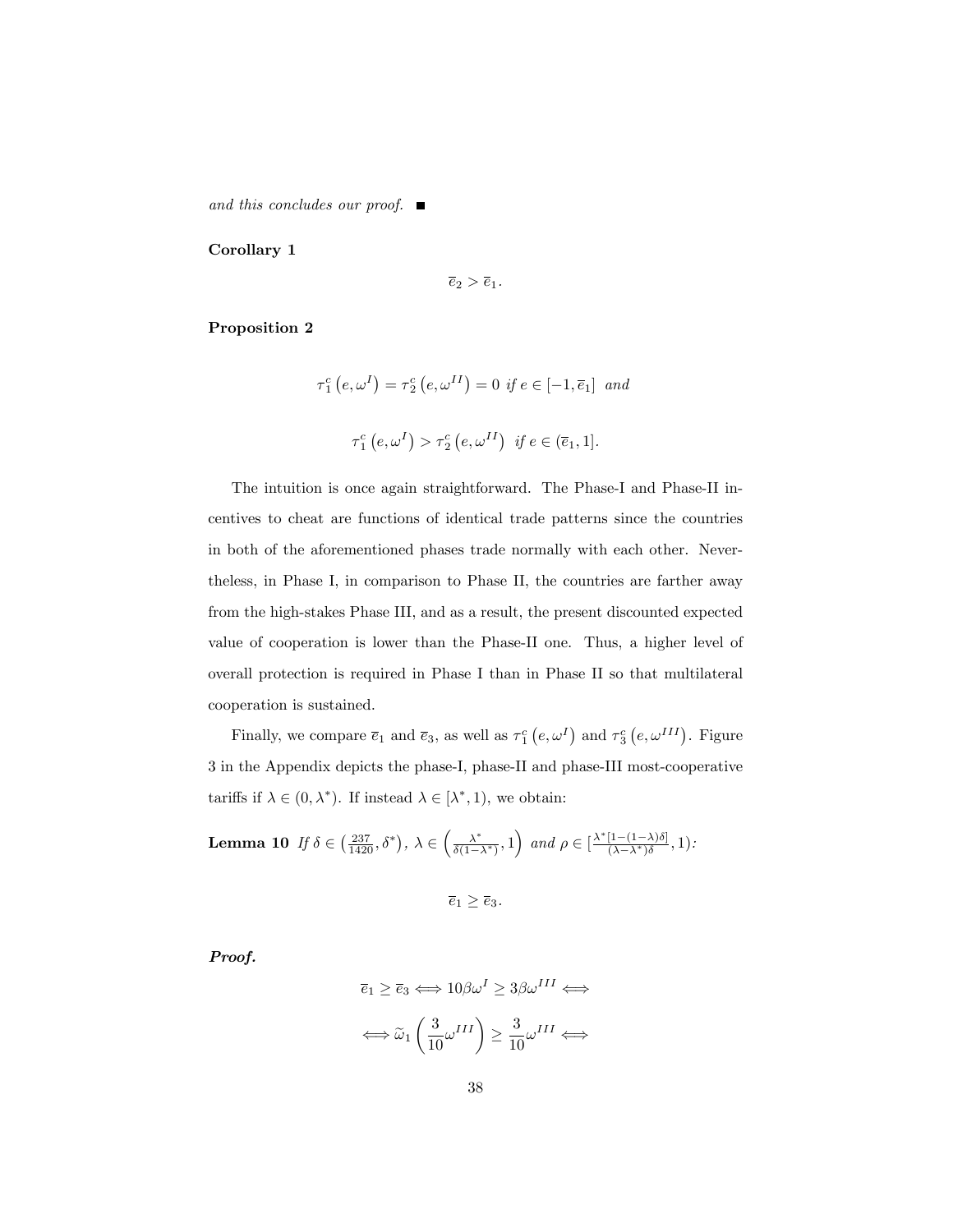*and this concludes our proof.* ■

**Corollary 1**

$$\overline{e}_2 > \overline{e}_1.$$

**Proposition 2**

$$\tau_1^c\left(e, \omega^I\right) = \tau_2^c\left(e, \omega^{II}\right) = 0 \text{ if } e \in [-1, \overline{e}_1] \text{ and}$$

$$\tau_1^c\left(e, \omega^I\right) > \tau_2^c\left(e, \omega^{II}\right) \text{ if } e \in (\overline{e}_1, 1].$$

The intuition is once again straightforward. The Phase-I and Phase-II incentives to cheat are functions of identical trade patterns since the countries in both of the aforementioned phases trade normally with each other. Nevertheless, in Phase I, in comparison to Phase II, the countries are farther away from the high-stakes Phase III, and as a result, the present discounted expected value of cooperation is lower than the Phase-II one. Thus, a higher level of overall protection is required in Phase I than in Phase II so that multilateral cooperation is sustained.

Finally, we compare $\overline{e}_1$ and $\overline{e}_3$, as well as $\tau_1^c\left(e, \omega^I\right)$ and $\tau_3^c\left(e, \omega^{III}\right)$. Figure 3 in the Appendix depicts the phase-I, phase-II and phase-III most-cooperative tariffs if $\lambda \in (0, \lambda^*)$. If instead $\lambda \in [\lambda^*, 1)$, we obtain:

**Lemma 10** *If* $\delta \in \left(\frac{237}{1420}, \delta^*\right)$, $\lambda \in \left(\frac{\lambda^*}{\delta(1-\lambda^*)}, 1\right)$ *and* $\rho \in [\frac{\lambda^*[1-(1-\lambda)\delta]}{(\lambda-\lambda^*)\delta}, 1)$*:*

$$\overline{e}_1 \geq \overline{e}_3.$$

***Proof.***

$$\overline{e}_1 \geq \overline{e}_3 \Longleftrightarrow 10\beta\omega^I \geq 3\beta\omega^{III} \Longleftrightarrow$$

$$\Longleftrightarrow \widetilde{\omega}_1\left(\frac{3}{10}\omega^{III}\right) \geq \frac{3}{10}\omega^{III} \Longleftrightarrow$$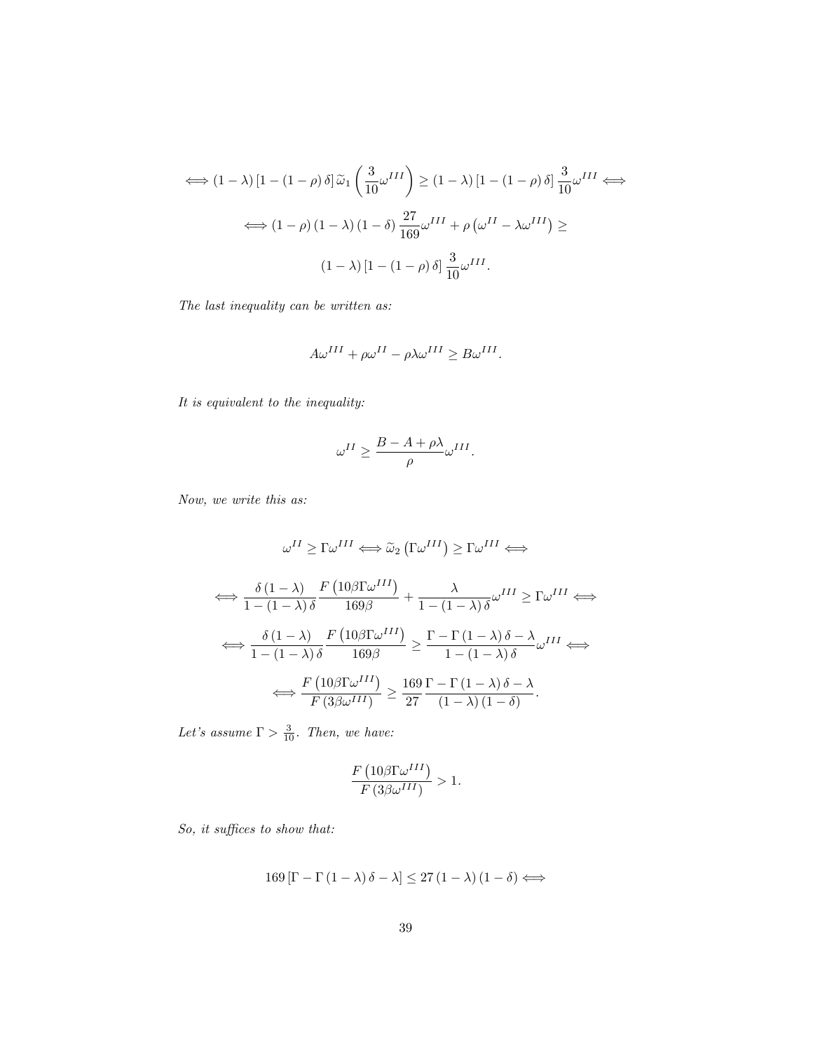$$\iff (1-\lambda)\left[1-(1-\rho)\delta\right]\widetilde{\omega}_1\left(\frac{3}{10}\omega^{III}\right) \geq (1-\lambda)\left[1-(1-\rho)\delta\right]\frac{3}{10}\omega^{III} \iff$$

$$\iff (1-\rho)(1-\lambda)(1-\delta)\frac{27}{169}\omega^{III} + \rho\left(\omega^{II} - \lambda\omega^{III}\right) \geq$$

$$(1-\lambda)\left[1-(1-\rho)\delta\right]\frac{3}{10}\omega^{III}.$$

*The last inequality can be written as:*

$$A\omega^{III} + \rho\omega^{II} - \rho\lambda\omega^{III} \geq B\omega^{III}.$$

*It is equivalent to the inequality:*

$$\omega^{II} \geq \frac{B - A + \rho\lambda}{\rho}\omega^{III}.$$

*Now, we write this as:*

$$\omega^{II} \geq \Gamma\omega^{III} \iff \widetilde{\omega}_2\left(\Gamma\omega^{III}\right) \geq \Gamma\omega^{III} \iff$$

$$\iff \frac{\delta(1-\lambda)}{1-(1-\lambda)\delta}\frac{F\left(10\beta\Gamma\omega^{III}\right)}{169\beta} + \frac{\lambda}{1-(1-\lambda)\delta}\omega^{III} \geq \Gamma\omega^{III} \iff$$

$$\iff \frac{\delta(1-\lambda)}{1-(1-\lambda)\delta}\frac{F\left(10\beta\Gamma\omega^{III}\right)}{169\beta} \geq \frac{\Gamma - \Gamma(1-\lambda)\delta - \lambda}{1-(1-\lambda)\delta}\omega^{III} \iff$$

$$\iff \frac{F\left(10\beta\Gamma\omega^{III}\right)}{F\left(3\beta\omega^{III}\right)} \geq \frac{169}{27}\frac{\Gamma - \Gamma(1-\lambda)\delta - \lambda}{(1-\lambda)(1-\delta)}.$$

*Let's assume* $\Gamma > \frac{3}{10}$. *Then, we have:*

$$\frac{F\left(10\beta\Gamma\omega^{III}\right)}{F\left(3\beta\omega^{III}\right)} > 1.$$

*So, it suffices to show that:*

$$169\left[\Gamma - \Gamma(1-\lambda)\delta - \lambda\right] \leq 27(1-\lambda)(1-\delta) \iff$$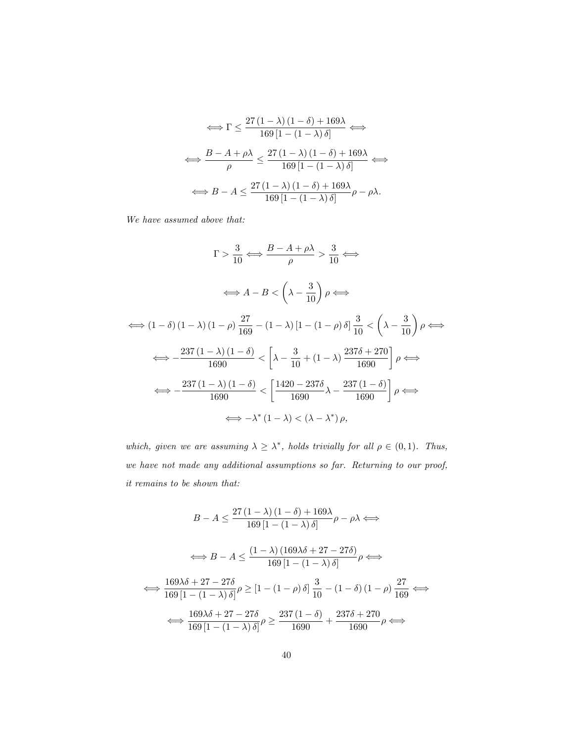$$\iff \Gamma \leq \frac{27(1-\lambda)(1-\delta)+169\lambda}{169[1-(1-\lambda)\delta]} \iff$$

$$\iff \frac{B-A+\rho\lambda}{\rho} \leq \frac{27(1-\lambda)(1-\delta)+169\lambda}{169[1-(1-\lambda)\delta]} \iff$$

$$\iff B-A \leq \frac{27(1-\lambda)(1-\delta)+169\lambda}{169[1-(1-\lambda)\delta]}\rho - \rho\lambda.$$

*We have assumed above that:*

$$\Gamma > \frac{3}{10} \iff \frac{B-A+\rho\lambda}{\rho} > \frac{3}{10} \iff$$

$$\iff A-B < \left(\lambda - \frac{3}{10}\right)\rho \iff$$

$$\iff (1-\delta)(1-\lambda)(1-\rho)\frac{27}{169} - (1-\lambda)[1-(1-\rho)\delta]\frac{3}{10} < \left(\lambda - \frac{3}{10}\right)\rho \iff$$

$$\iff -\frac{237(1-\lambda)(1-\delta)}{1690} < \left[\lambda - \frac{3}{10} + (1-\lambda)\frac{237\delta+270}{1690}\right]\rho \iff$$

$$\iff -\frac{237(1-\lambda)(1-\delta)}{1690} < \left[\frac{1420-237\delta}{1690}\lambda - \frac{237(1-\delta)}{1690}\right]\rho \iff$$

$$\iff -\lambda^*(1-\lambda) < (\lambda - \lambda^*)\rho,$$

*which, given we are assuming $\lambda \geq \lambda^*$, holds trivially for all $\rho \in (0,1)$. Thus, we have not made any additional assumptions so far. Returning to our proof, it remains to be shown that:*

$$B-A \leq \frac{27(1-\lambda)(1-\delta)+169\lambda}{169[1-(1-\lambda)\delta]}\rho - \rho\lambda \iff$$

$$\iff B-A \leq \frac{(1-\lambda)(169\lambda\delta+27-27\delta)}{169[1-(1-\lambda)\delta]}\rho \iff$$

$$\iff \frac{169\lambda\delta+27-27\delta}{169[1-(1-\lambda)\delta]}\rho \geq [1-(1-\rho)\delta]\frac{3}{10} - (1-\delta)(1-\rho)\frac{27}{169} \iff$$

$$\iff \frac{169\lambda\delta+27-27\delta}{169[1-(1-\lambda)\delta]}\rho \geq \frac{237(1-\delta)}{1690} + \frac{237\delta+270}{1690}\rho \iff$$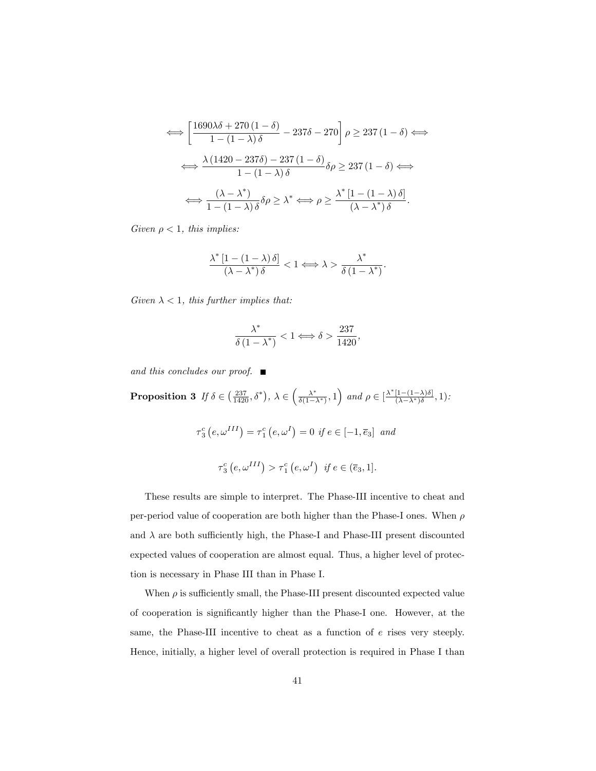$$\Longleftrightarrow \left[\frac{1690\lambda\delta + 270(1-\delta)}{1-(1-\lambda)\delta} - 237\delta - 270\right]\rho \geq 237(1-\delta) \Longleftrightarrow$$

$$\Longleftrightarrow \frac{\lambda(1420 - 237\delta) - 237(1-\delta)}{1-(1-\lambda)\delta}\delta\rho \geq 237(1-\delta) \Longleftrightarrow$$

$$\Longleftrightarrow \frac{(\lambda - \lambda^*)}{1-(1-\lambda)\delta}\delta\rho \geq \lambda^* \Longleftrightarrow \rho \geq \frac{\lambda^*[1-(1-\lambda)\delta]}{(\lambda-\lambda^*)\delta}.$$

*Given $\rho < 1$, this implies:*

$$\frac{\lambda^*[1-(1-\lambda)\delta]}{(\lambda-\lambda^*)\delta} < 1 \Longleftrightarrow \lambda > \frac{\lambda^*}{\delta(1-\lambda^*)}.$$

*Given $\lambda < 1$, this further implies that:*

$$\frac{\lambda^*}{\delta(1-\lambda^*)} < 1 \Longleftrightarrow \delta > \frac{237}{1420},$$

*and this concludes our proof.* ■

**Proposition 3** *If $\delta \in \left(\frac{237}{1420}, \delta^*\right)$, $\lambda \in \left(\frac{\lambda^*}{\delta(1-\lambda^*)}, 1\right)$ and $\rho \in [\frac{\lambda^*[1-(1-\lambda)\delta]}{(\lambda-\lambda^*)\delta}, 1)$:*

$$\tau_3^c\left(e, \omega^{III}\right) = \tau_1^c\left(e, \omega^I\right) = 0 \text{ if } e \in [-1, \overline{e}_3] \text{ and}$$

$$\tau_3^c\left(e, \omega^{III}\right) > \tau_1^c\left(e, \omega^I\right) \text{ if } e \in (\overline{e}_3, 1].$$

These results are simple to interpret. The Phase-III incentive to cheat and per-period value of cooperation are both higher than the Phase-I ones. When $\rho$ and $\lambda$ are both sufficiently high, the Phase-I and Phase-III present discounted expected values of cooperation are almost equal. Thus, a higher level of protection is necessary in Phase III than in Phase I.

When $\rho$ is sufficiently small, the Phase-III present discounted expected value of cooperation is significantly higher than the Phase-I one. However, at the same, the Phase-III incentive to cheat as a function of $e$ rises very steeply. Hence, initially, a higher level of overall protection is required in Phase I than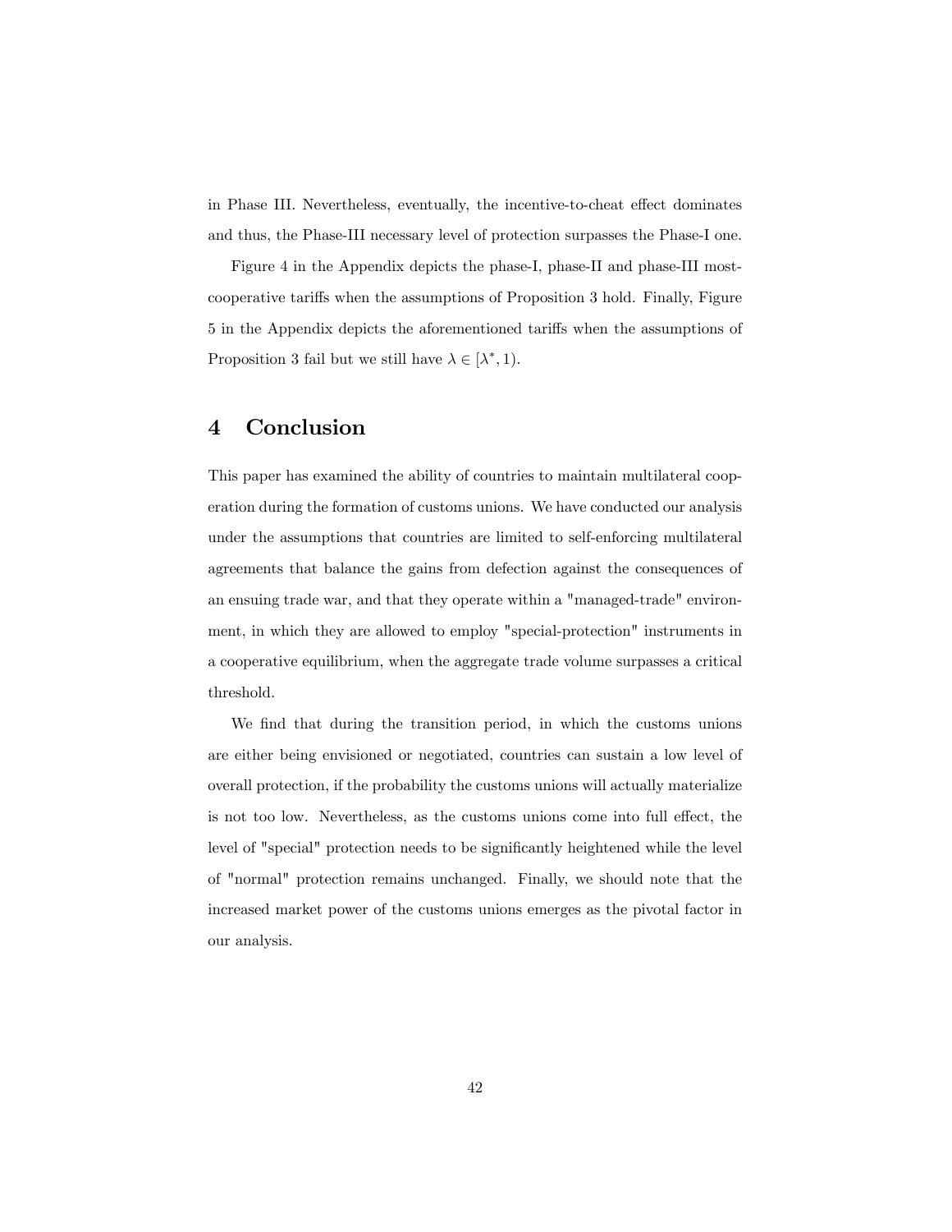in Phase III. Nevertheless, eventually, the incentive-to-cheat effect dominates and thus, the Phase-III necessary level of protection surpasses the Phase-I one.

Figure 4 in the Appendix depicts the phase-I, phase-II and phase-III most-cooperative tariffs when the assumptions of Proposition 3 hold. Finally, Figure 5 in the Appendix depicts the aforementioned tariffs when the assumptions of Proposition 3 fail but we still have $\lambda \in [\lambda^*, 1)$.

# 4 Conclusion

This paper has examined the ability of countries to maintain multilateral cooperation during the formation of customs unions. We have conducted our analysis under the assumptions that countries are limited to self-enforcing multilateral agreements that balance the gains from defection against the consequences of an ensuing trade war, and that they operate within a "managed-trade" environment, in which they are allowed to employ "special-protection" instruments in a cooperative equilibrium, when the aggregate trade volume surpasses a critical threshold.

We find that during the transition period, in which the customs unions are either being envisioned or negotiated, countries can sustain a low level of overall protection, if the probability the customs unions will actually materialize is not too low. Nevertheless, as the customs unions come into full effect, the level of "special" protection needs to be significantly heightened while the level of "normal" protection remains unchanged. Finally, we should note that the increased market power of the customs unions emerges as the pivotal factor in our analysis.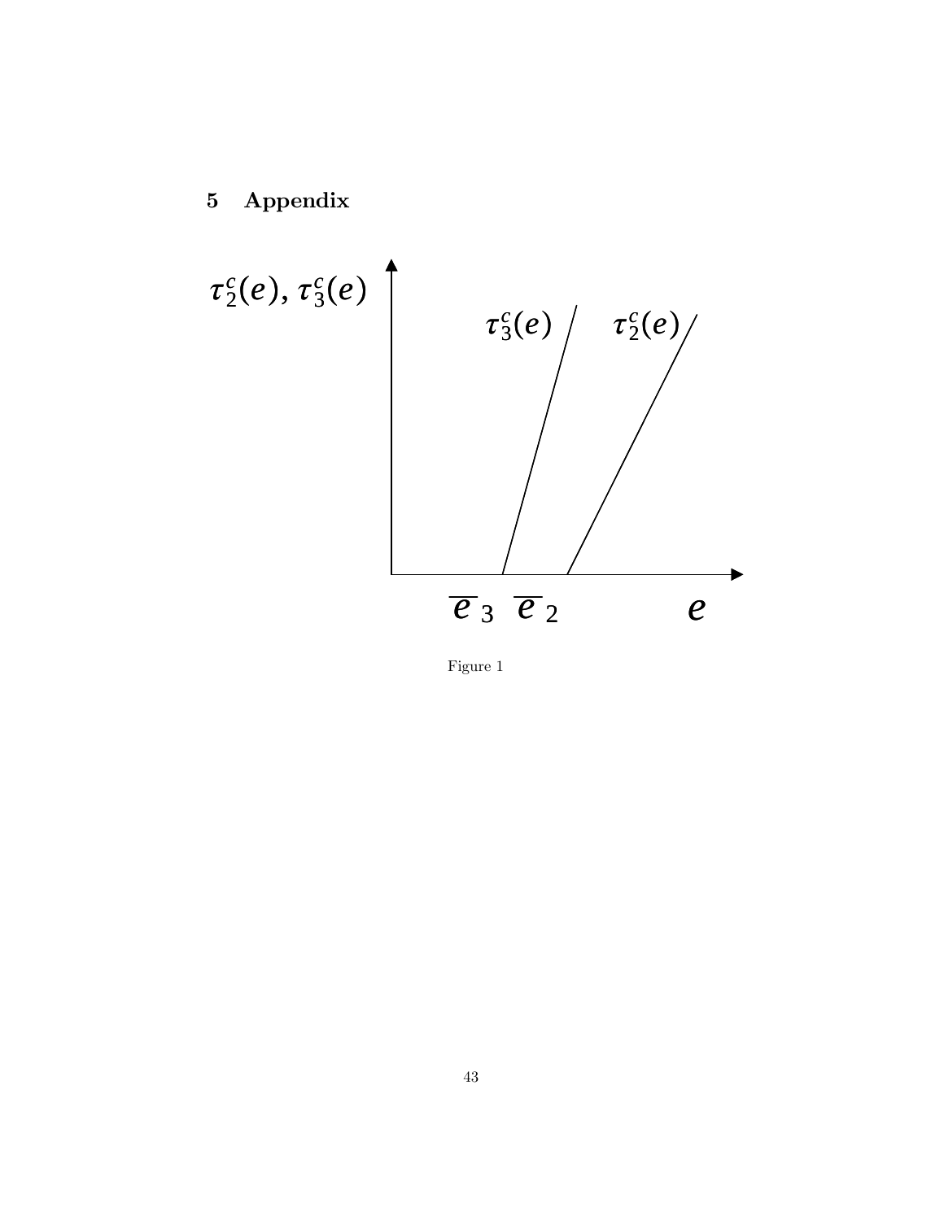# 5 Appendix

Figure 1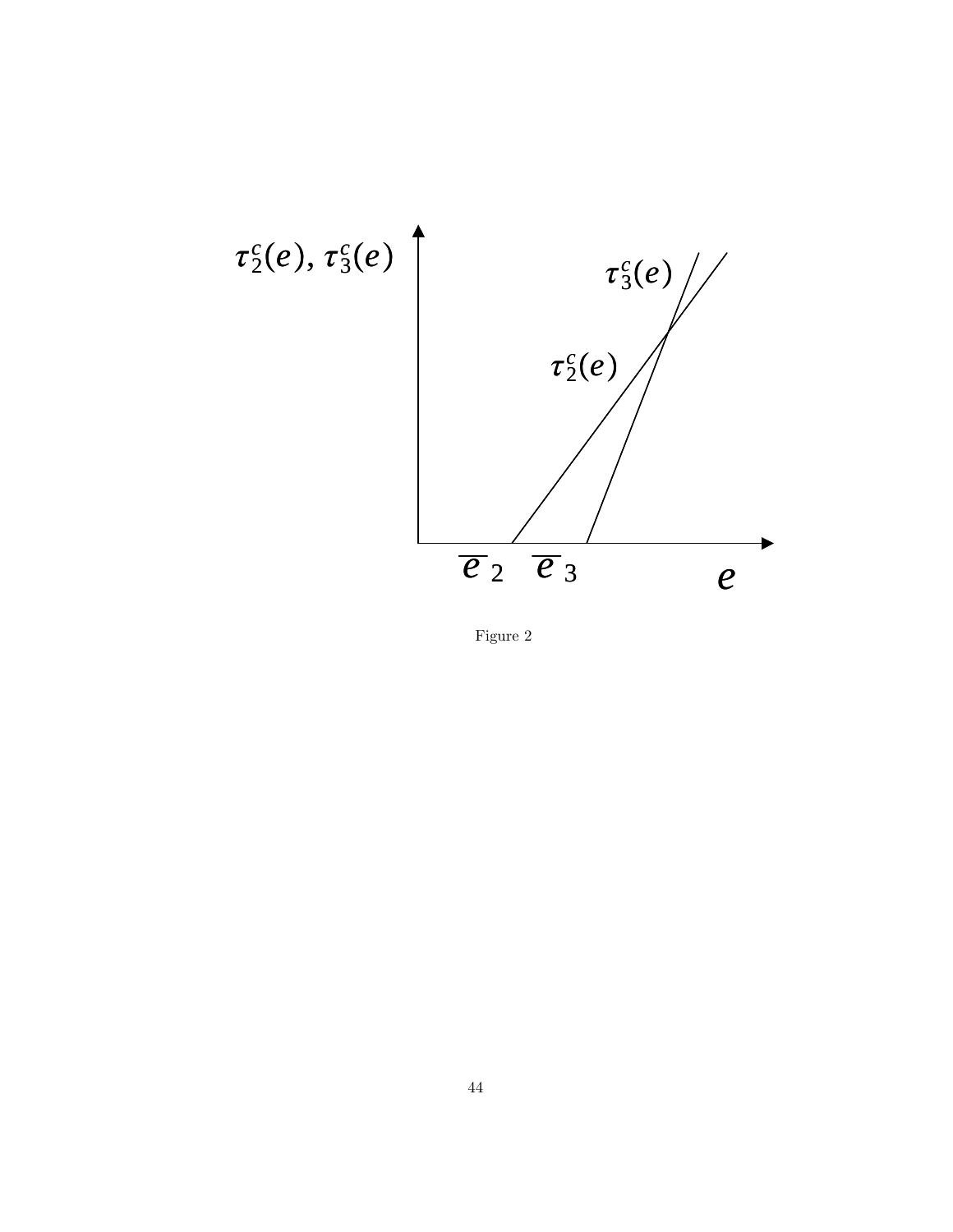Figure 2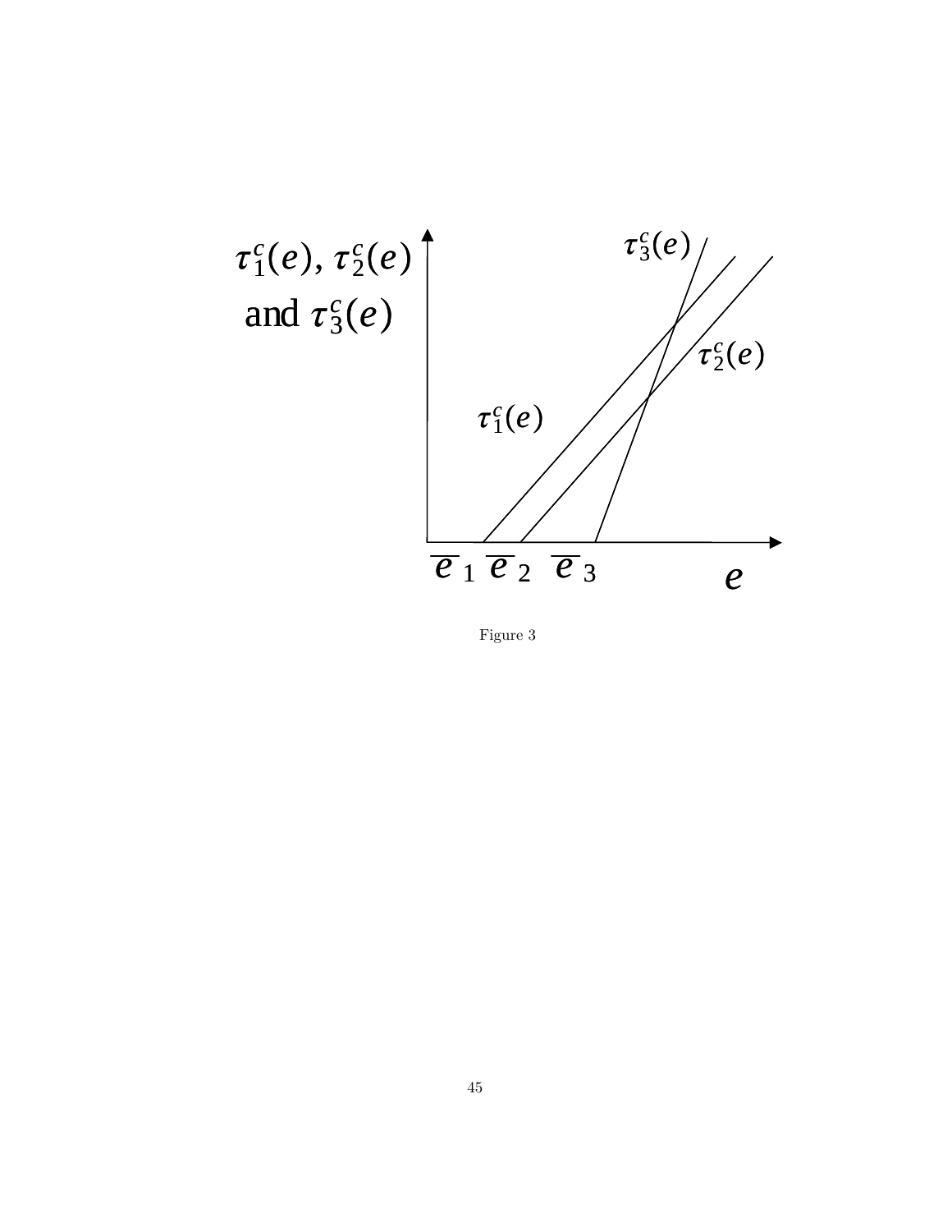$\tau_1^c(e)$, $\tau_2^c(e)$ and $\tau_3^c(e)$

$\tau_3^c(e)$

$\tau_2^c(e)$

$\tau_1^c(e)$

$\overline{e}_1$ $\overline{e}_2$ $\overline{e}_3$ $e$

Figure 3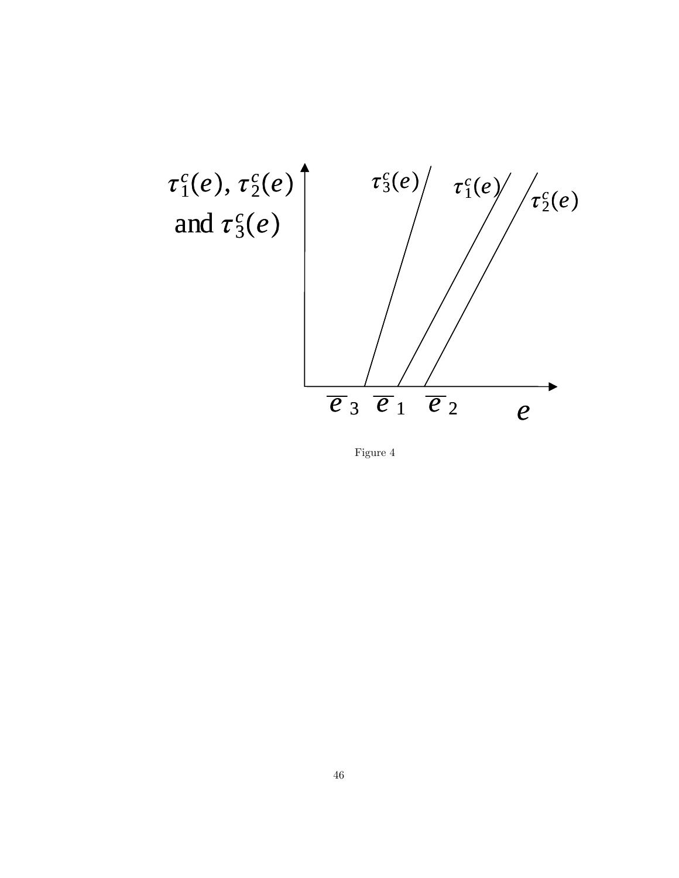$\tau_1^c(e)$, $\tau_2^c(e)$ and $\tau_3^c(e)$

$\tau_3^c(e)$ $\tau_1^c(e)$ $\tau_2^c(e)$

$\overline{e}_3$ $\overline{e}_1$ $\overline{e}_2$ $e$

Figure 4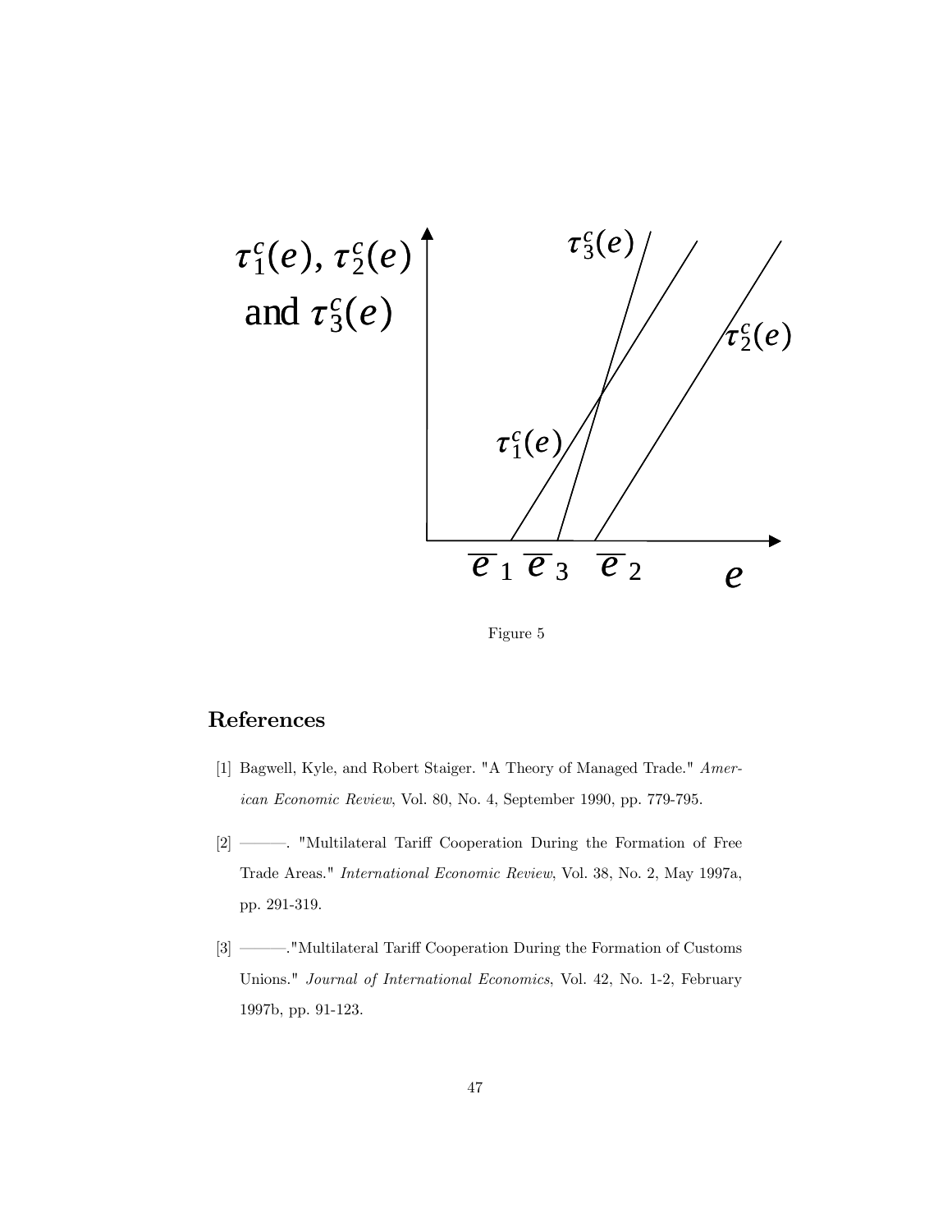Figure 5

## References

[1] Bagwell, Kyle, and Robert Staiger. "A Theory of Managed Trade." *American Economic Review*, Vol. 80, No. 4, September 1990, pp. 779-795.

[2] ———. "Multilateral Tariff Cooperation During the Formation of Free Trade Areas." *International Economic Review*, Vol. 38, No. 2, May 1997a, pp. 291-319.

[3] ———."Multilateral Tariff Cooperation During the Formation of Customs Unions." *Journal of International Economics*, Vol. 42, No. 1-2, February 1997b, pp. 91-123.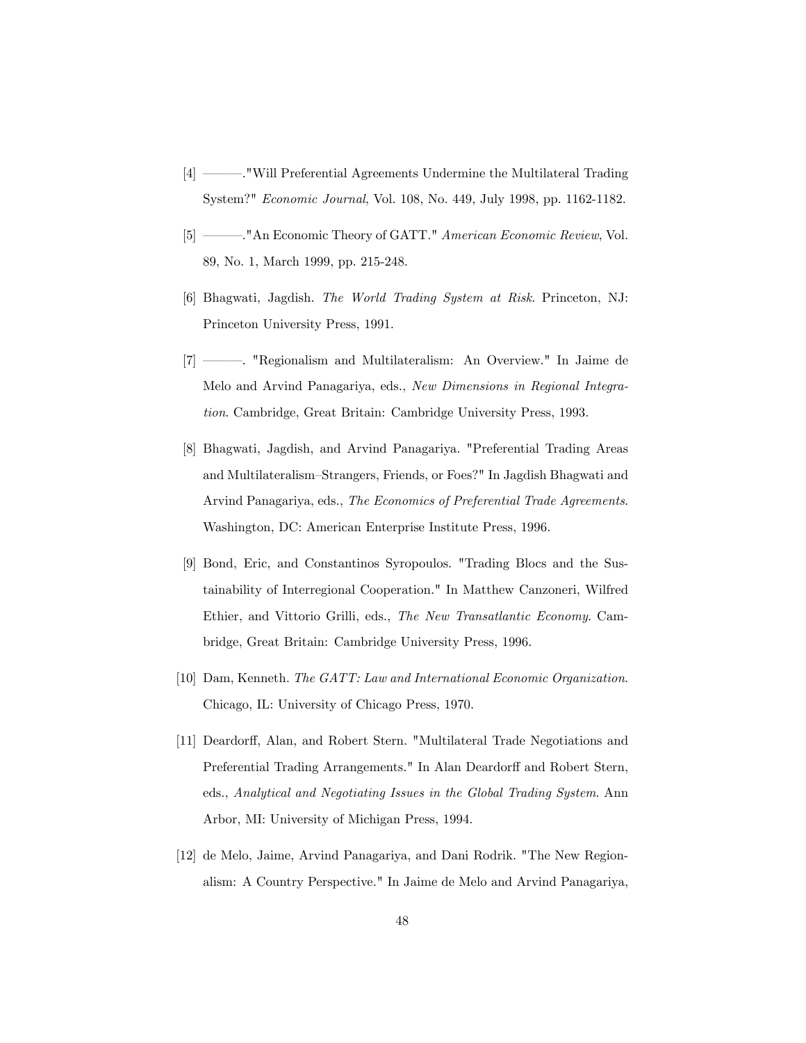[4] ———."Will Preferential Agreements Undermine the Multilateral Trading System?" *Economic Journal*, Vol. 108, No. 449, July 1998, pp. 1162-1182.

[5] ———."An Economic Theory of GATT." *American Economic Review*, Vol. 89, No. 1, March 1999, pp. 215-248.

[6] Bhagwati, Jagdish. *The World Trading System at Risk*. Princeton, NJ: Princeton University Press, 1991.

[7] ———. "Regionalism and Multilateralism: An Overview." In Jaime de Melo and Arvind Panagariya, eds., *New Dimensions in Regional Integration*. Cambridge, Great Britain: Cambridge University Press, 1993.

[8] Bhagwati, Jagdish, and Arvind Panagariya. "Preferential Trading Areas and Multilateralism–Strangers, Friends, or Foes?" In Jagdish Bhagwati and Arvind Panagariya, eds., *The Economics of Preferential Trade Agreements*. Washington, DC: American Enterprise Institute Press, 1996.

[9] Bond, Eric, and Constantinos Syropoulos. "Trading Blocs and the Sustainability of Interregional Cooperation." In Matthew Canzoneri, Wilfred Ethier, and Vittorio Grilli, eds., *The New Transatlantic Economy*. Cambridge, Great Britain: Cambridge University Press, 1996.

[10] Dam, Kenneth. *The GATT: Law and International Economic Organization*. Chicago, IL: University of Chicago Press, 1970.

[11] Deardorff, Alan, and Robert Stern. "Multilateral Trade Negotiations and Preferential Trading Arrangements." In Alan Deardorff and Robert Stern, eds., *Analytical and Negotiating Issues in the Global Trading System*. Ann Arbor, MI: University of Michigan Press, 1994.

[12] de Melo, Jaime, Arvind Panagariya, and Dani Rodrik. "The New Regionalism: A Country Perspective." In Jaime de Melo and Arvind Panagariya,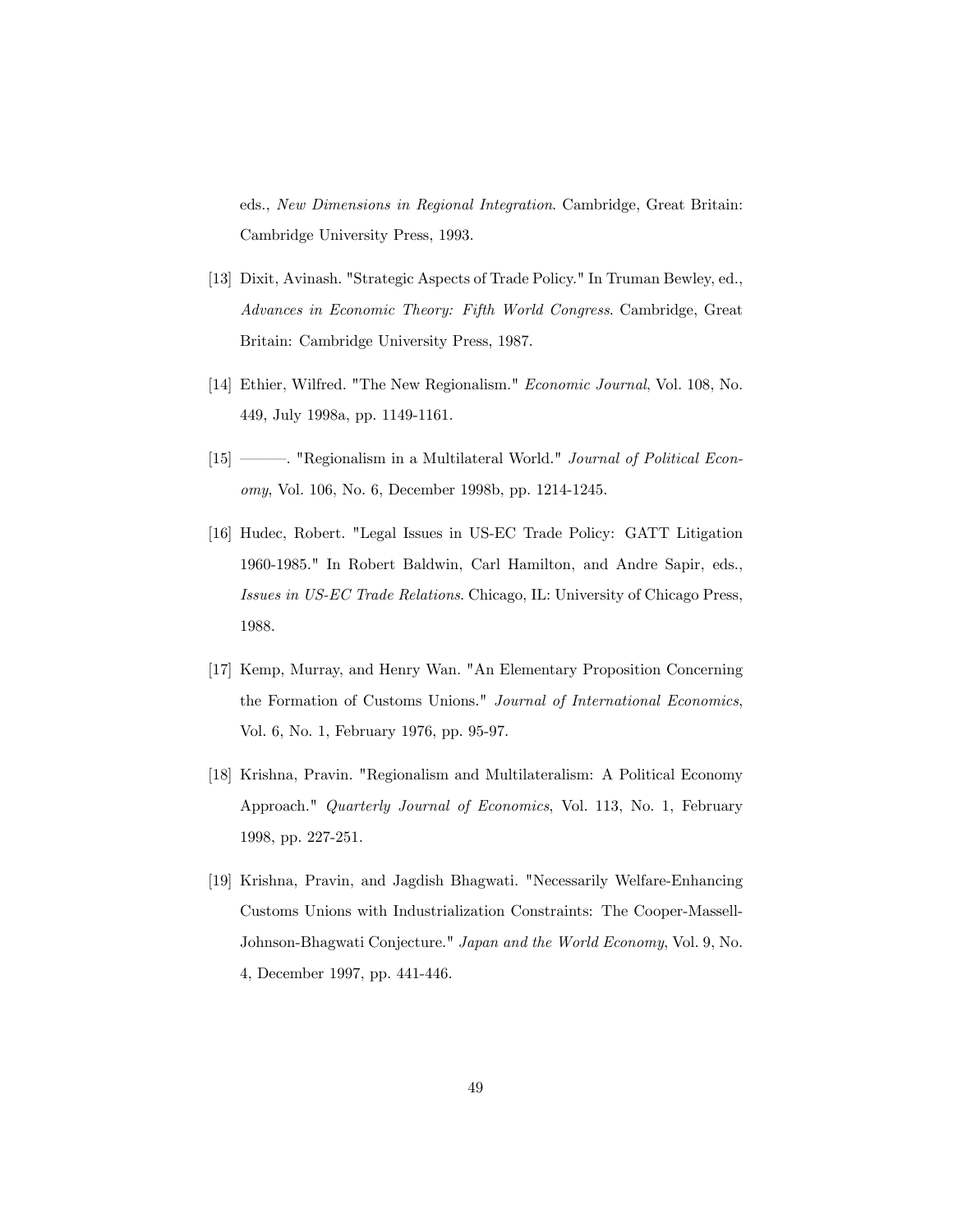eds., *New Dimensions in Regional Integration*. Cambridge, Great Britain: Cambridge University Press, 1993.

[13] Dixit, Avinash. "Strategic Aspects of Trade Policy." In Truman Bewley, ed., *Advances in Economic Theory: Fifth World Congress*. Cambridge, Great Britain: Cambridge University Press, 1987.

[14] Ethier, Wilfred. "The New Regionalism." *Economic Journal*, Vol. 108, No. 449, July 1998a, pp. 1149-1161.

[15] ———. "Regionalism in a Multilateral World." *Journal of Political Economy*, Vol. 106, No. 6, December 1998b, pp. 1214-1245.

[16] Hudec, Robert. "Legal Issues in US-EC Trade Policy: GATT Litigation 1960-1985." In Robert Baldwin, Carl Hamilton, and Andre Sapir, eds., *Issues in US-EC Trade Relations*. Chicago, IL: University of Chicago Press, 1988.

[17] Kemp, Murray, and Henry Wan. "An Elementary Proposition Concerning the Formation of Customs Unions." *Journal of International Economics*, Vol. 6, No. 1, February 1976, pp. 95-97.

[18] Krishna, Pravin. "Regionalism and Multilateralism: A Political Economy Approach." *Quarterly Journal of Economics*, Vol. 113, No. 1, February 1998, pp. 227-251.

[19] Krishna, Pravin, and Jagdish Bhagwati. "Necessarily Welfare-Enhancing Customs Unions with Industrialization Constraints: The Cooper-Massell-Johnson-Bhagwati Conjecture." *Japan and the World Economy*, Vol. 9, No. 4, December 1997, pp. 441-446.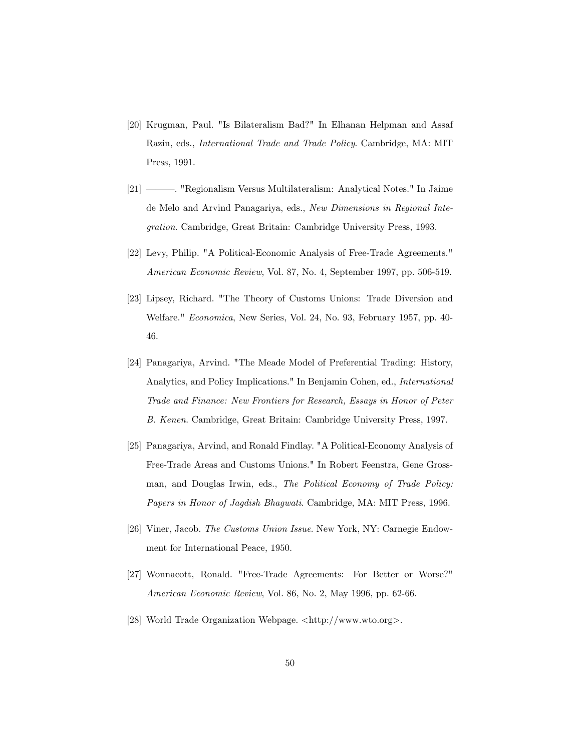[20] Krugman, Paul. "Is Bilateralism Bad?" In Elhanan Helpman and Assaf Razin, eds., *International Trade and Trade Policy*. Cambridge, MA: MIT Press, 1991.

[21] ———. "Regionalism Versus Multilateralism: Analytical Notes." In Jaime de Melo and Arvind Panagariya, eds., *New Dimensions in Regional Integration*. Cambridge, Great Britain: Cambridge University Press, 1993.

[22] Levy, Philip. "A Political-Economic Analysis of Free-Trade Agreements." *American Economic Review*, Vol. 87, No. 4, September 1997, pp. 506-519.

[23] Lipsey, Richard. "The Theory of Customs Unions: Trade Diversion and Welfare." *Economica*, New Series, Vol. 24, No. 93, February 1957, pp. 40-46.

[24] Panagariya, Arvind. "The Meade Model of Preferential Trading: History, Analytics, and Policy Implications." In Benjamin Cohen, ed., *International Trade and Finance: New Frontiers for Research, Essays in Honor of Peter B. Kenen*. Cambridge, Great Britain: Cambridge University Press, 1997.

[25] Panagariya, Arvind, and Ronald Findlay. "A Political-Economy Analysis of Free-Trade Areas and Customs Unions." In Robert Feenstra, Gene Grossman, and Douglas Irwin, eds., *The Political Economy of Trade Policy: Papers in Honor of Jagdish Bhagwati*. Cambridge, MA: MIT Press, 1996.

[26] Viner, Jacob. *The Customs Union Issue*. New York, NY: Carnegie Endowment for International Peace, 1950.

[27] Wonnacott, Ronald. "Free-Trade Agreements: For Better or Worse?" *American Economic Review*, Vol. 86, No. 2, May 1996, pp. 62-66.

[28] World Trade Organization Webpage. <http://www.wto.org>.